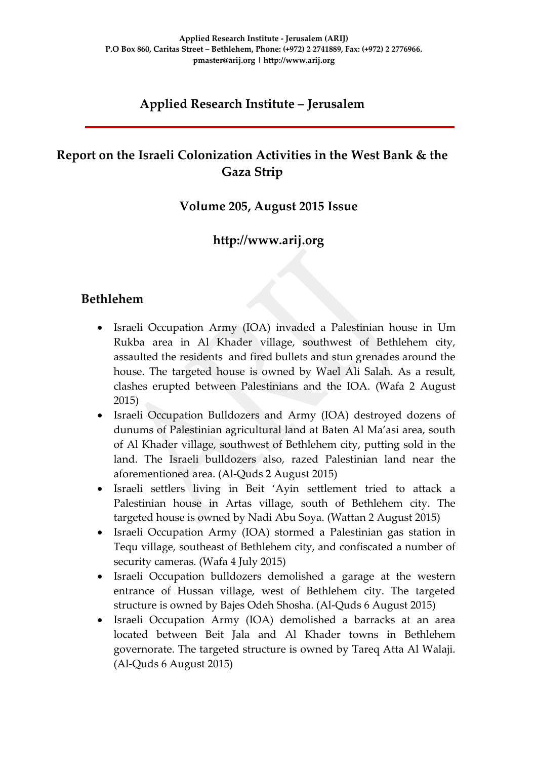**Applied Research Institute - Jerusalem (ARIJ)**
**P.O Box 860, Caritas Street – Bethlehem, Phone: (+972) 2 2741889, Fax: (+972) 2 2776966.**
**pmaster@arij.org | http://www.arij.org**

# Applied Research Institute – Jerusalem

## Report on the Israeli Colonization Activities in the West Bank & the Gaza Strip

### Volume 205, August 2015 Issue

### http://www.arij.org

## Bethlehem

- Israeli Occupation Army (IOA) invaded a Palestinian house in Um Rukba area in Al Khader village, southwest of Bethlehem city, assaulted the residents and fired bullets and stun grenades around the house. The targeted house is owned by Wael Ali Salah. As a result, clashes erupted between Palestinians and the IOA. (Wafa 2 August 2015)
- Israeli Occupation Bulldozers and Army (IOA) destroyed dozens of dunums of Palestinian agricultural land at Baten Al Ma'asi area, south of Al Khader village, southwest of Bethlehem city, putting sold in the land. The Israeli bulldozers also, razed Palestinian land near the aforementioned area. (Al-Quds 2 August 2015)
- Israeli settlers living in Beit 'Ayin settlement tried to attack a Palestinian house in Artas village, south of Bethlehem city. The targeted house is owned by Nadi Abu Soya. (Wattan 2 August 2015)
- Israeli Occupation Army (IOA) stormed a Palestinian gas station in Tequ village, southeast of Bethlehem city, and confiscated a number of security cameras. (Wafa 4 July 2015)
- Israeli Occupation bulldozers demolished a garage at the western entrance of Hussan village, west of Bethlehem city. The targeted structure is owned by Bajes Odeh Shosha. (Al-Quds 6 August 2015)
- Israeli Occupation Army (IOA) demolished a barracks at an area located between Beit Jala and Al Khader towns in Bethlehem governorate. The targeted structure is owned by Tareq Atta Al Walaji. (Al-Quds 6 August 2015)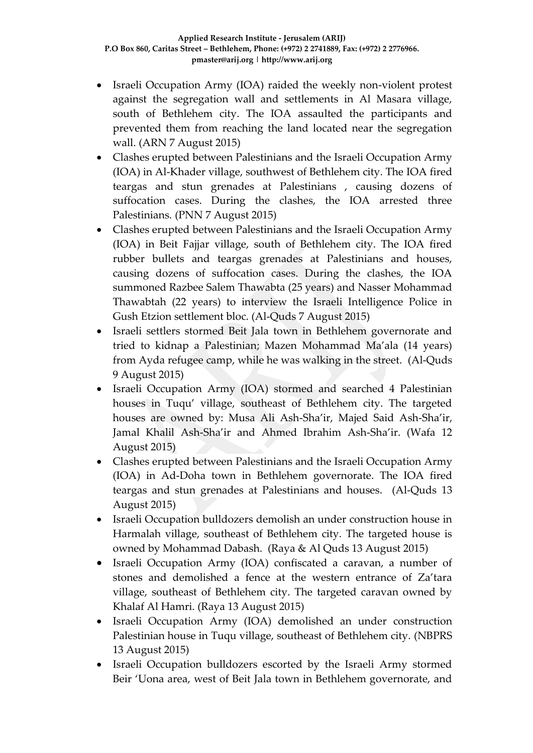- Israeli Occupation Army (IOA) raided the weekly non-violent protest against the segregation wall and settlements in Al Masara village, south of Bethlehem city. The IOA assaulted the participants and prevented them from reaching the land located near the segregation wall. (ARN 7 August 2015)
- Clashes erupted between Palestinians and the Israeli Occupation Army (IOA) in Al-Khader village, southwest of Bethlehem city. The IOA fired teargas and stun grenades at Palestinians , causing dozens of suffocation cases. During the clashes, the IOA arrested three Palestinians. (PNN 7 August 2015)
- Clashes erupted between Palestinians and the Israeli Occupation Army (IOA) in Beit Fajjar village, south of Bethlehem city. The IOA fired rubber bullets and teargas grenades at Palestinians and houses, causing dozens of suffocation cases. During the clashes, the IOA summoned Razbee Salem Thawabta (25 years) and Nasser Mohammad Thawabtah (22 years) to interview the Israeli Intelligence Police in Gush Etzion settlement bloc. (Al-Quds 7 August 2015)
- Israeli settlers stormed Beit Jala town in Bethlehem governorate and tried to kidnap a Palestinian; Mazen Mohammad Ma'ala (14 years) from Ayda refugee camp, while he was walking in the street. (Al-Quds 9 August 2015)
- Israeli Occupation Army (IOA) stormed and searched 4 Palestinian houses in Tuqu' village, southeast of Bethlehem city. The targeted houses are owned by: Musa Ali Ash-Sha'ir, Majed Said Ash-Sha'ir, Jamal Khalil Ash-Sha'ir and Ahmed Ibrahim Ash-Sha'ir. (Wafa 12 August 2015)
- Clashes erupted between Palestinians and the Israeli Occupation Army (IOA) in Ad-Doha town in Bethlehem governorate. The IOA fired teargas and stun grenades at Palestinians and houses. (Al-Quds 13 August 2015)
- Israeli Occupation bulldozers demolish an under construction house in Harmalah village, southeast of Bethlehem city. The targeted house is owned by Mohammad Dabash. (Raya & Al Quds 13 August 2015)
- Israeli Occupation Army (IOA) confiscated a caravan, a number of stones and demolished a fence at the western entrance of Za'tara village, southeast of Bethlehem city. The targeted caravan owned by Khalaf Al Hamri. (Raya 13 August 2015)
- Israeli Occupation Army (IOA) demolished an under construction Palestinian house in Tuqu village, southeast of Bethlehem city. (NBPRS 13 August 2015)
- Israeli Occupation bulldozers escorted by the Israeli Army stormed Beir 'Uona area, west of Beit Jala town in Bethlehem governorate, and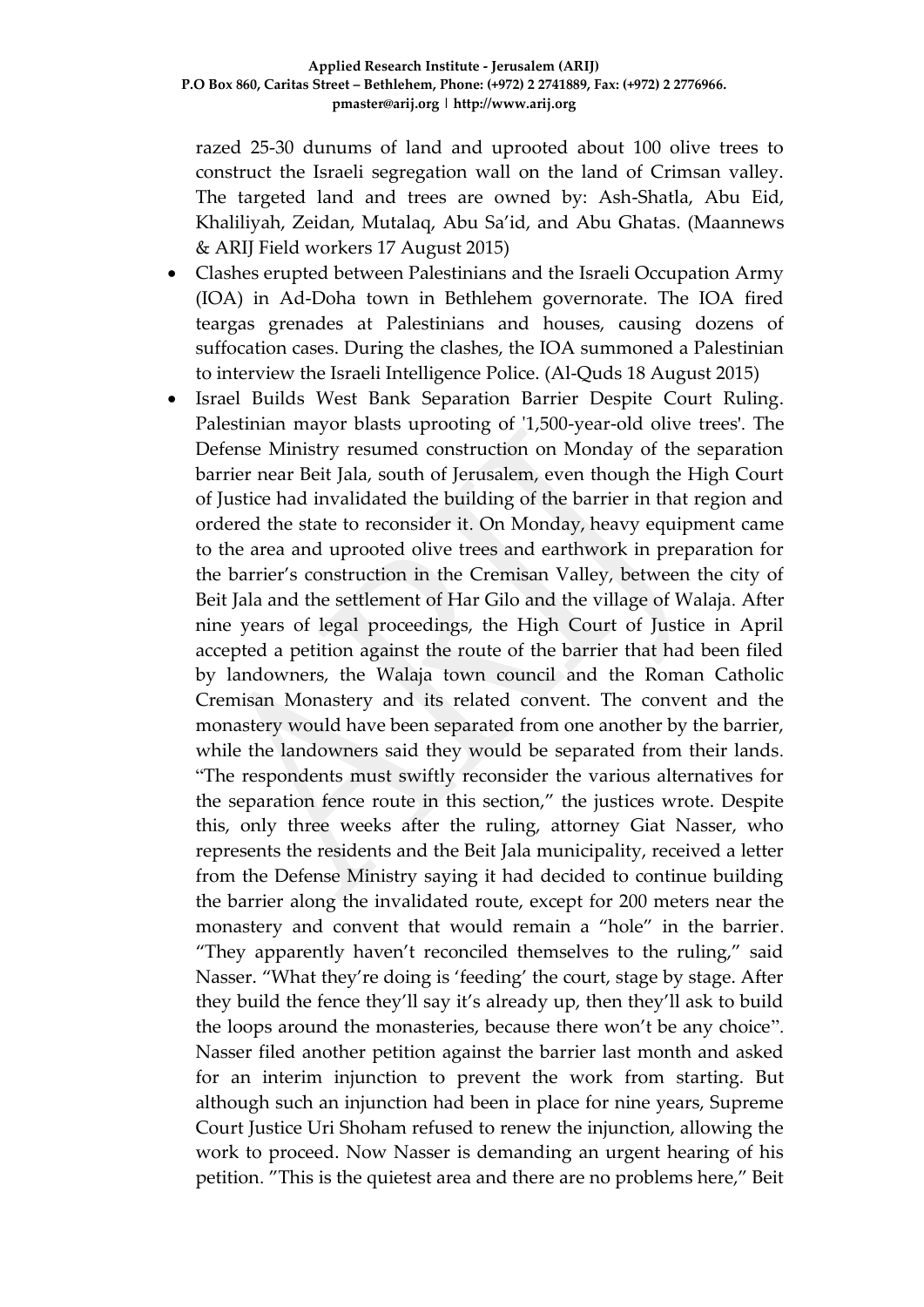razed 25-30 dunums of land and uprooted about 100 olive trees to construct the Israeli segregation wall on the land of Crimsan valley. The targeted land and trees are owned by: Ash-Shatla, Abu Eid, Khaliliyah, Zeidan, Mutalaq, Abu Sa'id, and Abu Ghatas. (Maannews & ARIJ Field workers 17 August 2015)

- Clashes erupted between Palestinians and the Israeli Occupation Army (IOA) in Ad-Doha town in Bethlehem governorate. The IOA fired teargas grenades at Palestinians and houses, causing dozens of suffocation cases. During the clashes, the IOA summoned a Palestinian to interview the Israeli Intelligence Police. (Al-Quds 18 August 2015)
- Israel Builds West Bank Separation Barrier Despite Court Ruling. Palestinian mayor blasts uprooting of '1,500-year-old olive trees'. The Defense Ministry resumed construction on Monday of the separation barrier near Beit Jala, south of Jerusalem, even though the High Court of Justice had invalidated the building of the barrier in that region and ordered the state to reconsider it. On Monday, heavy equipment came to the area and uprooted olive trees and earthwork in preparation for the barrier's construction in the Cremisan Valley, between the city of Beit Jala and the settlement of Har Gilo and the village of Walaja. After nine years of legal proceedings, the High Court of Justice in April accepted a petition against the route of the barrier that had been filed by landowners, the Walaja town council and the Roman Catholic Cremisan Monastery and its related convent. The convent and the monastery would have been separated from one another by the barrier, while the landowners said they would be separated from their lands. "The respondents must swiftly reconsider the various alternatives for the separation fence route in this section," the justices wrote. Despite this, only three weeks after the ruling, attorney Giat Nasser, who represents the residents and the Beit Jala municipality, received a letter from the Defense Ministry saying it had decided to continue building the barrier along the invalidated route, except for 200 meters near the monastery and convent that would remain a "hole" in the barrier. "They apparently haven't reconciled themselves to the ruling," said Nasser. "What they're doing is 'feeding' the court, stage by stage. After they build the fence they'll say it's already up, then they'll ask to build the loops around the monasteries, because there won't be any choice". Nasser filed another petition against the barrier last month and asked for an interim injunction to prevent the work from starting. But although such an injunction had been in place for nine years, Supreme Court Justice Uri Shoham refused to renew the injunction, allowing the work to proceed. Now Nasser is demanding an urgent hearing of his petition. "This is the quietest area and there are no problems here," Beit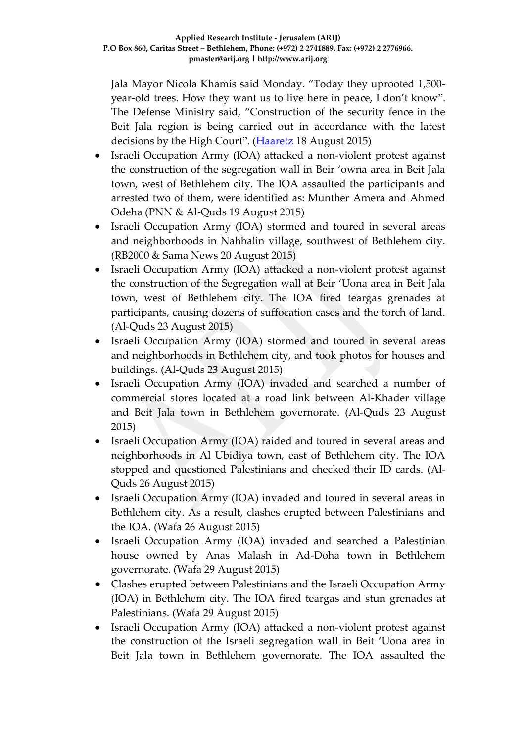Jala Mayor Nicola Khamis said Monday. “Today they uprooted 1,500-year-old trees. How they want us to live here in peace, I don’t know”. The Defense Ministry said, “Construction of the security fence in the Beit Jala region is being carried out in accordance with the latest decisions by the High Court”. (Haaretz 18 August 2015)

- Israeli Occupation Army (IOA) attacked a non-violent protest against the construction of the segregation wall in Beir ‘owna area in Beit Jala town, west of Bethlehem city. The IOA assaulted the participants and arrested two of them, were identified as: Munther Amera and Ahmed Odeha (PNN & Al-Quds 19 August 2015)
- Israeli Occupation Army (IOA) stormed and toured in several areas and neighborhoods in Nahhalin village, southwest of Bethlehem city. (RB2000 & Sama News 20 August 2015)
- Israeli Occupation Army (IOA) attacked a non-violent protest against the construction of the Segregation wall at Beir ‘Uona area in Beit Jala town, west of Bethlehem city. The IOA fired teargas grenades at participants, causing dozens of suffocation cases and the torch of land. (Al-Quds 23 August 2015)
- Israeli Occupation Army (IOA) stormed and toured in several areas and neighborhoods in Bethlehem city, and took photos for houses and buildings. (Al-Quds 23 August 2015)
- Israeli Occupation Army (IOA) invaded and searched a number of commercial stores located at a road link between Al-Khader village and Beit Jala town in Bethlehem governorate. (Al-Quds 23 August 2015)
- Israeli Occupation Army (IOA) raided and toured in several areas and neighborhoods in Al Ubidiya town, east of Bethlehem city. The IOA stopped and questioned Palestinians and checked their ID cards. (Al-Quds 26 August 2015)
- Israeli Occupation Army (IOA) invaded and toured in several areas in Bethlehem city. As a result, clashes erupted between Palestinians and the IOA. (Wafa 26 August 2015)
- Israeli Occupation Army (IOA) invaded and searched a Palestinian house owned by Anas Malash in Ad-Doha town in Bethlehem governorate. (Wafa 29 August 2015)
- Clashes erupted between Palestinians and the Israeli Occupation Army (IOA) in Bethlehem city. The IOA fired teargas and stun grenades at Palestinians. (Wafa 29 August 2015)
- Israeli Occupation Army (IOA) attacked a non-violent protest against the construction of the Israeli segregation wall in Beit ‘Uona area in Beit Jala town in Bethlehem governorate. The IOA assaulted the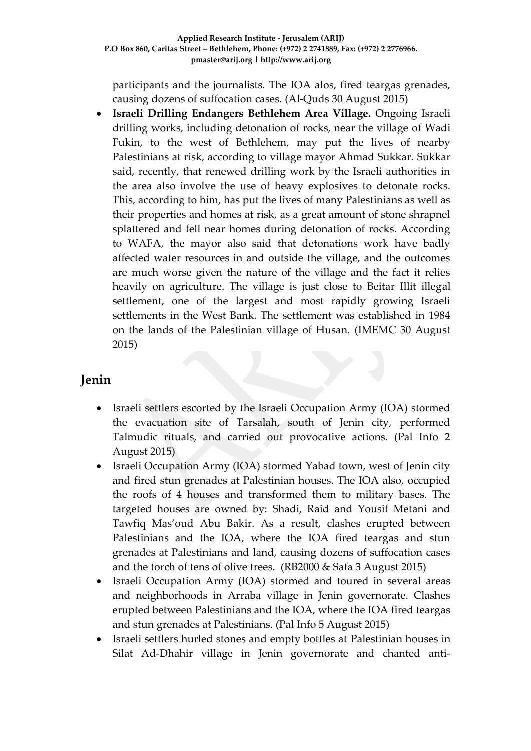participants and the journalists. The IOA alos, fired teargas grenades, causing dozens of suffocation cases. (Al-Quds 30 August 2015)

- **Israeli Drilling Endangers Bethlehem Area Village.** Ongoing Israeli drilling works, including detonation of rocks, near the village of Wadi Fukin, to the west of Bethlehem, may put the lives of nearby Palestinians at risk, according to village mayor Ahmad Sukkar. Sukkar said, recently, that renewed drilling work by the Israeli authorities in the area also involve the use of heavy explosives to detonate rocks. This, according to him, has put the lives of many Palestinians as well as their properties and homes at risk, as a great amount of stone shrapnel splattered and fell near homes during detonation of rocks. According to WAFA, the mayor also said that detonations work have badly affected water resources in and outside the village, and the outcomes are much worse given the nature of the village and the fact it relies heavily on agriculture. The village is just close to Beitar Illit illegal settlement, one of the largest and most rapidly growing Israeli settlements in the West Bank. The settlement was established in 1984 on the lands of the Palestinian village of Husan. (IMEMC 30 August 2015)

## Jenin

- Israeli settlers escorted by the Israeli Occupation Army (IOA) stormed the evacuation site of Tarsalah, south of Jenin city, performed Talmudic rituals, and carried out provocative actions. (Pal Info 2 August 2015)
- Israeli Occupation Army (IOA) stormed Yabad town, west of Jenin city and fired stun grenades at Palestinian houses. The IOA also, occupied the roofs of 4 houses and transformed them to military bases. The targeted houses are owned by: Shadi, Raid and Yousif Metani and Tawfiq Mas'oud Abu Bakir. As a result, clashes erupted between Palestinians and the IOA, where the IOA fired teargas and stun grenades at Palestinians and land, causing dozens of suffocation cases and the torch of tens of olive trees. (RB2000 & Safa 3 August 2015)
- Israeli Occupation Army (IOA) stormed and toured in several areas and neighborhoods in Arraba village in Jenin governorate. Clashes erupted between Palestinians and the IOA, where the IOA fired teargas and stun grenades at Palestinians. (Pal Info 5 August 2015)
- Israeli settlers hurled stones and empty bottles at Palestinian houses in Silat Ad-Dhahir village in Jenin governorate and chanted anti-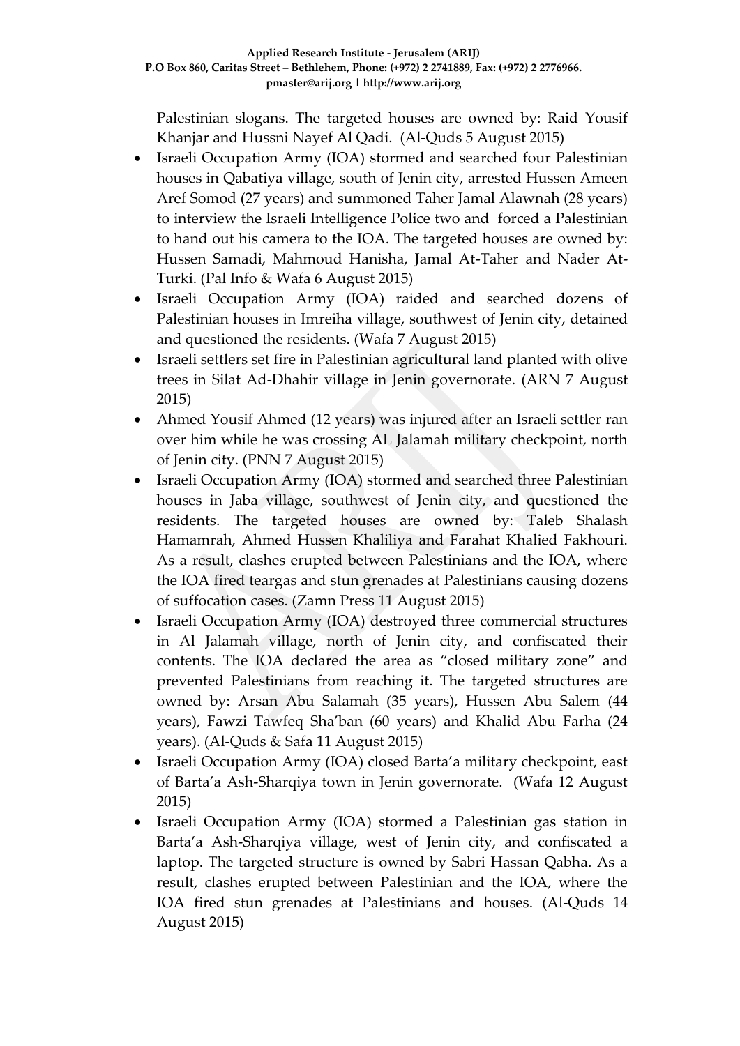Palestinian slogans. The targeted houses are owned by: Raid Yousif Khanjar and Hussni Nayef Al Qadi. (Al-Quds 5 August 2015)

- Israeli Occupation Army (IOA) stormed and searched four Palestinian houses in Qabatiya village, south of Jenin city, arrested Hussen Ameen Aref Somod (27 years) and summoned Taher Jamal Alawnah (28 years) to interview the Israeli Intelligence Police two and forced a Palestinian to hand out his camera to the IOA. The targeted houses are owned by: Hussen Samadi, Mahmoud Hanisha, Jamal At-Taher and Nader At-Turki. (Pal Info & Wafa 6 August 2015)
- Israeli Occupation Army (IOA) raided and searched dozens of Palestinian houses in Imreiha village, southwest of Jenin city, detained and questioned the residents. (Wafa 7 August 2015)
- Israeli settlers set fire in Palestinian agricultural land planted with olive trees in Silat Ad-Dhahir village in Jenin governorate. (ARN 7 August 2015)
- Ahmed Yousif Ahmed (12 years) was injured after an Israeli settler ran over him while he was crossing AL Jalamah military checkpoint, north of Jenin city. (PNN 7 August 2015)
- Israeli Occupation Army (IOA) stormed and searched three Palestinian houses in Jaba village, southwest of Jenin city, and questioned the residents. The targeted houses are owned by: Taleb Shalash Hamamrah, Ahmed Hussen Khaliliya and Farahat Khalied Fakhouri. As a result, clashes erupted between Palestinians and the IOA, where the IOA fired teargas and stun grenades at Palestinians causing dozens of suffocation cases. (Zamn Press 11 August 2015)
- Israeli Occupation Army (IOA) destroyed three commercial structures in Al Jalamah village, north of Jenin city, and confiscated their contents. The IOA declared the area as "closed military zone" and prevented Palestinians from reaching it. The targeted structures are owned by: Arsan Abu Salamah (35 years), Hussen Abu Salem (44 years), Fawzi Tawfeq Sha'ban (60 years) and Khalid Abu Farha (24 years). (Al-Quds & Safa 11 August 2015)
- Israeli Occupation Army (IOA) closed Barta'a military checkpoint, east of Barta'a Ash-Sharqiya town in Jenin governorate. (Wafa 12 August 2015)
- Israeli Occupation Army (IOA) stormed a Palestinian gas station in Barta'a Ash-Sharqiya village, west of Jenin city, and confiscated a laptop. The targeted structure is owned by Sabri Hassan Qabha. As a result, clashes erupted between Palestinian and the IOA, where the IOA fired stun grenades at Palestinians and houses. (Al-Quds 14 August 2015)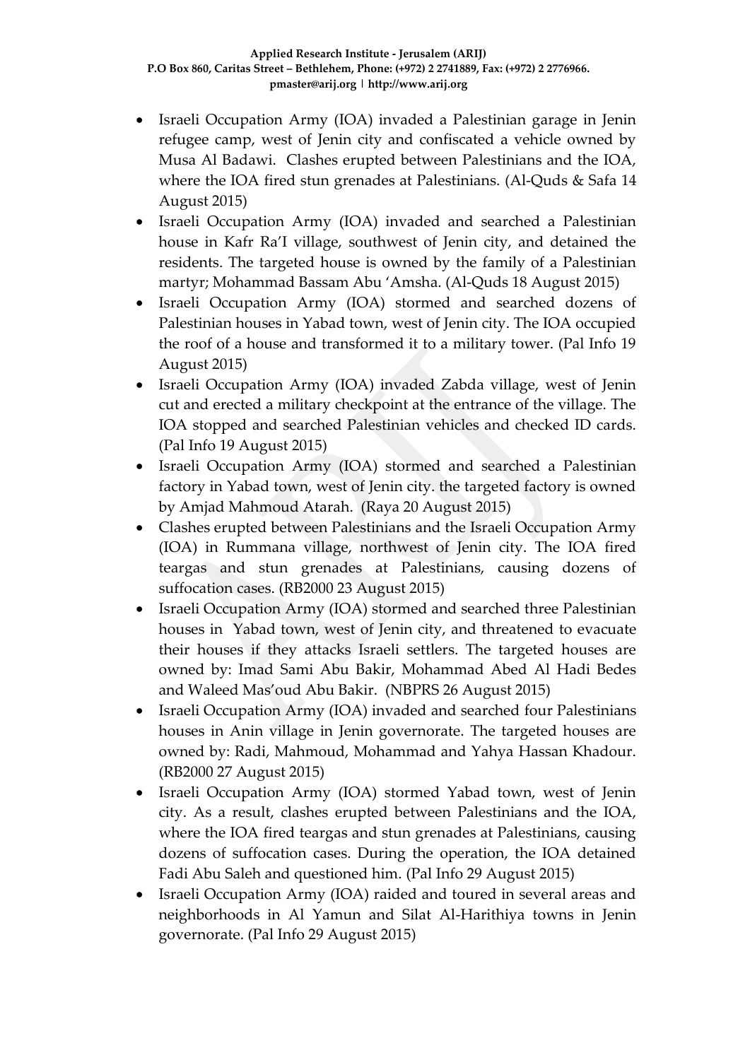- Israeli Occupation Army (IOA) invaded a Palestinian garage in Jenin refugee camp, west of Jenin city and confiscated a vehicle owned by Musa Al Badawi. Clashes erupted between Palestinians and the IOA, where the IOA fired stun grenades at Palestinians. (Al-Quds & Safa 14 August 2015)
- Israeli Occupation Army (IOA) invaded and searched a Palestinian house in Kafr Ra'I village, southwest of Jenin city, and detained the residents. The targeted house is owned by the family of a Palestinian martyr; Mohammad Bassam Abu 'Amsha. (Al-Quds 18 August 2015)
- Israeli Occupation Army (IOA) stormed and searched dozens of Palestinian houses in Yabad town, west of Jenin city. The IOA occupied the roof of a house and transformed it to a military tower. (Pal Info 19 August 2015)
- Israeli Occupation Army (IOA) invaded Zabda village, west of Jenin cut and erected a military checkpoint at the entrance of the village. The IOA stopped and searched Palestinian vehicles and checked ID cards. (Pal Info 19 August 2015)
- Israeli Occupation Army (IOA) stormed and searched a Palestinian factory in Yabad town, west of Jenin city. the targeted factory is owned by Amjad Mahmoud Atarah. (Raya 20 August 2015)
- Clashes erupted between Palestinians and the Israeli Occupation Army (IOA) in Rummana village, northwest of Jenin city. The IOA fired teargas and stun grenades at Palestinians, causing dozens of suffocation cases. (RB2000 23 August 2015)
- Israeli Occupation Army (IOA) stormed and searched three Palestinian houses in Yabad town, west of Jenin city, and threatened to evacuate their houses if they attacks Israeli settlers. The targeted houses are owned by: Imad Sami Abu Bakir, Mohammad Abed Al Hadi Bedes and Waleed Mas'oud Abu Bakir. (NBPRS 26 August 2015)
- Israeli Occupation Army (IOA) invaded and searched four Palestinians houses in Anin village in Jenin governorate. The targeted houses are owned by: Radi, Mahmoud, Mohammad and Yahya Hassan Khadour. (RB2000 27 August 2015)
- Israeli Occupation Army (IOA) stormed Yabad town, west of Jenin city. As a result, clashes erupted between Palestinians and the IOA, where the IOA fired teargas and stun grenades at Palestinians, causing dozens of suffocation cases. During the operation, the IOA detained Fadi Abu Saleh and questioned him. (Pal Info 29 August 2015)
- Israeli Occupation Army (IOA) raided and toured in several areas and neighborhoods in Al Yamun and Silat Al-Harithiya towns in Jenin governorate. (Pal Info 29 August 2015)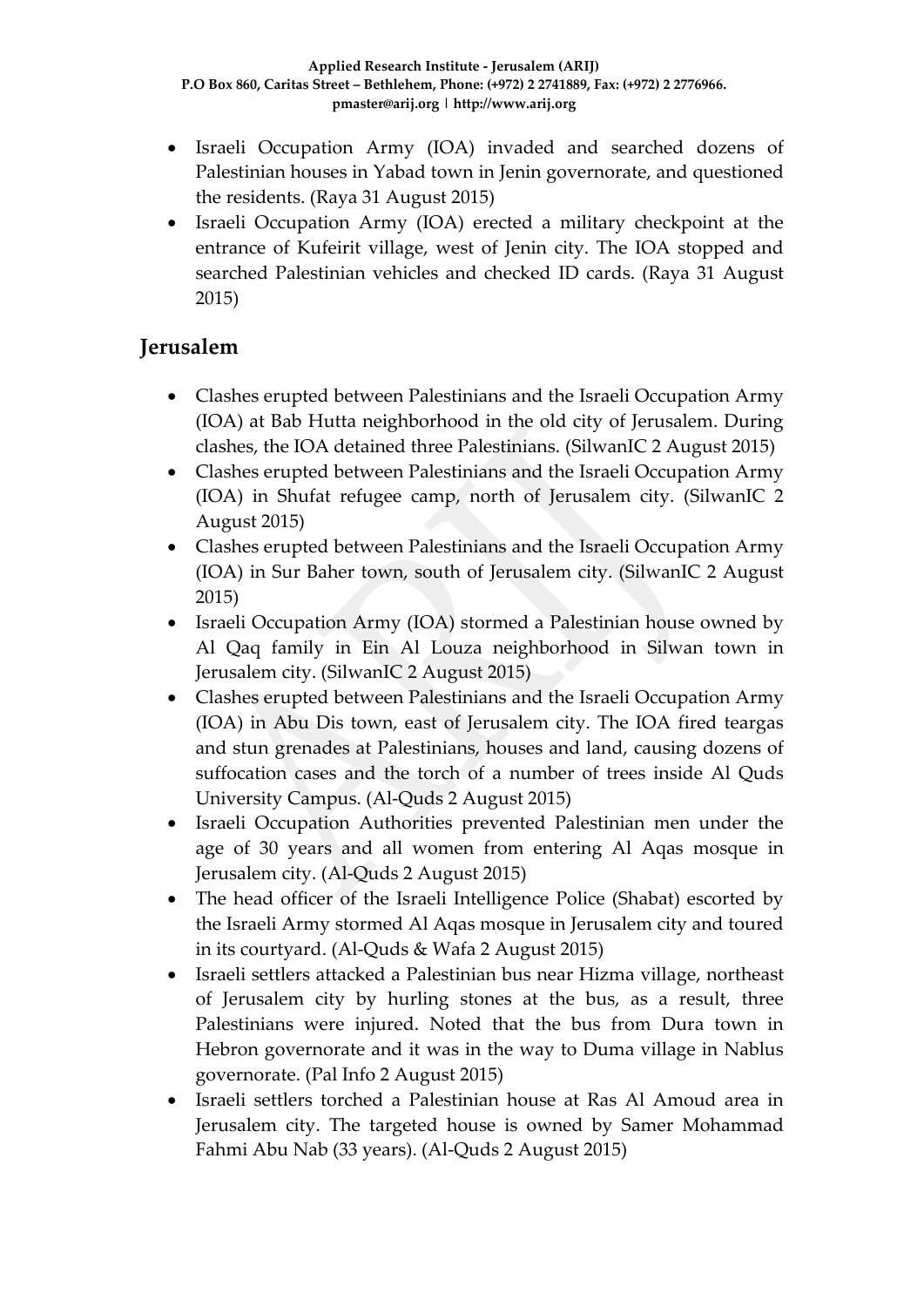- Israeli Occupation Army (IOA) invaded and searched dozens of Palestinian houses in Yabad town in Jenin governorate, and questioned the residents. (Raya 31 August 2015)
- Israeli Occupation Army (IOA) erected a military checkpoint at the entrance of Kufeirit village, west of Jenin city. The IOA stopped and searched Palestinian vehicles and checked ID cards. (Raya 31 August 2015)

## Jerusalem

- Clashes erupted between Palestinians and the Israeli Occupation Army (IOA) at Bab Hutta neighborhood in the old city of Jerusalem. During clashes, the IOA detained three Palestinians. (SilwanIC 2 August 2015)
- Clashes erupted between Palestinians and the Israeli Occupation Army (IOA) in Shufat refugee camp, north of Jerusalem city. (SilwanIC 2 August 2015)
- Clashes erupted between Palestinians and the Israeli Occupation Army (IOA) in Sur Baher town, south of Jerusalem city. (SilwanIC 2 August 2015)
- Israeli Occupation Army (IOA) stormed a Palestinian house owned by Al Qaq family in Ein Al Louza neighborhood in Silwan town in Jerusalem city. (SilwanIC 2 August 2015)
- Clashes erupted between Palestinians and the Israeli Occupation Army (IOA) in Abu Dis town, east of Jerusalem city. The IOA fired teargas and stun grenades at Palestinians, houses and land, causing dozens of suffocation cases and the torch of a number of trees inside Al Quds University Campus. (Al-Quds 2 August 2015)
- Israeli Occupation Authorities prevented Palestinian men under the age of 30 years and all women from entering Al Aqas mosque in Jerusalem city. (Al-Quds 2 August 2015)
- The head officer of the Israeli Intelligence Police (Shabat) escorted by the Israeli Army stormed Al Aqas mosque in Jerusalem city and toured in its courtyard. (Al-Quds & Wafa 2 August 2015)
- Israeli settlers attacked a Palestinian bus near Hizma village, northeast of Jerusalem city by hurling stones at the bus, as a result, three Palestinians were injured. Noted that the bus from Dura town in Hebron governorate and it was in the way to Duma village in Nablus governorate. (Pal Info 2 August 2015)
- Israeli settlers torched a Palestinian house at Ras Al Amoud area in Jerusalem city. The targeted house is owned by Samer Mohammad Fahmi Abu Nab (33 years). (Al-Quds 2 August 2015)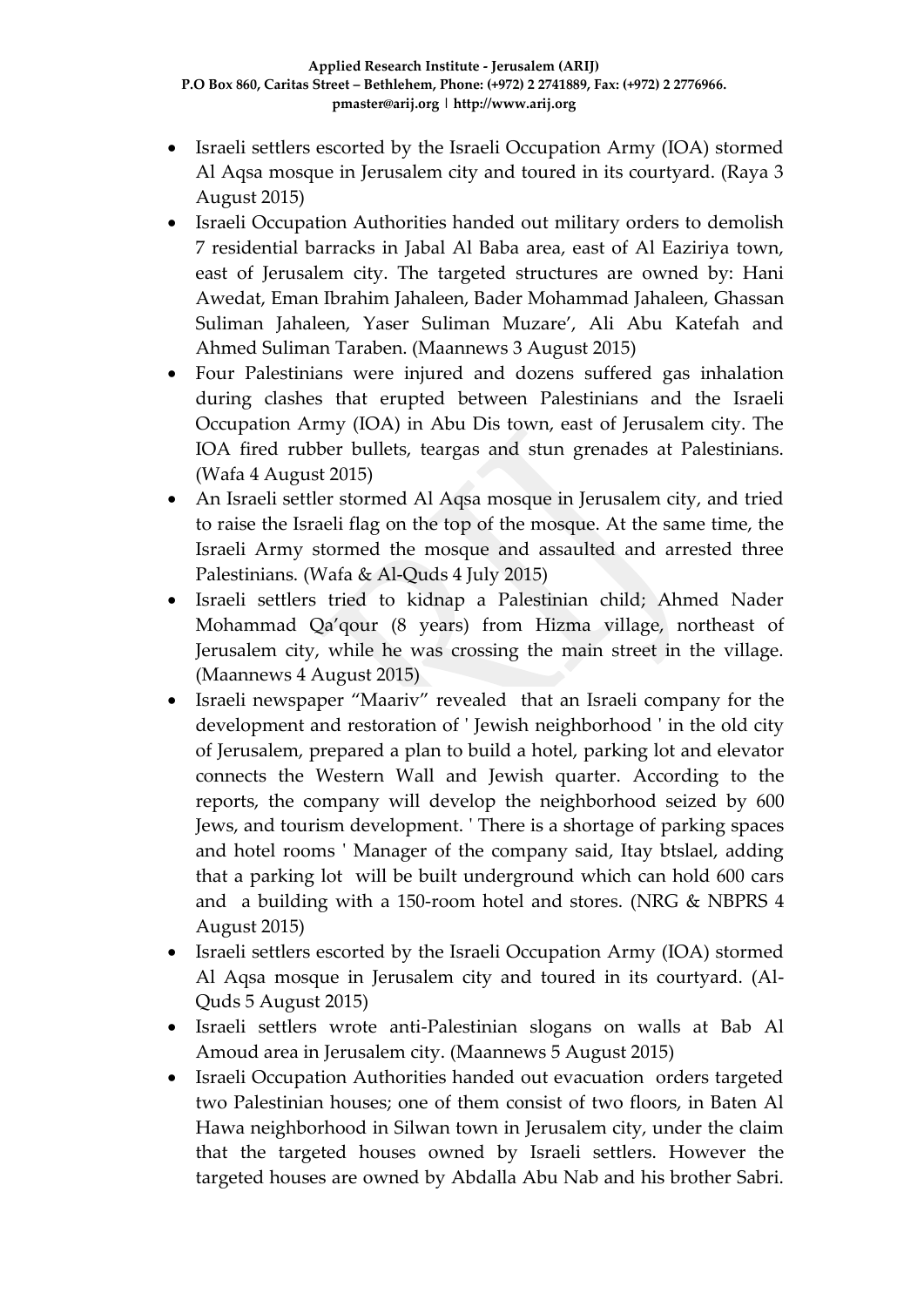- Israeli settlers escorted by the Israeli Occupation Army (IOA) stormed Al Aqsa mosque in Jerusalem city and toured in its courtyard. (Raya 3 August 2015)
- Israeli Occupation Authorities handed out military orders to demolish 7 residential barracks in Jabal Al Baba area, east of Al Eaziriya town, east of Jerusalem city. The targeted structures are owned by: Hani Awedat, Eman Ibrahim Jahaleen, Bader Mohammad Jahaleen, Ghassan Suliman Jahaleen, Yaser Suliman Muzare', Ali Abu Katefah and Ahmed Suliman Taraben. (Maannews 3 August 2015)
- Four Palestinians were injured and dozens suffered gas inhalation during clashes that erupted between Palestinians and the Israeli Occupation Army (IOA) in Abu Dis town, east of Jerusalem city. The IOA fired rubber bullets, teargas and stun grenades at Palestinians. (Wafa 4 August 2015)
- An Israeli settler stormed Al Aqsa mosque in Jerusalem city, and tried to raise the Israeli flag on the top of the mosque. At the same time, the Israeli Army stormed the mosque and assaulted and arrested three Palestinians. (Wafa & Al-Quds 4 July 2015)
- Israeli settlers tried to kidnap a Palestinian child; Ahmed Nader Mohammad Qa'qour (8 years) from Hizma village, northeast of Jerusalem city, while he was crossing the main street in the village. (Maannews 4 August 2015)
- Israeli newspaper "Maariv" revealed that an Israeli company for the development and restoration of ' Jewish neighborhood ' in the old city of Jerusalem, prepared a plan to build a hotel, parking lot and elevator connects the Western Wall and Jewish quarter. According to the reports, the company will develop the neighborhood seized by 600 Jews, and tourism development. ' There is a shortage of parking spaces and hotel rooms ' Manager of the company said, Itay btslael, adding that a parking lot will be built underground which can hold 600 cars and a building with a 150-room hotel and stores. (NRG & NBPRS 4 August 2015)
- Israeli settlers escorted by the Israeli Occupation Army (IOA) stormed Al Aqsa mosque in Jerusalem city and toured in its courtyard. (Al-Quds 5 August 2015)
- Israeli settlers wrote anti-Palestinian slogans on walls at Bab Al Amoud area in Jerusalem city. (Maannews 5 August 2015)
- Israeli Occupation Authorities handed out evacuation orders targeted two Palestinian houses; one of them consist of two floors, in Baten Al Hawa neighborhood in Silwan town in Jerusalem city, under the claim that the targeted houses owned by Israeli settlers. However the targeted houses are owned by Abdalla Abu Nab and his brother Sabri.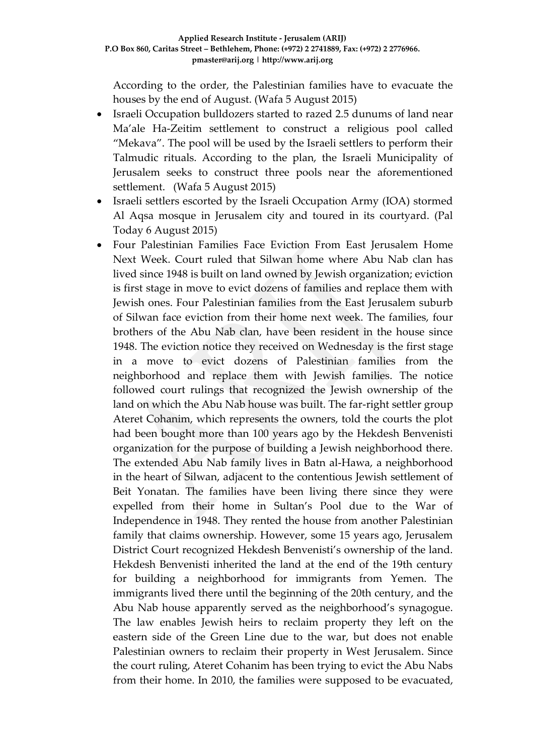According to the order, the Palestinian families have to evacuate the houses by the end of August. (Wafa 5 August 2015)

- Israeli Occupation bulldozers started to razed 2.5 dunums of land near Ma'ale Ha-Zeitim settlement to construct a religious pool called "Mekava". The pool will be used by the Israeli settlers to perform their Talmudic rituals. According to the plan, the Israeli Municipality of Jerusalem seeks to construct three pools near the aforementioned settlement. (Wafa 5 August 2015)
- Israeli settlers escorted by the Israeli Occupation Army (IOA) stormed Al Aqsa mosque in Jerusalem city and toured in its courtyard. (Pal Today 6 August 2015)
- Four Palestinian Families Face Eviction From East Jerusalem Home Next Week. Court ruled that Silwan home where Abu Nab clan has lived since 1948 is built on land owned by Jewish organization; eviction is first stage in move to evict dozens of families and replace them with Jewish ones. Four Palestinian families from the East Jerusalem suburb of Silwan face eviction from their home next week. The families, four brothers of the Abu Nab clan, have been resident in the house since 1948. The eviction notice they received on Wednesday is the first stage in a move to evict dozens of Palestinian families from the neighborhood and replace them with Jewish families. The notice followed court rulings that recognized the Jewish ownership of the land on which the Abu Nab house was built. The far-right settler group Ateret Cohanim, which represents the owners, told the courts the plot had been bought more than 100 years ago by the Hekdesh Benvenisti organization for the purpose of building a Jewish neighborhood there. The extended Abu Nab family lives in Batn al-Hawa, a neighborhood in the heart of Silwan, adjacent to the contentious Jewish settlement of Beit Yonatan. The families have been living there since they were expelled from their home in Sultan's Pool due to the War of Independence in 1948. They rented the house from another Palestinian family that claims ownership. However, some 15 years ago, Jerusalem District Court recognized Hekdesh Benvenisti's ownership of the land. Hekdesh Benvenisti inherited the land at the end of the 19th century for building a neighborhood for immigrants from Yemen. The immigrants lived there until the beginning of the 20th century, and the Abu Nab house apparently served as the neighborhood's synagogue. The law enables Jewish heirs to reclaim property they left on the eastern side of the Green Line due to the war, but does not enable Palestinian owners to reclaim their property in West Jerusalem. Since the court ruling, Ateret Cohanim has been trying to evict the Abu Nabs from their home. In 2010, the families were supposed to be evacuated,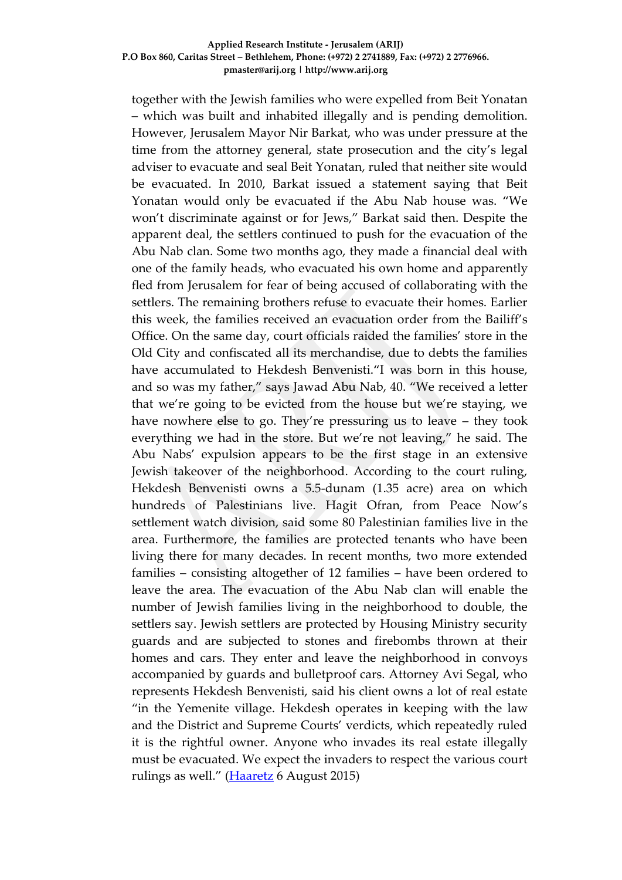together with the Jewish families who were expelled from Beit Yonatan – which was built and inhabited illegally and is pending demolition. However, Jerusalem Mayor Nir Barkat, who was under pressure at the time from the attorney general, state prosecution and the city's legal adviser to evacuate and seal Beit Yonatan, ruled that neither site would be evacuated. In 2010, Barkat issued a statement saying that Beit Yonatan would only be evacuated if the Abu Nab house was. "We won't discriminate against or for Jews," Barkat said then. Despite the apparent deal, the settlers continued to push for the evacuation of the Abu Nab clan. Some two months ago, they made a financial deal with one of the family heads, who evacuated his own home and apparently fled from Jerusalem for fear of being accused of collaborating with the settlers. The remaining brothers refuse to evacuate their homes. Earlier this week, the families received an evacuation order from the Bailiff's Office. On the same day, court officials raided the families' store in the Old City and confiscated all its merchandise, due to debts the families have accumulated to Hekdesh Benvenisti."I was born in this house, and so was my father," says Jawad Abu Nab, 40. "We received a letter that we're going to be evicted from the house but we're staying, we have nowhere else to go. They're pressuring us to leave – they took everything we had in the store. But we're not leaving," he said. The Abu Nabs' expulsion appears to be the first stage in an extensive Jewish takeover of the neighborhood. According to the court ruling, Hekdesh Benvenisti owns a 5.5-dunam (1.35 acre) area on which hundreds of Palestinians live. Hagit Ofran, from Peace Now's settlement watch division, said some 80 Palestinian families live in the area. Furthermore, the families are protected tenants who have been living there for many decades. In recent months, two more extended families – consisting altogether of 12 families – have been ordered to leave the area. The evacuation of the Abu Nab clan will enable the number of Jewish families living in the neighborhood to double, the settlers say. Jewish settlers are protected by Housing Ministry security guards and are subjected to stones and firebombs thrown at their homes and cars. They enter and leave the neighborhood in convoys accompanied by guards and bulletproof cars. Attorney Avi Segal, who represents Hekdesh Benvenisti, said his client owns a lot of real estate "in the Yemenite village. Hekdesh operates in keeping with the law and the District and Supreme Courts' verdicts, which repeatedly ruled it is the rightful owner. Anyone who invades its real estate illegally must be evacuated. We expect the invaders to respect the various court rulings as well." (Haaretz 6 August 2015)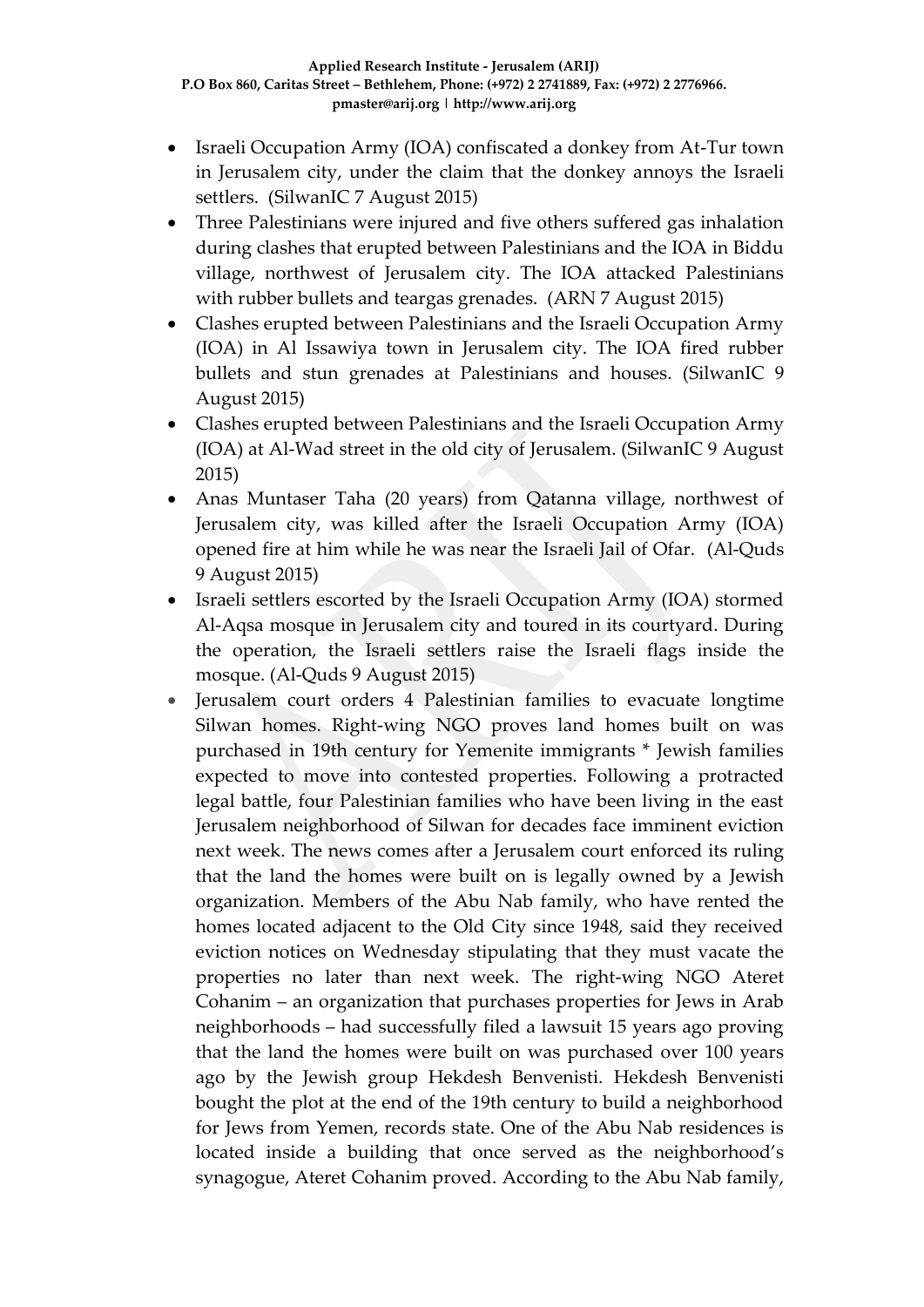- Israeli Occupation Army (IOA) confiscated a donkey from At-Tur town in Jerusalem city, under the claim that the donkey annoys the Israeli settlers. (SilwanIC 7 August 2015)
- Three Palestinians were injured and five others suffered gas inhalation during clashes that erupted between Palestinians and the IOA in Biddu village, northwest of Jerusalem city. The IOA attacked Palestinians with rubber bullets and teargas grenades. (ARN 7 August 2015)
- Clashes erupted between Palestinians and the Israeli Occupation Army (IOA) in Al Issawiya town in Jerusalem city. The IOA fired rubber bullets and stun grenades at Palestinians and houses. (SilwanIC 9 August 2015)
- Clashes erupted between Palestinians and the Israeli Occupation Army (IOA) at Al-Wad street in the old city of Jerusalem. (SilwanIC 9 August 2015)
- Anas Muntaser Taha (20 years) from Qatanna village, northwest of Jerusalem city, was killed after the Israeli Occupation Army (IOA) opened fire at him while he was near the Israeli Jail of Ofar. (Al-Quds 9 August 2015)
- Israeli settlers escorted by the Israeli Occupation Army (IOA) stormed Al-Aqsa mosque in Jerusalem city and toured in its courtyard. During the operation, the Israeli settlers raise the Israeli flags inside the mosque. (Al-Quds 9 August 2015)
- Jerusalem court orders 4 Palestinian families to evacuate longtime Silwan homes. Right-wing NGO proves land homes built on was purchased in 19th century for Yemenite immigrants * Jewish families expected to move into contested properties. Following a protracted legal battle, four Palestinian families who have been living in the east Jerusalem neighborhood of Silwan for decades face imminent eviction next week. The news comes after a Jerusalem court enforced its ruling that the land the homes were built on is legally owned by a Jewish organization. Members of the Abu Nab family, who have rented the homes located adjacent to the Old City since 1948, said they received eviction notices on Wednesday stipulating that they must vacate the properties no later than next week. The right-wing NGO Ateret Cohanim – an organization that purchases properties for Jews in Arab neighborhoods – had successfully filed a lawsuit 15 years ago proving that the land the homes were built on was purchased over 100 years ago by the Jewish group Hekdesh Benvenisti. Hekdesh Benvenisti bought the plot at the end of the 19th century to build a neighborhood for Jews from Yemen, records state. One of the Abu Nab residences is located inside a building that once served as the neighborhood's synagogue, Ateret Cohanim proved. According to the Abu Nab family,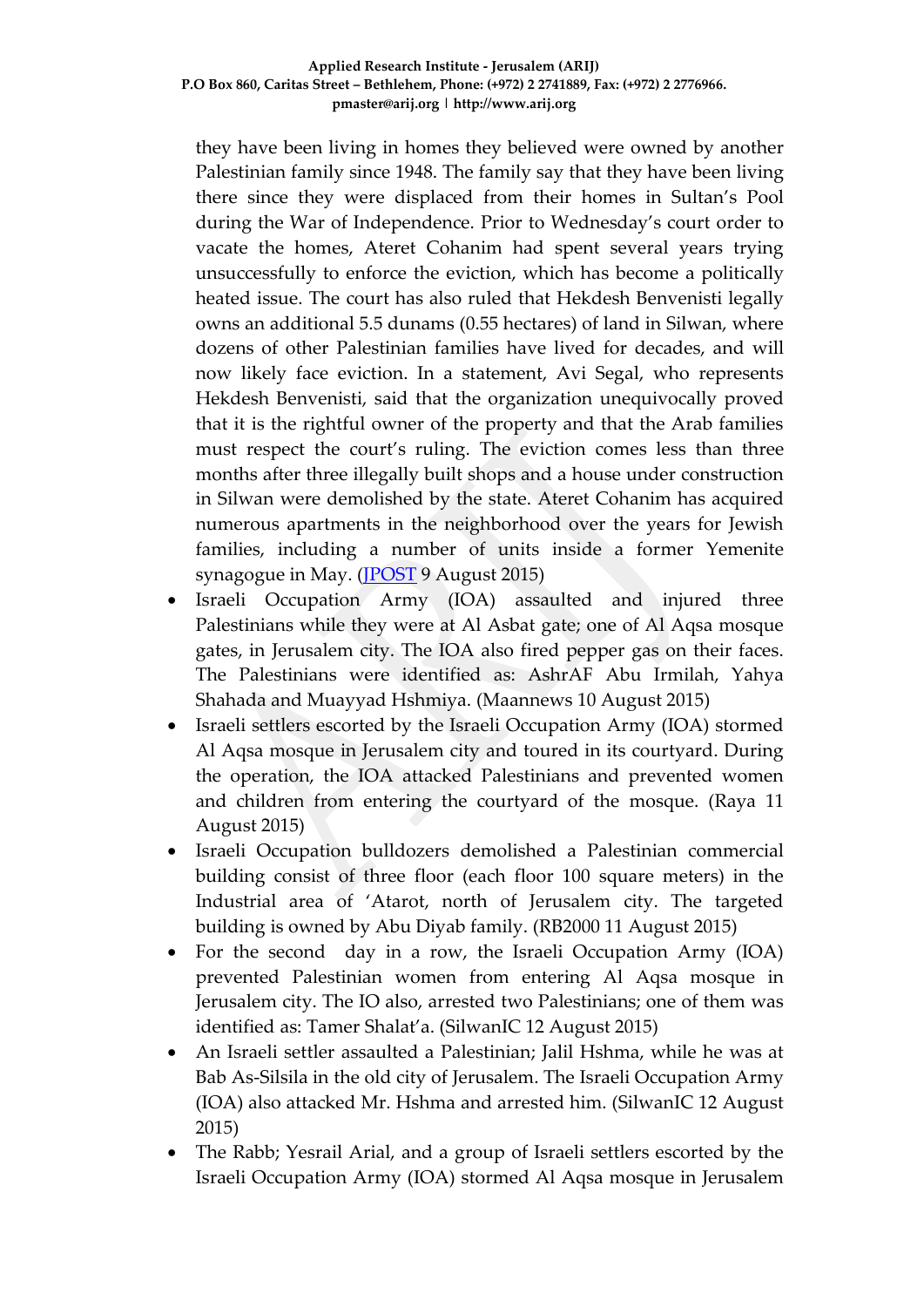they have been living in homes they believed were owned by another Palestinian family since 1948. The family say that they have been living there since they were displaced from their homes in Sultan's Pool during the War of Independence. Prior to Wednesday's court order to vacate the homes, Ateret Cohanim had spent several years trying unsuccessfully to enforce the eviction, which has become a politically heated issue. The court has also ruled that Hekdesh Benvenisti legally owns an additional 5.5 dunams (0.55 hectares) of land in Silwan, where dozens of other Palestinian families have lived for decades, and will now likely face eviction. In a statement, Avi Segal, who represents Hekdesh Benvenisti, said that the organization unequivocally proved that it is the rightful owner of the property and that the Arab families must respect the court's ruling. The eviction comes less than three months after three illegally built shops and a house under construction in Silwan were demolished by the state. Ateret Cohanim has acquired numerous apartments in the neighborhood over the years for Jewish families, including a number of units inside a former Yemenite synagogue in May. (JPOST 9 August 2015)

- Israeli Occupation Army (IOA) assaulted and injured three Palestinians while they were at Al Asbat gate; one of Al Aqsa mosque gates, in Jerusalem city. The IOA also fired pepper gas on their faces. The Palestinians were identified as: AshrAF Abu Irmilah, Yahya Shahada and Muayyad Hshmiya. (Maannews 10 August 2015)
- Israeli settlers escorted by the Israeli Occupation Army (IOA) stormed Al Aqsa mosque in Jerusalem city and toured in its courtyard. During the operation, the IOA attacked Palestinians and prevented women and children from entering the courtyard of the mosque. (Raya 11 August 2015)
- Israeli Occupation bulldozers demolished a Palestinian commercial building consist of three floor (each floor 100 square meters) in the Industrial area of 'Atarot, north of Jerusalem city. The targeted building is owned by Abu Diyab family. (RB2000 11 August 2015)
- For the second day in a row, the Israeli Occupation Army (IOA) prevented Palestinian women from entering Al Aqsa mosque in Jerusalem city. The IO also, arrested two Palestinians; one of them was identified as: Tamer Shalat'a. (SilwanIC 12 August 2015)
- An Israeli settler assaulted a Palestinian; Jalil Hshma, while he was at Bab As-Silsila in the old city of Jerusalem. The Israeli Occupation Army (IOA) also attacked Mr. Hshma and arrested him. (SilwanIC 12 August 2015)
- The Rabb; Yesrail Arial, and a group of Israeli settlers escorted by the Israeli Occupation Army (IOA) stormed Al Aqsa mosque in Jerusalem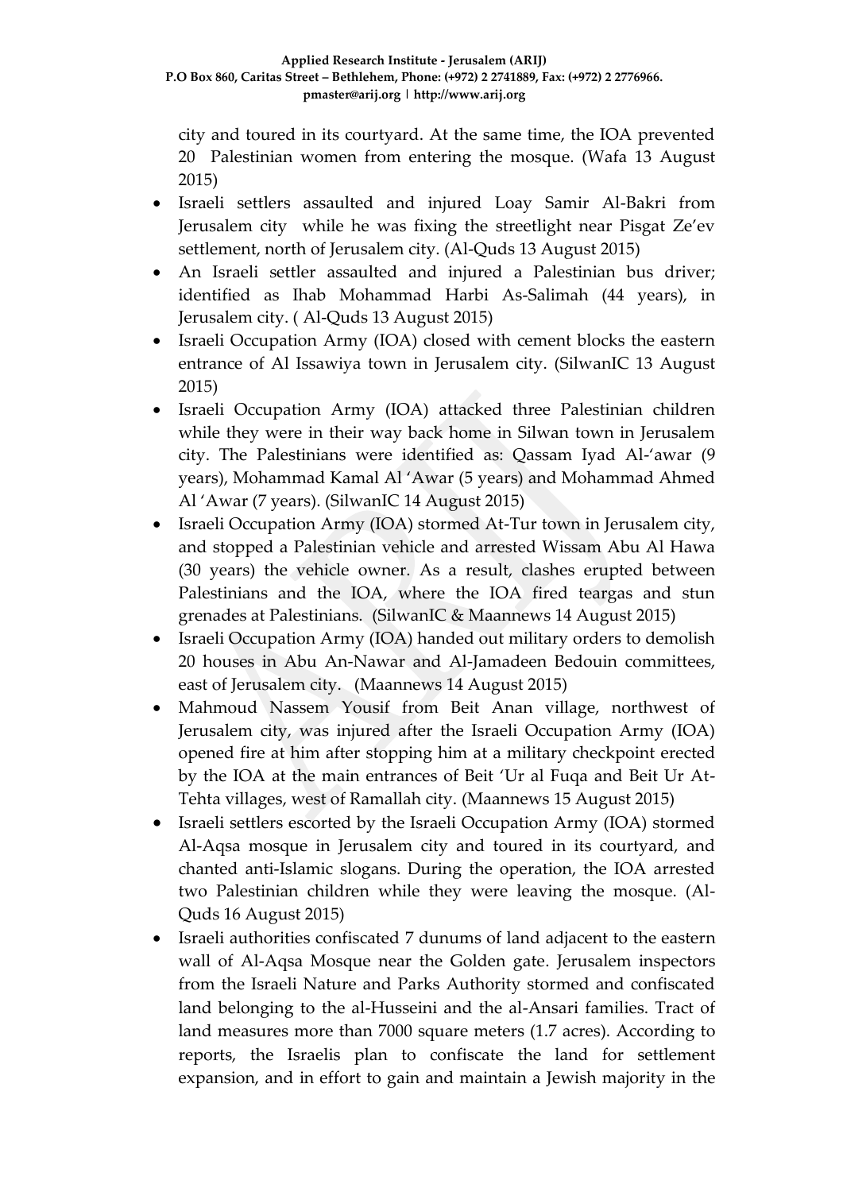city and toured in its courtyard. At the same time, the IOA prevented 20 Palestinian women from entering the mosque. (Wafa 13 August 2015)

- Israeli settlers assaulted and injured Loay Samir Al-Bakri from Jerusalem city while he was fixing the streetlight near Pisgat Ze'ev settlement, north of Jerusalem city. (Al-Quds 13 August 2015)
- An Israeli settler assaulted and injured a Palestinian bus driver; identified as Ihab Mohammad Harbi As-Salimah (44 years), in Jerusalem city. ( Al-Quds 13 August 2015)
- Israeli Occupation Army (IOA) closed with cement blocks the eastern entrance of Al Issawiya town in Jerusalem city. (SilwanIC 13 August 2015)
- Israeli Occupation Army (IOA) attacked three Palestinian children while they were in their way back home in Silwan town in Jerusalem city. The Palestinians were identified as: Qassam Iyad Al-'awar (9 years), Mohammad Kamal Al 'Awar (5 years) and Mohammad Ahmed Al 'Awar (7 years). (SilwanIC 14 August 2015)
- Israeli Occupation Army (IOA) stormed At-Tur town in Jerusalem city, and stopped a Palestinian vehicle and arrested Wissam Abu Al Hawa (30 years) the vehicle owner. As a result, clashes erupted between Palestinians and the IOA, where the IOA fired teargas and stun grenades at Palestinians. (SilwanIC & Maannews 14 August 2015)
- Israeli Occupation Army (IOA) handed out military orders to demolish 20 houses in Abu An-Nawar and Al-Jamadeen Bedouin committees, east of Jerusalem city. (Maannews 14 August 2015)
- Mahmoud Nassem Yousif from Beit Anan village, northwest of Jerusalem city, was injured after the Israeli Occupation Army (IOA) opened fire at him after stopping him at a military checkpoint erected by the IOA at the main entrances of Beit 'Ur al Fuqa and Beit Ur At-Tehta villages, west of Ramallah city. (Maannews 15 August 2015)
- Israeli settlers escorted by the Israeli Occupation Army (IOA) stormed Al-Aqsa mosque in Jerusalem city and toured in its courtyard, and chanted anti-Islamic slogans. During the operation, the IOA arrested two Palestinian children while they were leaving the mosque. (Al-Quds 16 August 2015)
- Israeli authorities confiscated 7 dunums of land adjacent to the eastern wall of Al-Aqsa Mosque near the Golden gate. Jerusalem inspectors from the Israeli Nature and Parks Authority stormed and confiscated land belonging to the al-Husseini and the al-Ansari families. Tract of land measures more than 7000 square meters (1.7 acres). According to reports, the Israelis plan to confiscate the land for settlement expansion, and in effort to gain and maintain a Jewish majority in the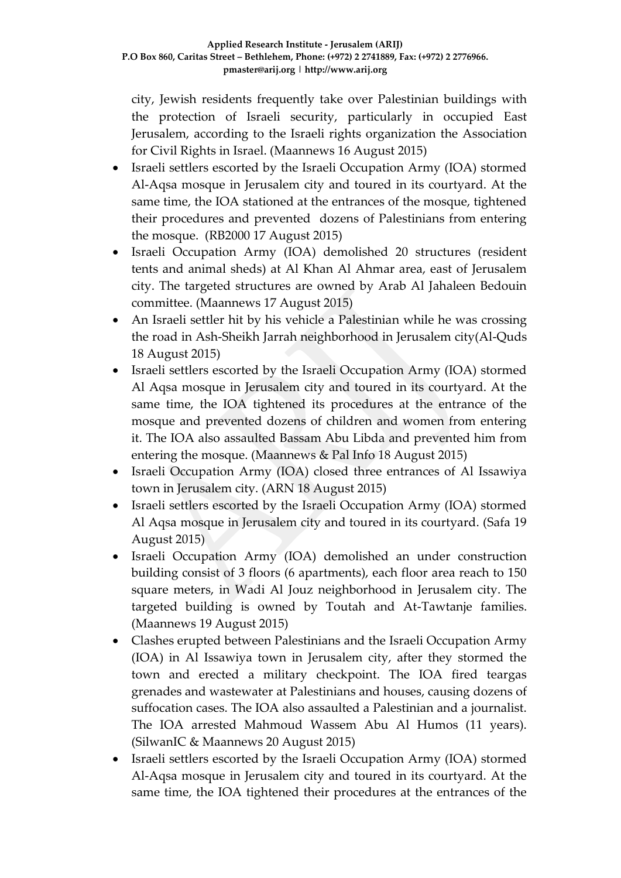city, Jewish residents frequently take over Palestinian buildings with the protection of Israeli security, particularly in occupied East Jerusalem, according to the Israeli rights organization the Association for Civil Rights in Israel. (Maannews 16 August 2015)

- Israeli settlers escorted by the Israeli Occupation Army (IOA) stormed Al-Aqsa mosque in Jerusalem city and toured in its courtyard. At the same time, the IOA stationed at the entrances of the mosque, tightened their procedures and prevented dozens of Palestinians from entering the mosque. (RB2000 17 August 2015)
- Israeli Occupation Army (IOA) demolished 20 structures (resident tents and animal sheds) at Al Khan Al Ahmar area, east of Jerusalem city. The targeted structures are owned by Arab Al Jahaleen Bedouin committee. (Maannews 17 August 2015)
- An Israeli settler hit by his vehicle a Palestinian while he was crossing the road in Ash-Sheikh Jarrah neighborhood in Jerusalem city(Al-Quds 18 August 2015)
- Israeli settlers escorted by the Israeli Occupation Army (IOA) stormed Al Aqsa mosque in Jerusalem city and toured in its courtyard. At the same time, the IOA tightened its procedures at the entrance of the mosque and prevented dozens of children and women from entering it. The IOA also assaulted Bassam Abu Libda and prevented him from entering the mosque. (Maannews & Pal Info 18 August 2015)
- Israeli Occupation Army (IOA) closed three entrances of Al Issawiya town in Jerusalem city. (ARN 18 August 2015)
- Israeli settlers escorted by the Israeli Occupation Army (IOA) stormed Al Aqsa mosque in Jerusalem city and toured in its courtyard. (Safa 19 August 2015)
- Israeli Occupation Army (IOA) demolished an under construction building consist of 3 floors (6 apartments), each floor area reach to 150 square meters, in Wadi Al Jouz neighborhood in Jerusalem city. The targeted building is owned by Toutah and At-Tawtanje families. (Maannews 19 August 2015)
- Clashes erupted between Palestinians and the Israeli Occupation Army (IOA) in Al Issawiya town in Jerusalem city, after they stormed the town and erected a military checkpoint. The IOA fired teargas grenades and wastewater at Palestinians and houses, causing dozens of suffocation cases. The IOA also assaulted a Palestinian and a journalist. The IOA arrested Mahmoud Wassem Abu Al Humos (11 years). (SilwanIC & Maannews 20 August 2015)
- Israeli settlers escorted by the Israeli Occupation Army (IOA) stormed Al-Aqsa mosque in Jerusalem city and toured in its courtyard. At the same time, the IOA tightened their procedures at the entrances of the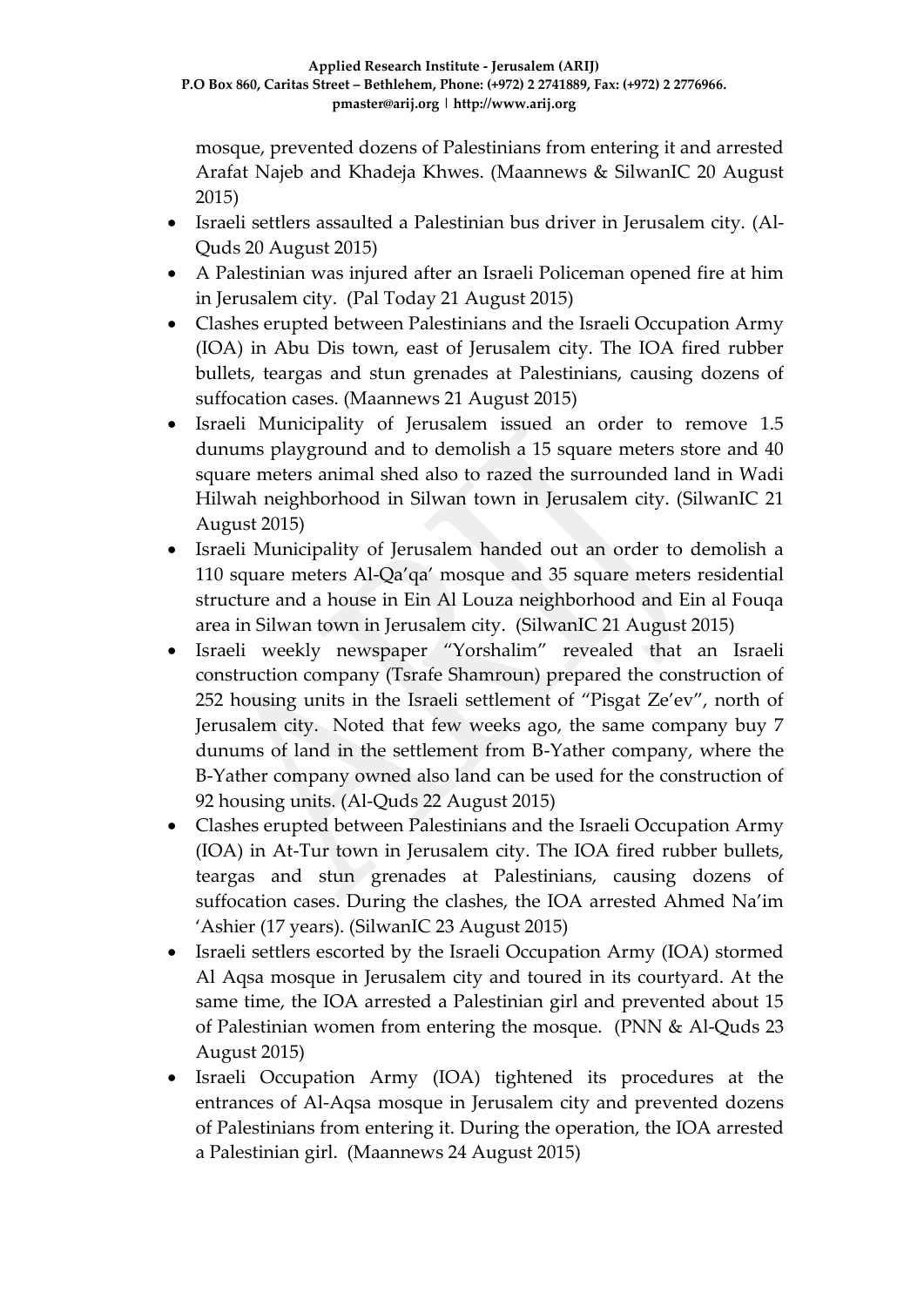mosque, prevented dozens of Palestinians from entering it and arrested Arafat Najeb and Khadeja Khwes. (Maannews & SilwanIC 20 August 2015)

- Israeli settlers assaulted a Palestinian bus driver in Jerusalem city. (Al-Quds 20 August 2015)
- A Palestinian was injured after an Israeli Policeman opened fire at him in Jerusalem city. (Pal Today 21 August 2015)
- Clashes erupted between Palestinians and the Israeli Occupation Army (IOA) in Abu Dis town, east of Jerusalem city. The IOA fired rubber bullets, teargas and stun grenades at Palestinians, causing dozens of suffocation cases. (Maannews 21 August 2015)
- Israeli Municipality of Jerusalem issued an order to remove 1.5 dunums playground and to demolish a 15 square meters store and 40 square meters animal shed also to razed the surrounded land in Wadi Hilwah neighborhood in Silwan town in Jerusalem city. (SilwanIC 21 August 2015)
- Israeli Municipality of Jerusalem handed out an order to demolish a 110 square meters Al-Qa'qa' mosque and 35 square meters residential structure and a house in Ein Al Louza neighborhood and Ein al Fouqa area in Silwan town in Jerusalem city. (SilwanIC 21 August 2015)
- Israeli weekly newspaper "Yorshalim" revealed that an Israeli construction company (Tsrafe Shamroun) prepared the construction of 252 housing units in the Israeli settlement of "Pisgat Ze'ev", north of Jerusalem city. Noted that few weeks ago, the same company buy 7 dunums of land in the settlement from B-Yather company, where the B-Yather company owned also land can be used for the construction of 92 housing units. (Al-Quds 22 August 2015)
- Clashes erupted between Palestinians and the Israeli Occupation Army (IOA) in At-Tur town in Jerusalem city. The IOA fired rubber bullets, teargas and stun grenades at Palestinians, causing dozens of suffocation cases. During the clashes, the IOA arrested Ahmed Na'im 'Ashier (17 years). (SilwanIC 23 August 2015)
- Israeli settlers escorted by the Israeli Occupation Army (IOA) stormed Al Aqsa mosque in Jerusalem city and toured in its courtyard. At the same time, the IOA arrested a Palestinian girl and prevented about 15 of Palestinian women from entering the mosque. (PNN & Al-Quds 23 August 2015)
- Israeli Occupation Army (IOA) tightened its procedures at the entrances of Al-Aqsa mosque in Jerusalem city and prevented dozens of Palestinians from entering it. During the operation, the IOA arrested a Palestinian girl. (Maannews 24 August 2015)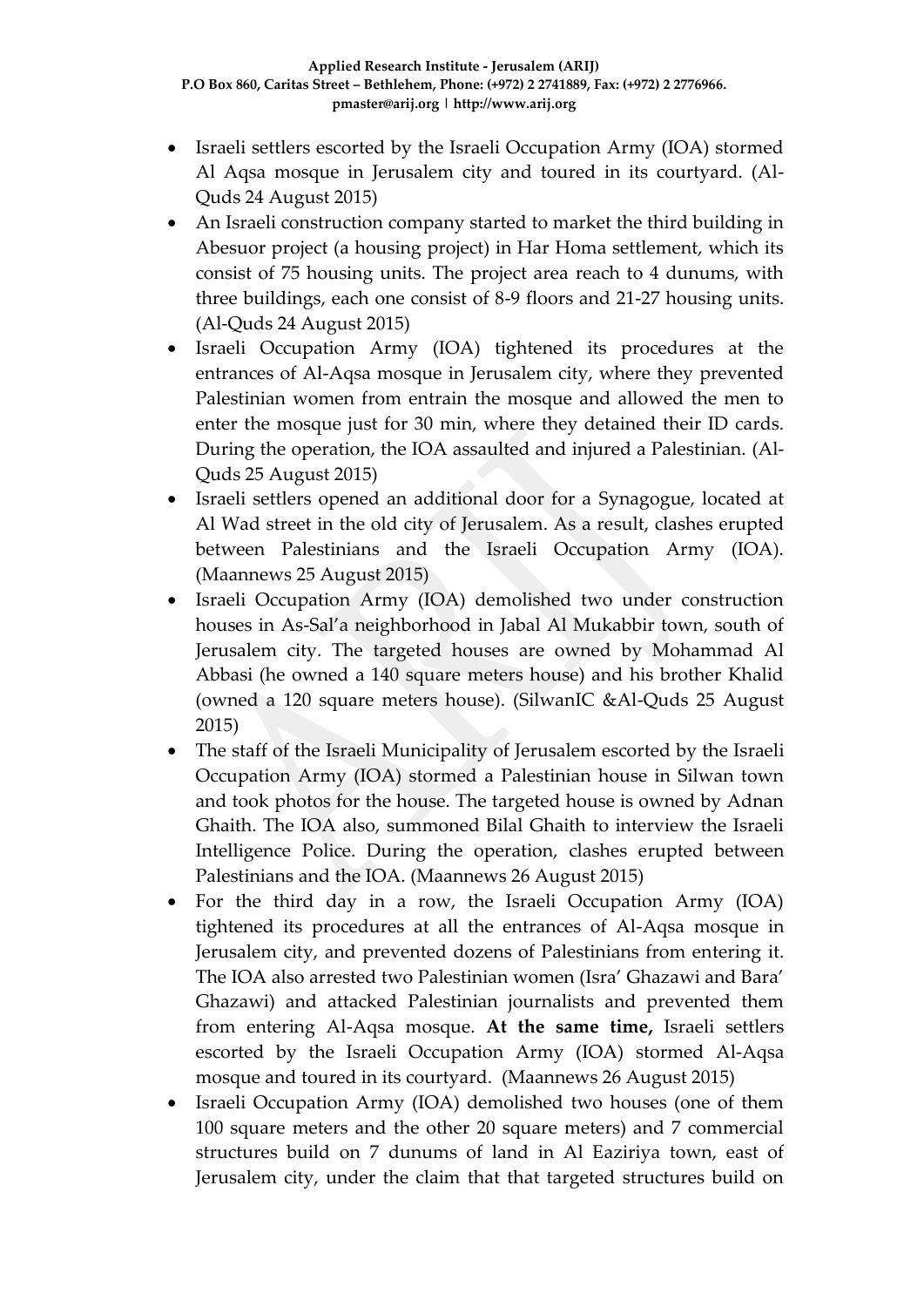- Israeli settlers escorted by the Israeli Occupation Army (IOA) stormed Al Aqsa mosque in Jerusalem city and toured in its courtyard. (Al-Quds 24 August 2015)
- An Israeli construction company started to market the third building in Abesuor project (a housing project) in Har Homa settlement, which its consist of 75 housing units. The project area reach to 4 dunums, with three buildings, each one consist of 8-9 floors and 21-27 housing units. (Al-Quds 24 August 2015)
- Israeli Occupation Army (IOA) tightened its procedures at the entrances of Al-Aqsa mosque in Jerusalem city, where they prevented Palestinian women from entrain the mosque and allowed the men to enter the mosque just for 30 min, where they detained their ID cards. During the operation, the IOA assaulted and injured a Palestinian. (Al-Quds 25 August 2015)
- Israeli settlers opened an additional door for a Synagogue, located at Al Wad street in the old city of Jerusalem. As a result, clashes erupted between Palestinians and the Israeli Occupation Army (IOA). (Maannews 25 August 2015)
- Israeli Occupation Army (IOA) demolished two under construction houses in As-Sal'a neighborhood in Jabal Al Mukabbir town, south of Jerusalem city. The targeted houses are owned by Mohammad Al Abbasi (he owned a 140 square meters house) and his brother Khalid (owned a 120 square meters house). (SilwanIC &Al-Quds 25 August 2015)
- The staff of the Israeli Municipality of Jerusalem escorted by the Israeli Occupation Army (IOA) stormed a Palestinian house in Silwan town and took photos for the house. The targeted house is owned by Adnan Ghaith. The IOA also, summoned Bilal Ghaith to interview the Israeli Intelligence Police. During the operation, clashes erupted between Palestinians and the IOA. (Maannews 26 August 2015)
- For the third day in a row, the Israeli Occupation Army (IOA) tightened its procedures at all the entrances of Al-Aqsa mosque in Jerusalem city, and prevented dozens of Palestinians from entering it. The IOA also arrested two Palestinian women (Isra' Ghazawi and Bara' Ghazawi) and attacked Palestinian journalists and prevented them from entering Al-Aqsa mosque. **At the same time,** Israeli settlers escorted by the Israeli Occupation Army (IOA) stormed Al-Aqsa mosque and toured in its courtyard. (Maannews 26 August 2015)
- Israeli Occupation Army (IOA) demolished two houses (one of them 100 square meters and the other 20 square meters) and 7 commercial structures build on 7 dunums of land in Al Eaziriya town, east of Jerusalem city, under the claim that that targeted structures build on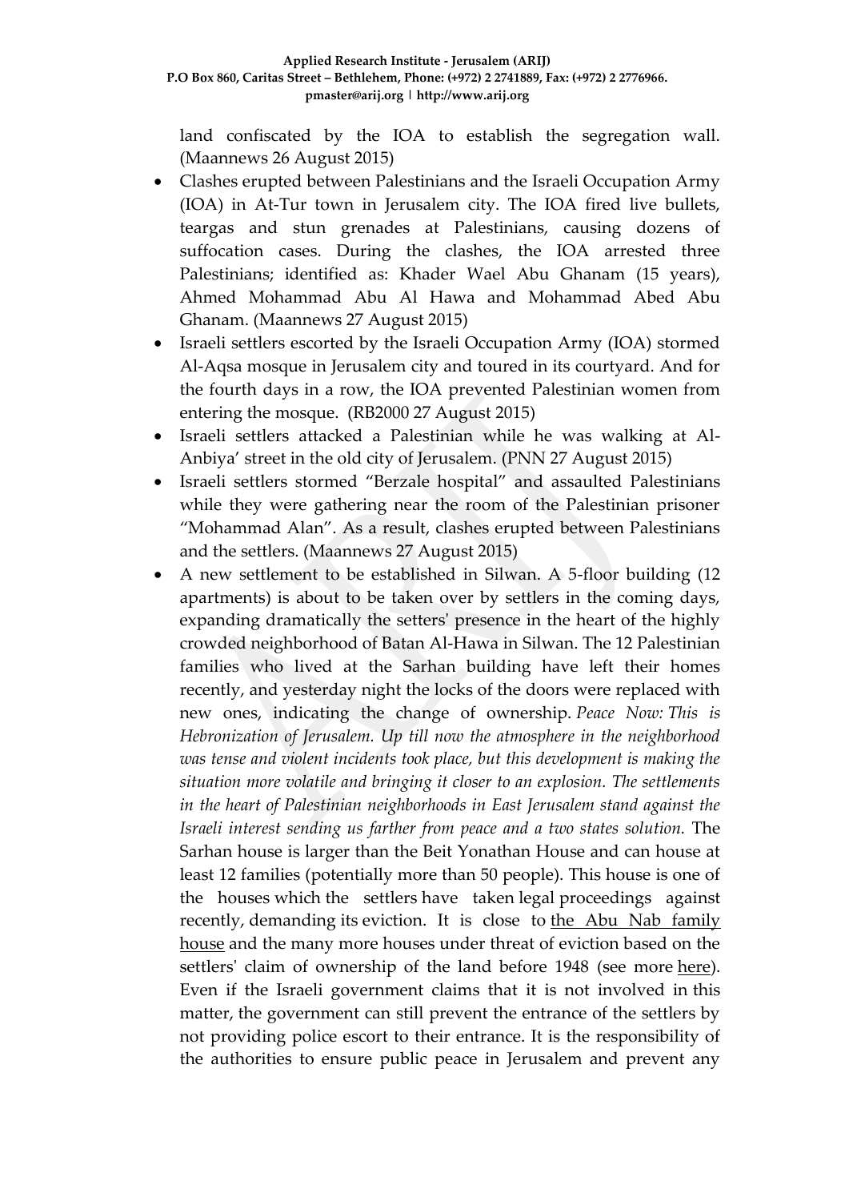land confiscated by the IOA to establish the segregation wall. (Maannews 26 August 2015)

- Clashes erupted between Palestinians and the Israeli Occupation Army (IOA) in At-Tur town in Jerusalem city. The IOA fired live bullets, teargas and stun grenades at Palestinians, causing dozens of suffocation cases. During the clashes, the IOA arrested three Palestinians; identified as: Khader Wael Abu Ghanam (15 years), Ahmed Mohammad Abu Al Hawa and Mohammad Abed Abu Ghanam. (Maannews 27 August 2015)
- Israeli settlers escorted by the Israeli Occupation Army (IOA) stormed Al-Aqsa mosque in Jerusalem city and toured in its courtyard. And for the fourth days in a row, the IOA prevented Palestinian women from entering the mosque. (RB2000 27 August 2015)
- Israeli settlers attacked a Palestinian while he was walking at Al-Anbiya' street in the old city of Jerusalem. (PNN 27 August 2015)
- Israeli settlers stormed "Berzale hospital" and assaulted Palestinians while they were gathering near the room of the Palestinian prisoner "Mohammad Alan". As a result, clashes erupted between Palestinians and the settlers. (Maannews 27 August 2015)
- A new settlement to be established in Silwan. A 5-floor building (12 apartments) is about to be taken over by settlers in the coming days, expanding dramatically the setters' presence in the heart of the highly crowded neighborhood of Batan Al-Hawa in Silwan. The 12 Palestinian families who lived at the Sarhan building have left their homes recently, and yesterday night the locks of the doors were replaced with new ones, indicating the change of ownership. *Peace Now: This is Hebronization of Jerusalem. Up till now the atmosphere in the neighborhood was tense and violent incidents took place, but this development is making the situation more volatile and bringing it closer to an explosion. The settlements in the heart of Palestinian neighborhoods in East Jerusalem stand against the Israeli interest sending us farther from peace and a two states solution.* The Sarhan house is larger than the Beit Yonathan House and can house at least 12 families (potentially more than 50 people). This house is one of the houses which the settlers have taken legal proceedings against recently, demanding its eviction. It is close to the Abu Nab family house and the many more houses under threat of eviction based on the settlers' claim of ownership of the land before 1948 (see more here). Even if the Israeli government claims that it is not involved in this matter, the government can still prevent the entrance of the settlers by not providing police escort to their entrance. It is the responsibility of the authorities to ensure public peace in Jerusalem and prevent any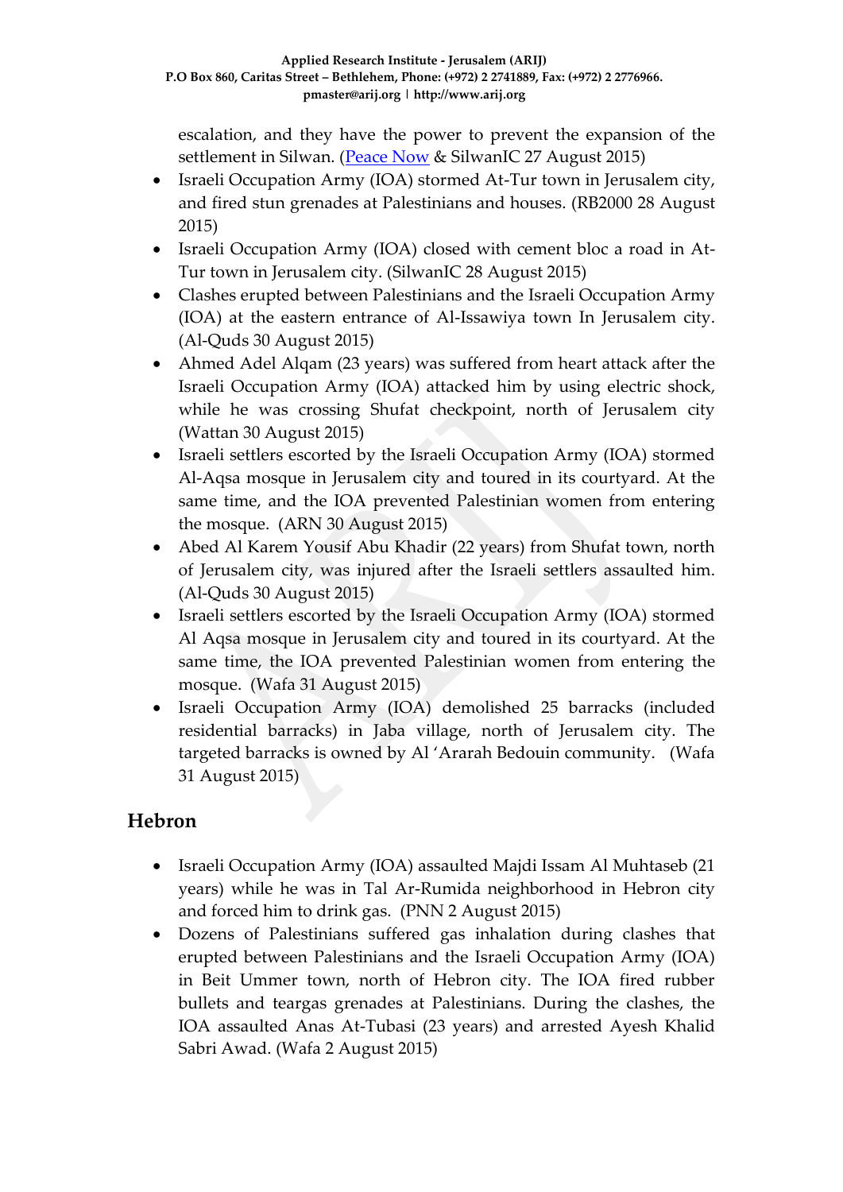escalation, and they have the power to prevent the expansion of the settlement in Silwan. (Peace Now & SilwanIC 27 August 2015)

- Israeli Occupation Army (IOA) stormed At-Tur town in Jerusalem city, and fired stun grenades at Palestinians and houses. (RB2000 28 August 2015)
- Israeli Occupation Army (IOA) closed with cement bloc a road in At-Tur town in Jerusalem city. (SilwanIC 28 August 2015)
- Clashes erupted between Palestinians and the Israeli Occupation Army (IOA) at the eastern entrance of Al-Issawiya town In Jerusalem city. (Al-Quds 30 August 2015)
- Ahmed Adel Alqam (23 years) was suffered from heart attack after the Israeli Occupation Army (IOA) attacked him by using electric shock, while he was crossing Shufat checkpoint, north of Jerusalem city (Wattan 30 August 2015)
- Israeli settlers escorted by the Israeli Occupation Army (IOA) stormed Al-Aqsa mosque in Jerusalem city and toured in its courtyard. At the same time, and the IOA prevented Palestinian women from entering the mosque. (ARN 30 August 2015)
- Abed Al Karem Yousif Abu Khadir (22 years) from Shufat town, north of Jerusalem city, was injured after the Israeli settlers assaulted him. (Al-Quds 30 August 2015)
- Israeli settlers escorted by the Israeli Occupation Army (IOA) stormed Al Aqsa mosque in Jerusalem city and toured in its courtyard. At the same time, the IOA prevented Palestinian women from entering the mosque. (Wafa 31 August 2015)
- Israeli Occupation Army (IOA) demolished 25 barracks (included residential barracks) in Jaba village, north of Jerusalem city. The targeted barracks is owned by Al 'Ararah Bedouin community. (Wafa 31 August 2015)

## Hebron

- Israeli Occupation Army (IOA) assaulted Majdi Issam Al Muhtaseb (21 years) while he was in Tal Ar-Rumida neighborhood in Hebron city and forced him to drink gas. (PNN 2 August 2015)
- Dozens of Palestinians suffered gas inhalation during clashes that erupted between Palestinians and the Israeli Occupation Army (IOA) in Beit Ummer town, north of Hebron city. The IOA fired rubber bullets and teargas grenades at Palestinians. During the clashes, the IOA assaulted Anas At-Tubasi (23 years) and arrested Ayesh Khalid Sabri Awad. (Wafa 2 August 2015)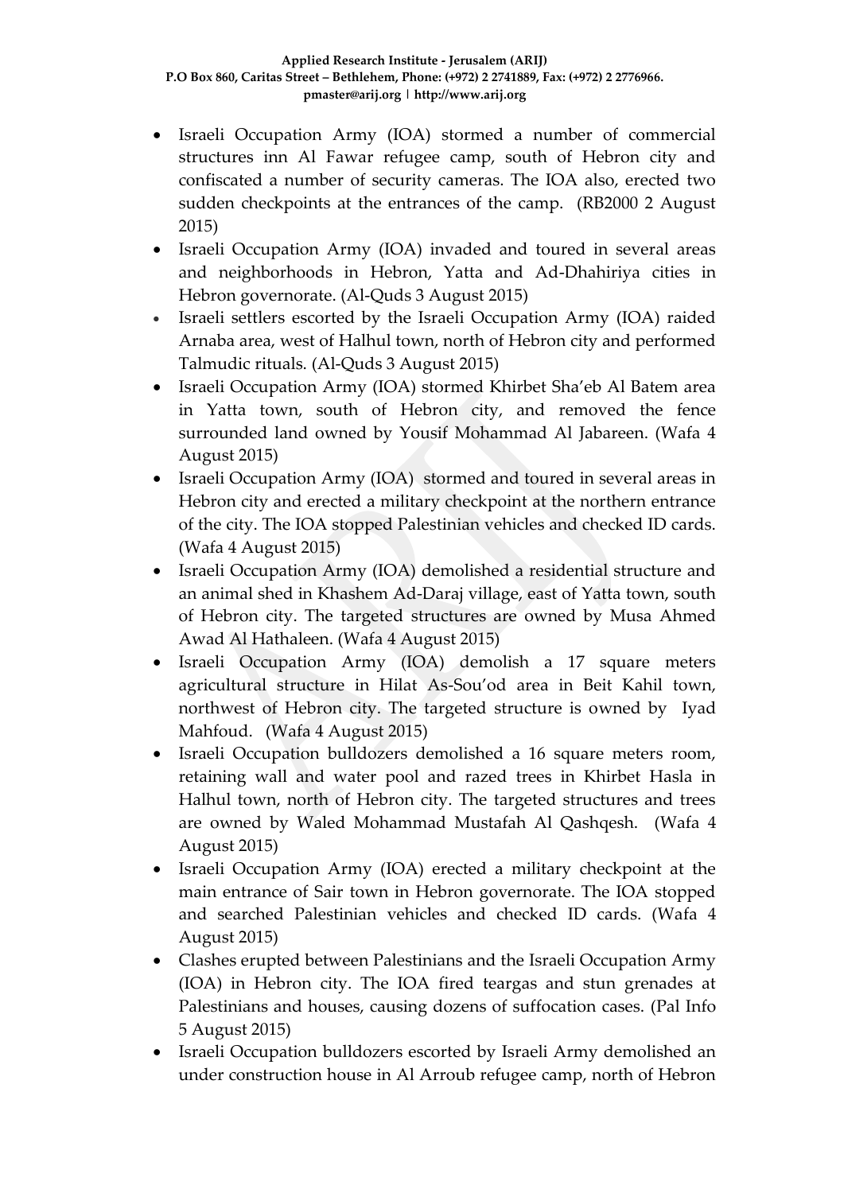- Israeli Occupation Army (IOA) stormed a number of commercial structures inn Al Fawar refugee camp, south of Hebron city and confiscated a number of security cameras. The IOA also, erected two sudden checkpoints at the entrances of the camp. (RB2000 2 August 2015)
- Israeli Occupation Army (IOA) invaded and toured in several areas and neighborhoods in Hebron, Yatta and Ad-Dhahiriya cities in Hebron governorate. (Al-Quds 3 August 2015)
- Israeli settlers escorted by the Israeli Occupation Army (IOA) raided Arnaba area, west of Halhul town, north of Hebron city and performed Talmudic rituals. (Al-Quds 3 August 2015)
- Israeli Occupation Army (IOA) stormed Khirbet Sha'eb Al Batem area in Yatta town, south of Hebron city, and removed the fence surrounded land owned by Yousif Mohammad Al Jabareen. (Wafa 4 August 2015)
- Israeli Occupation Army (IOA) stormed and toured in several areas in Hebron city and erected a military checkpoint at the northern entrance of the city. The IOA stopped Palestinian vehicles and checked ID cards. (Wafa 4 August 2015)
- Israeli Occupation Army (IOA) demolished a residential structure and an animal shed in Khashem Ad-Daraj village, east of Yatta town, south of Hebron city. The targeted structures are owned by Musa Ahmed Awad Al Hathaleen. (Wafa 4 August 2015)
- Israeli Occupation Army (IOA) demolish a 17 square meters agricultural structure in Hilat As-Sou'od area in Beit Kahil town, northwest of Hebron city. The targeted structure is owned by Iyad Mahfoud. (Wafa 4 August 2015)
- Israeli Occupation bulldozers demolished a 16 square meters room, retaining wall and water pool and razed trees in Khirbet Hasla in Halhul town, north of Hebron city. The targeted structures and trees are owned by Waled Mohammad Mustafah Al Qashqesh. (Wafa 4 August 2015)
- Israeli Occupation Army (IOA) erected a military checkpoint at the main entrance of Sair town in Hebron governorate. The IOA stopped and searched Palestinian vehicles and checked ID cards. (Wafa 4 August 2015)
- Clashes erupted between Palestinians and the Israeli Occupation Army (IOA) in Hebron city. The IOA fired teargas and stun grenades at Palestinians and houses, causing dozens of suffocation cases. (Pal Info 5 August 2015)
- Israeli Occupation bulldozers escorted by Israeli Army demolished an under construction house in Al Arroub refugee camp, north of Hebron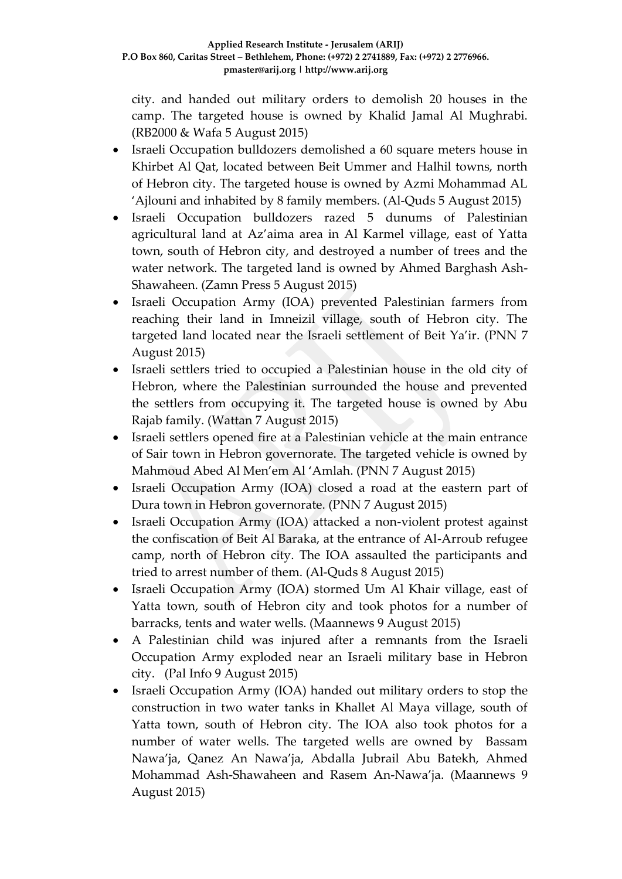city. and handed out military orders to demolish 20 houses in the camp. The targeted house is owned by Khalid Jamal Al Mughrabi. (RB2000 & Wafa 5 August 2015)

- Israeli Occupation bulldozers demolished a 60 square meters house in Khirbet Al Qat, located between Beit Ummer and Halhil towns, north of Hebron city. The targeted house is owned by Azmi Mohammad AL 'Ajlouni and inhabited by 8 family members. (Al-Quds 5 August 2015)
- Israeli Occupation bulldozers razed 5 dunums of Palestinian agricultural land at Az'aima area in Al Karmel village, east of Yatta town, south of Hebron city, and destroyed a number of trees and the water network. The targeted land is owned by Ahmed Barghash Ash-Shawaheen. (Zamn Press 5 August 2015)
- Israeli Occupation Army (IOA) prevented Palestinian farmers from reaching their land in Imneizil village, south of Hebron city. The targeted land located near the Israeli settlement of Beit Ya'ir. (PNN 7 August 2015)
- Israeli settlers tried to occupied a Palestinian house in the old city of Hebron, where the Palestinian surrounded the house and prevented the settlers from occupying it. The targeted house is owned by Abu Rajab family. (Wattan 7 August 2015)
- Israeli settlers opened fire at a Palestinian vehicle at the main entrance of Sair town in Hebron governorate. The targeted vehicle is owned by Mahmoud Abed Al Men'em Al 'Amlah. (PNN 7 August 2015)
- Israeli Occupation Army (IOA) closed a road at the eastern part of Dura town in Hebron governorate. (PNN 7 August 2015)
- Israeli Occupation Army (IOA) attacked a non-violent protest against the confiscation of Beit Al Baraka, at the entrance of Al-Arroub refugee camp, north of Hebron city. The IOA assaulted the participants and tried to arrest number of them. (Al-Quds 8 August 2015)
- Israeli Occupation Army (IOA) stormed Um Al Khair village, east of Yatta town, south of Hebron city and took photos for a number of barracks, tents and water wells. (Maannews 9 August 2015)
- A Palestinian child was injured after a remnants from the Israeli Occupation Army exploded near an Israeli military base in Hebron city. (Pal Info 9 August 2015)
- Israeli Occupation Army (IOA) handed out military orders to stop the construction in two water tanks in Khallet Al Maya village, south of Yatta town, south of Hebron city. The IOA also took photos for a number of water wells. The targeted wells are owned by Bassam Nawa'ja, Qanez An Nawa'ja, Abdalla Jubrail Abu Batekh, Ahmed Mohammad Ash-Shawaheen and Rasem An-Nawa'ja. (Maannews 9 August 2015)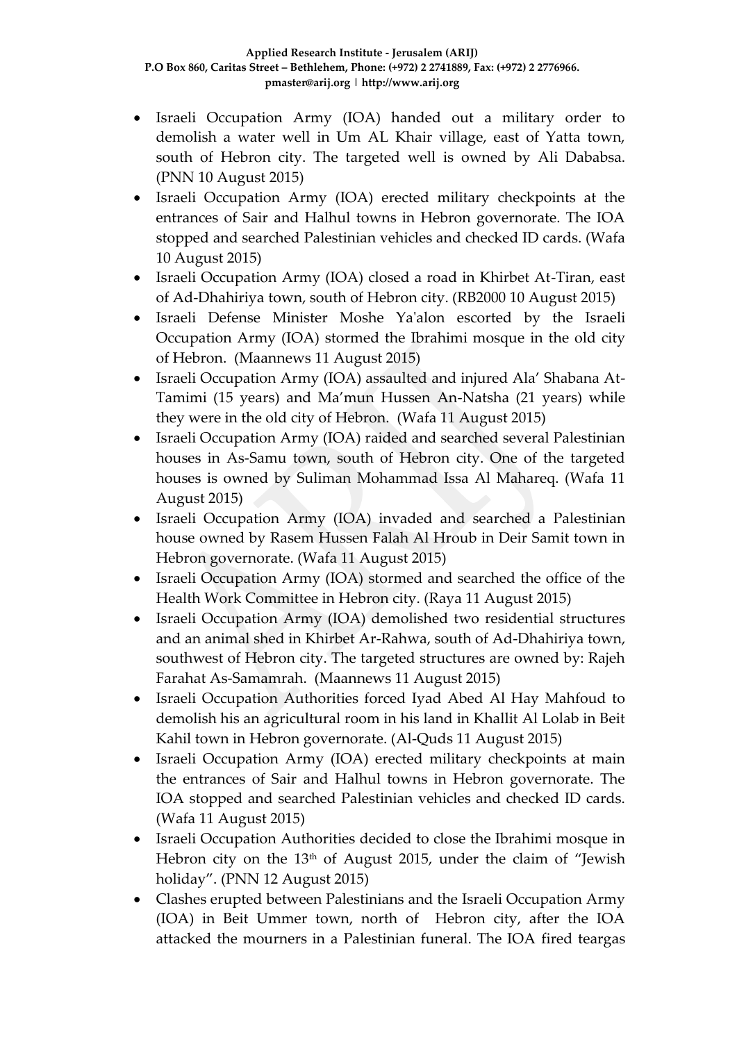- Israeli Occupation Army (IOA) handed out a military order to demolish a water well in Um AL Khair village, east of Yatta town, south of Hebron city. The targeted well is owned by Ali Dababsa. (PNN 10 August 2015)
- Israeli Occupation Army (IOA) erected military checkpoints at the entrances of Sair and Halhul towns in Hebron governorate. The IOA stopped and searched Palestinian vehicles and checked ID cards. (Wafa 10 August 2015)
- Israeli Occupation Army (IOA) closed a road in Khirbet At-Tiran, east of Ad-Dhahiriya town, south of Hebron city. (RB2000 10 August 2015)
- Israeli Defense Minister Moshe Ya'alon escorted by the Israeli Occupation Army (IOA) stormed the Ibrahimi mosque in the old city of Hebron. (Maannews 11 August 2015)
- Israeli Occupation Army (IOA) assaulted and injured Ala' Shabana At-Tamimi (15 years) and Ma'mun Hussen An-Natsha (21 years) while they were in the old city of Hebron. (Wafa 11 August 2015)
- Israeli Occupation Army (IOA) raided and searched several Palestinian houses in As-Samu town, south of Hebron city. One of the targeted houses is owned by Suliman Mohammad Issa Al Mahareq. (Wafa 11 August 2015)
- Israeli Occupation Army (IOA) invaded and searched a Palestinian house owned by Rasem Hussen Falah Al Hroub in Deir Samit town in Hebron governorate. (Wafa 11 August 2015)
- Israeli Occupation Army (IOA) stormed and searched the office of the Health Work Committee in Hebron city. (Raya 11 August 2015)
- Israeli Occupation Army (IOA) demolished two residential structures and an animal shed in Khirbet Ar-Rahwa, south of Ad-Dhahiriya town, southwest of Hebron city. The targeted structures are owned by: Rajeh Farahat As-Samamrah. (Maannews 11 August 2015)
- Israeli Occupation Authorities forced Iyad Abed Al Hay Mahfoud to demolish his an agricultural room in his land in Khallit Al Lolab in Beit Kahil town in Hebron governorate. (Al-Quds 11 August 2015)
- Israeli Occupation Army (IOA) erected military checkpoints at main the entrances of Sair and Halhul towns in Hebron governorate. The IOA stopped and searched Palestinian vehicles and checked ID cards. (Wafa 11 August 2015)
- Israeli Occupation Authorities decided to close the Ibrahimi mosque in Hebron city on the 13th of August 2015, under the claim of "Jewish holiday". (PNN 12 August 2015)
- Clashes erupted between Palestinians and the Israeli Occupation Army (IOA) in Beit Ummer town, north of Hebron city, after the IOA attacked the mourners in a Palestinian funeral. The IOA fired teargas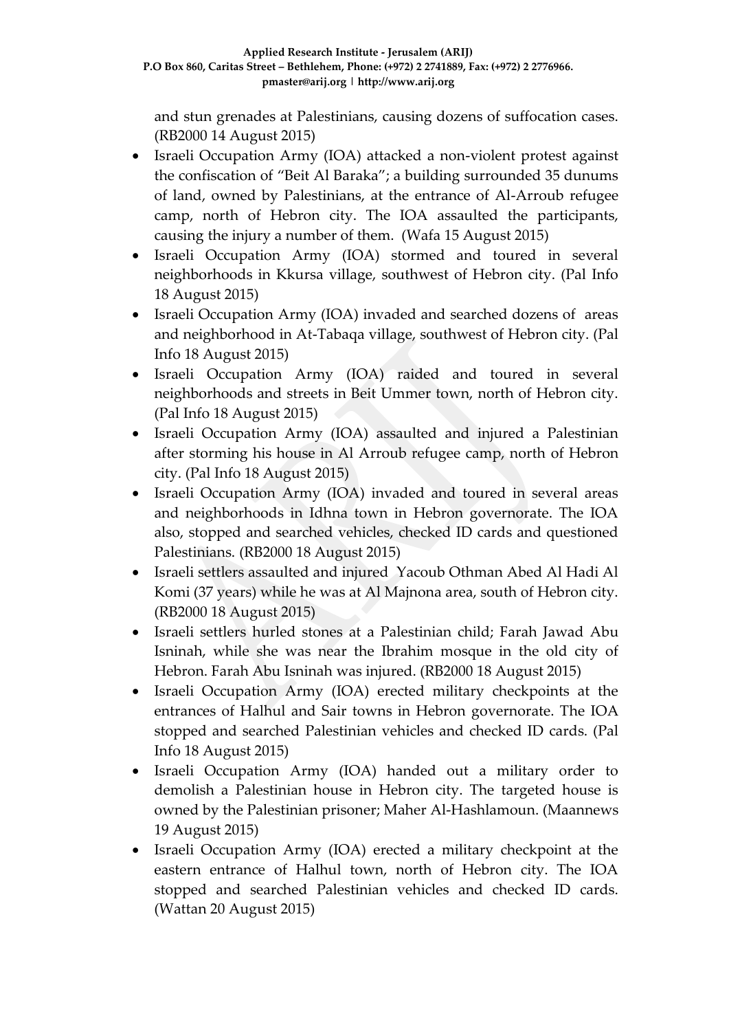and stun grenades at Palestinians, causing dozens of suffocation cases. (RB2000 14 August 2015)

- Israeli Occupation Army (IOA) attacked a non-violent protest against the confiscation of "Beit Al Baraka"; a building surrounded 35 dunums of land, owned by Palestinians, at the entrance of Al-Arroub refugee camp, north of Hebron city. The IOA assaulted the participants, causing the injury a number of them. (Wafa 15 August 2015)
- Israeli Occupation Army (IOA) stormed and toured in several neighborhoods in Kkursa village, southwest of Hebron city. (Pal Info 18 August 2015)
- Israeli Occupation Army (IOA) invaded and searched dozens of areas and neighborhood in At-Tabaqa village, southwest of Hebron city. (Pal Info 18 August 2015)
- Israeli Occupation Army (IOA) raided and toured in several neighborhoods and streets in Beit Ummer town, north of Hebron city. (Pal Info 18 August 2015)
- Israeli Occupation Army (IOA) assaulted and injured a Palestinian after storming his house in Al Arroub refugee camp, north of Hebron city. (Pal Info 18 August 2015)
- Israeli Occupation Army (IOA) invaded and toured in several areas and neighborhoods in Idhna town in Hebron governorate. The IOA also, stopped and searched vehicles, checked ID cards and questioned Palestinians. (RB2000 18 August 2015)
- Israeli settlers assaulted and injured Yacoub Othman Abed Al Hadi Al Komi (37 years) while he was at Al Majnona area, south of Hebron city. (RB2000 18 August 2015)
- Israeli settlers hurled stones at a Palestinian child; Farah Jawad Abu Isninah, while she was near the Ibrahim mosque in the old city of Hebron. Farah Abu Isninah was injured. (RB2000 18 August 2015)
- Israeli Occupation Army (IOA) erected military checkpoints at the entrances of Halhul and Sair towns in Hebron governorate. The IOA stopped and searched Palestinian vehicles and checked ID cards. (Pal Info 18 August 2015)
- Israeli Occupation Army (IOA) handed out a military order to demolish a Palestinian house in Hebron city. The targeted house is owned by the Palestinian prisoner; Maher Al-Hashlamoun. (Maannews 19 August 2015)
- Israeli Occupation Army (IOA) erected a military checkpoint at the eastern entrance of Halhul town, north of Hebron city. The IOA stopped and searched Palestinian vehicles and checked ID cards. (Wattan 20 August 2015)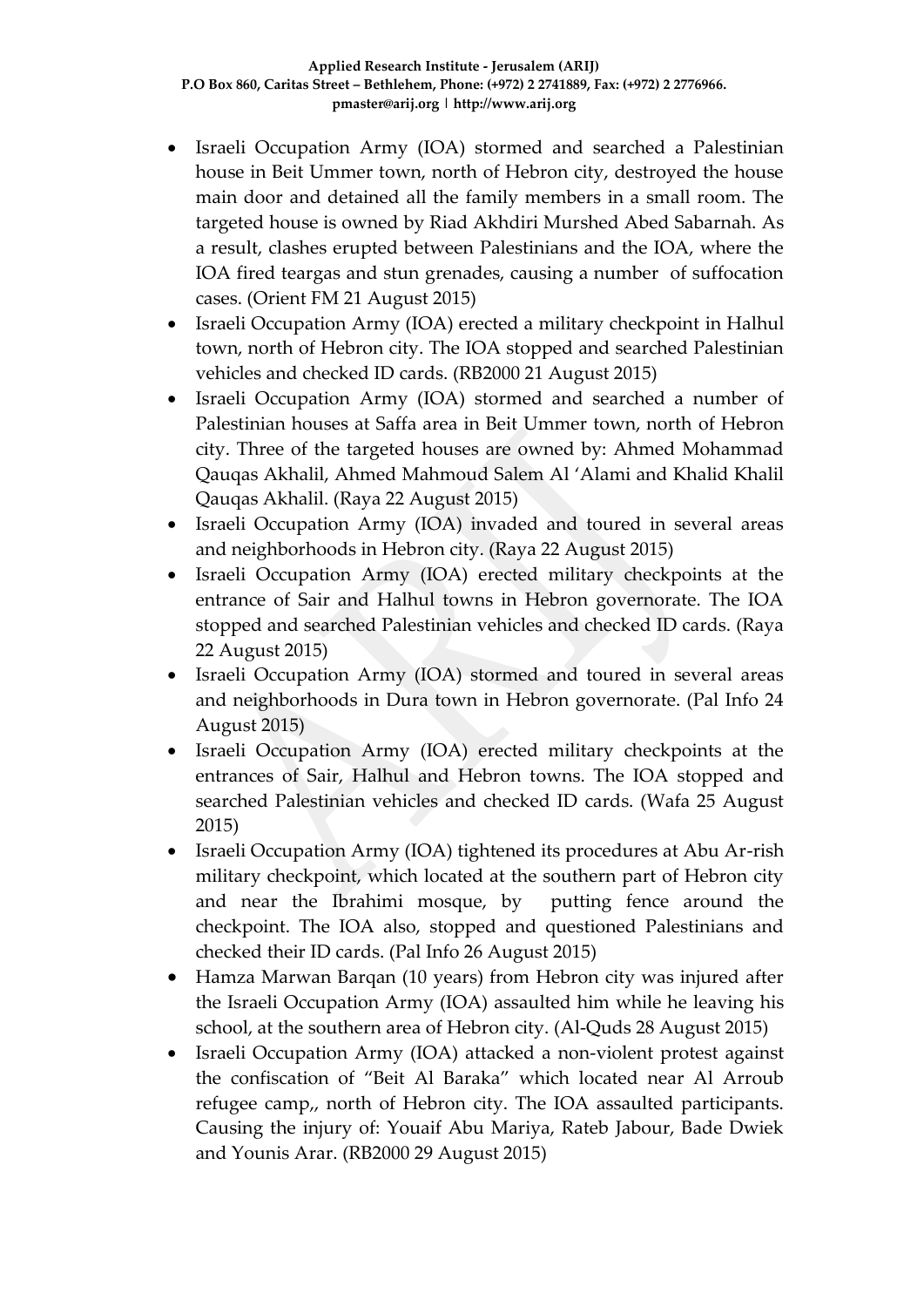- Israeli Occupation Army (IOA) stormed and searched a Palestinian house in Beit Ummer town, north of Hebron city, destroyed the house main door and detained all the family members in a small room. The targeted house is owned by Riad Akhdiri Murshed Abed Sabarnah. As a result, clashes erupted between Palestinians and the IOA, where the IOA fired teargas and stun grenades, causing a number of suffocation cases. (Orient FM 21 August 2015)
- Israeli Occupation Army (IOA) erected a military checkpoint in Halhul town, north of Hebron city. The IOA stopped and searched Palestinian vehicles and checked ID cards. (RB2000 21 August 2015)
- Israeli Occupation Army (IOA) stormed and searched a number of Palestinian houses at Saffa area in Beit Ummer town, north of Hebron city. Three of the targeted houses are owned by: Ahmed Mohammad Qauqas Akhalil, Ahmed Mahmoud Salem Al 'Alami and Khalid Khalil Qauqas Akhalil. (Raya 22 August 2015)
- Israeli Occupation Army (IOA) invaded and toured in several areas and neighborhoods in Hebron city. (Raya 22 August 2015)
- Israeli Occupation Army (IOA) erected military checkpoints at the entrance of Sair and Halhul towns in Hebron governorate. The IOA stopped and searched Palestinian vehicles and checked ID cards. (Raya 22 August 2015)
- Israeli Occupation Army (IOA) stormed and toured in several areas and neighborhoods in Dura town in Hebron governorate. (Pal Info 24 August 2015)
- Israeli Occupation Army (IOA) erected military checkpoints at the entrances of Sair, Halhul and Hebron towns. The IOA stopped and searched Palestinian vehicles and checked ID cards. (Wafa 25 August 2015)
- Israeli Occupation Army (IOA) tightened its procedures at Abu Ar-rish military checkpoint, which located at the southern part of Hebron city and near the Ibrahimi mosque, by putting fence around the checkpoint. The IOA also, stopped and questioned Palestinians and checked their ID cards. (Pal Info 26 August 2015)
- Hamza Marwan Barqan (10 years) from Hebron city was injured after the Israeli Occupation Army (IOA) assaulted him while he leaving his school, at the southern area of Hebron city. (Al-Quds 28 August 2015)
- Israeli Occupation Army (IOA) attacked a non-violent protest against the confiscation of "Beit Al Baraka" which located near Al Arroub refugee camp,, north of Hebron city. The IOA assaulted participants. Causing the injury of: Youaif Abu Mariya, Rateb Jabour, Bade Dwiek and Younis Arar. (RB2000 29 August 2015)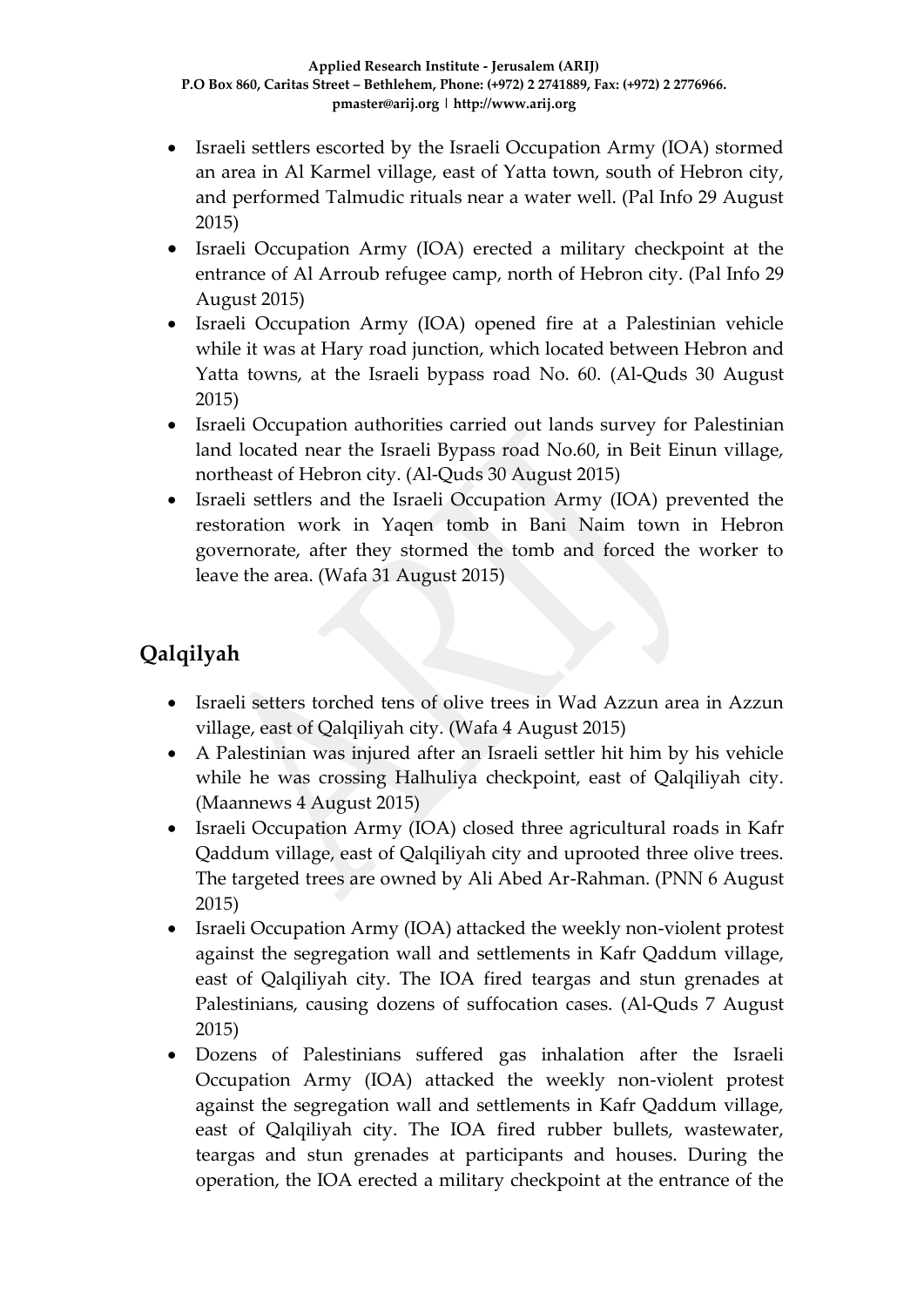- Israeli settlers escorted by the Israeli Occupation Army (IOA) stormed an area in Al Karmel village, east of Yatta town, south of Hebron city, and performed Talmudic rituals near a water well. (Pal Info 29 August 2015)
- Israeli Occupation Army (IOA) erected a military checkpoint at the entrance of Al Arroub refugee camp, north of Hebron city. (Pal Info 29 August 2015)
- Israeli Occupation Army (IOA) opened fire at a Palestinian vehicle while it was at Hary road junction, which located between Hebron and Yatta towns, at the Israeli bypass road No. 60. (Al-Quds 30 August 2015)
- Israeli Occupation authorities carried out lands survey for Palestinian land located near the Israeli Bypass road No.60, in Beit Einun village, northeast of Hebron city. (Al-Quds 30 August 2015)
- Israeli settlers and the Israeli Occupation Army (IOA) prevented the restoration work in Yaqen tomb in Bani Naim town in Hebron governorate, after they stormed the tomb and forced the worker to leave the area. (Wafa 31 August 2015)

## Qalqilyah

- Israeli setters torched tens of olive trees in Wad Azzun area in Azzun village, east of Qalqiliyah city. (Wafa 4 August 2015)
- A Palestinian was injured after an Israeli settler hit him by his vehicle while he was crossing Halhuliya checkpoint, east of Qalqiliyah city. (Maannews 4 August 2015)
- Israeli Occupation Army (IOA) closed three agricultural roads in Kafr Qaddum village, east of Qalqiliyah city and uprooted three olive trees. The targeted trees are owned by Ali Abed Ar-Rahman. (PNN 6 August 2015)
- Israeli Occupation Army (IOA) attacked the weekly non-violent protest against the segregation wall and settlements in Kafr Qaddum village, east of Qalqiliyah city. The IOA fired teargas and stun grenades at Palestinians, causing dozens of suffocation cases. (Al-Quds 7 August 2015)
- Dozens of Palestinians suffered gas inhalation after the Israeli Occupation Army (IOA) attacked the weekly non-violent protest against the segregation wall and settlements in Kafr Qaddum village, east of Qalqiliyah city. The IOA fired rubber bullets, wastewater, teargas and stun grenades at participants and houses. During the operation, the IOA erected a military checkpoint at the entrance of the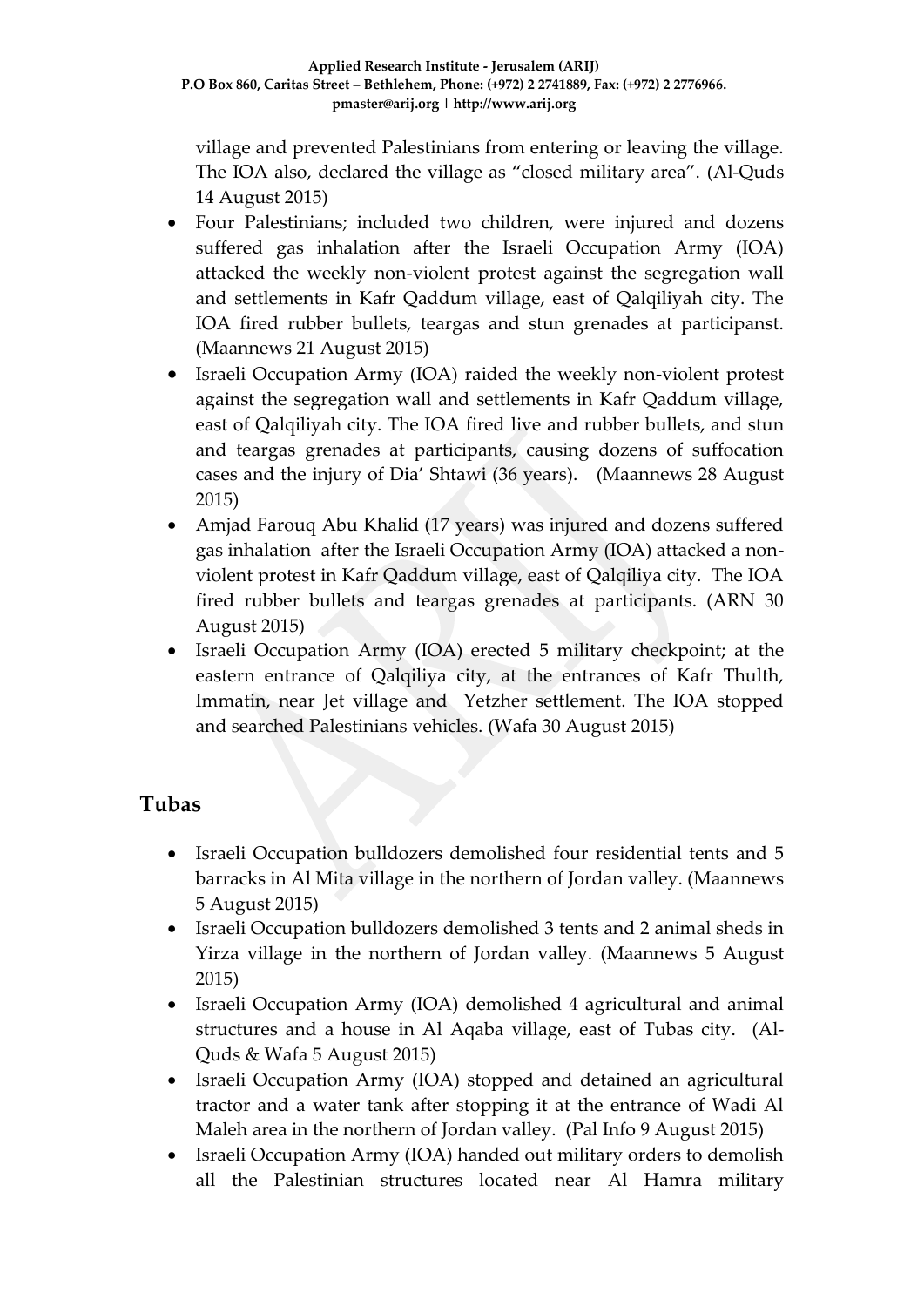village and prevented Palestinians from entering or leaving the village. The IOA also, declared the village as "closed military area". (Al-Quds 14 August 2015)

- Four Palestinians; included two children, were injured and dozens suffered gas inhalation after the Israeli Occupation Army (IOA) attacked the weekly non-violent protest against the segregation wall and settlements in Kafr Qaddum village, east of Qalqiliyah city. The IOA fired rubber bullets, teargas and stun grenades at participanst. (Maannews 21 August 2015)
- Israeli Occupation Army (IOA) raided the weekly non-violent protest against the segregation wall and settlements in Kafr Qaddum village, east of Qalqiliyah city. The IOA fired live and rubber bullets, and stun and teargas grenades at participants, causing dozens of suffocation cases and the injury of Dia' Shtawi (36 years). (Maannews 28 August 2015)
- Amjad Farouq Abu Khalid (17 years) was injured and dozens suffered gas inhalation after the Israeli Occupation Army (IOA) attacked a non-violent protest in Kafr Qaddum village, east of Qalqiliya city. The IOA fired rubber bullets and teargas grenades at participants. (ARN 30 August 2015)
- Israeli Occupation Army (IOA) erected 5 military checkpoint; at the eastern entrance of Qalqiliya city, at the entrances of Kafr Thulth, Immatin, near Jet village and Yetzher settlement. The IOA stopped and searched Palestinians vehicles. (Wafa 30 August 2015)

## Tubas

- Israeli Occupation bulldozers demolished four residential tents and 5 barracks in Al Mita village in the northern of Jordan valley. (Maannews 5 August 2015)
- Israeli Occupation bulldozers demolished 3 tents and 2 animal sheds in Yirza village in the northern of Jordan valley. (Maannews 5 August 2015)
- Israeli Occupation Army (IOA) demolished 4 agricultural and animal structures and a house in Al Aqaba village, east of Tubas city. (Al-Quds & Wafa 5 August 2015)
- Israeli Occupation Army (IOA) stopped and detained an agricultural tractor and a water tank after stopping it at the entrance of Wadi Al Maleh area in the northern of Jordan valley. (Pal Info 9 August 2015)
- Israeli Occupation Army (IOA) handed out military orders to demolish all the Palestinian structures located near Al Hamra military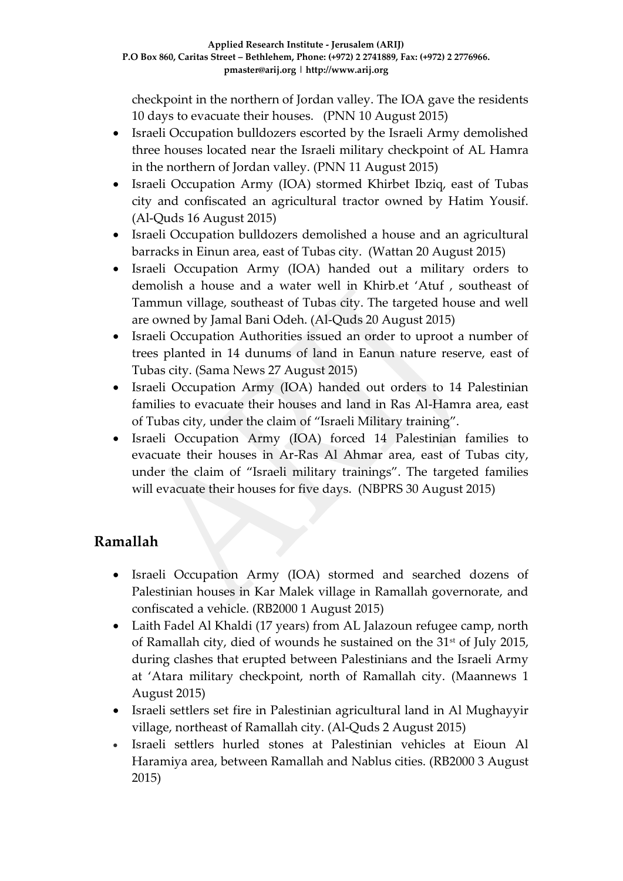checkpoint in the northern of Jordan valley. The IOA gave the residents 10 days to evacuate their houses. (PNN 10 August 2015)

- Israeli Occupation bulldozers escorted by the Israeli Army demolished three houses located near the Israeli military checkpoint of AL Hamra in the northern of Jordan valley. (PNN 11 August 2015)
- Israeli Occupation Army (IOA) stormed Khirbet Ibziq, east of Tubas city and confiscated an agricultural tractor owned by Hatim Yousif. (Al-Quds 16 August 2015)
- Israeli Occupation bulldozers demolished a house and an agricultural barracks in Einun area, east of Tubas city. (Wattan 20 August 2015)
- Israeli Occupation Army (IOA) handed out a military orders to demolish a house and a water well in Khirb.et 'Atuf , southeast of Tammun village, southeast of Tubas city. The targeted house and well are owned by Jamal Bani Odeh. (Al-Quds 20 August 2015)
- Israeli Occupation Authorities issued an order to uproot a number of trees planted in 14 dunums of land in Eanun nature reserve, east of Tubas city. (Sama News 27 August 2015)
- Israeli Occupation Army (IOA) handed out orders to 14 Palestinian families to evacuate their houses and land in Ras Al-Hamra area, east of Tubas city, under the claim of "Israeli Military training".
- Israeli Occupation Army (IOA) forced 14 Palestinian families to evacuate their houses in Ar-Ras Al Ahmar area, east of Tubas city, under the claim of "Israeli military trainings". The targeted families will evacuate their houses for five days. (NBPRS 30 August 2015)

## Ramallah

- Israeli Occupation Army (IOA) stormed and searched dozens of Palestinian houses in Kar Malek village in Ramallah governorate, and confiscated a vehicle. (RB2000 1 August 2015)
- Laith Fadel Al Khaldi (17 years) from AL Jalazoun refugee camp, north of Ramallah city, died of wounds he sustained on the 31st of July 2015, during clashes that erupted between Palestinians and the Israeli Army at 'Atara military checkpoint, north of Ramallah city. (Maannews 1 August 2015)
- Israeli settlers set fire in Palestinian agricultural land in Al Mughayyir village, northeast of Ramallah city. (Al-Quds 2 August 2015)
- Israeli settlers hurled stones at Palestinian vehicles at Eioun Al Haramiya area, between Ramallah and Nablus cities. (RB2000 3 August 2015)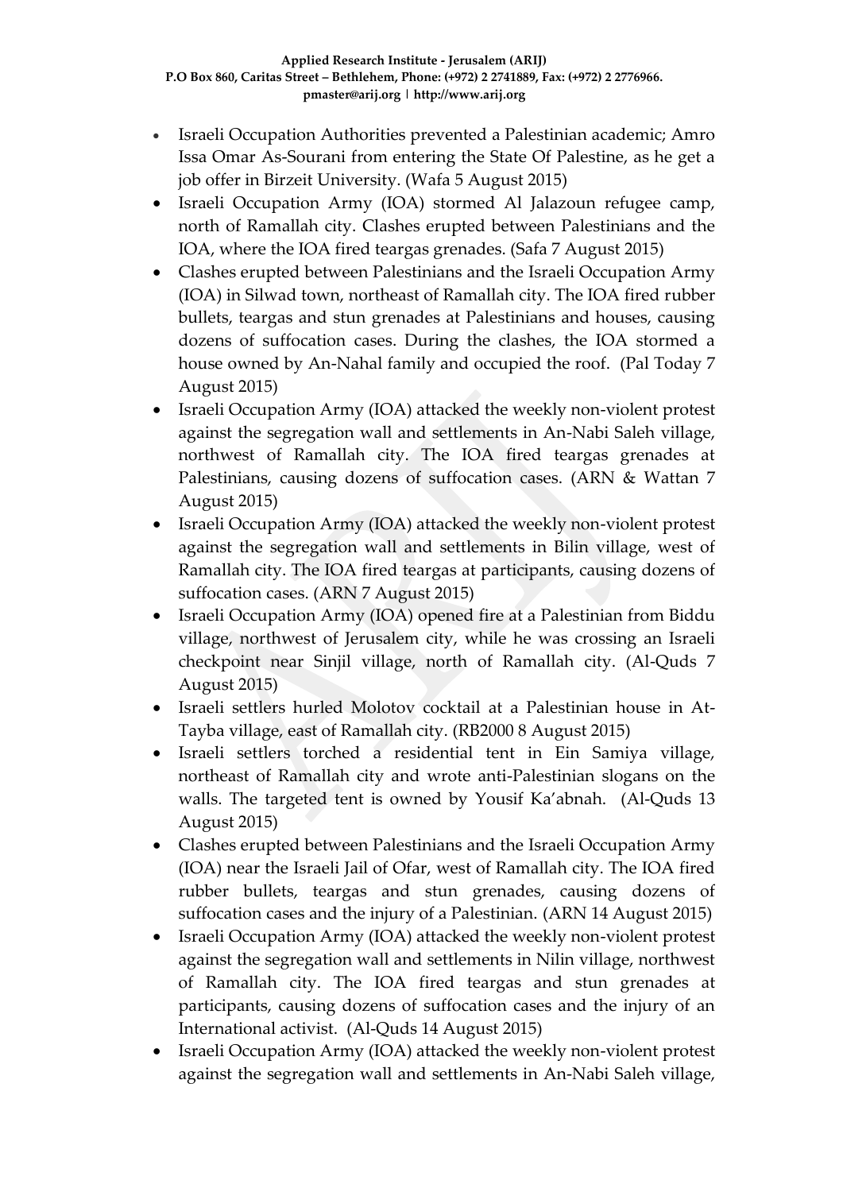- Israeli Occupation Authorities prevented a Palestinian academic; Amro Issa Omar As-Sourani from entering the State Of Palestine, as he get a job offer in Birzeit University. (Wafa 5 August 2015)
- Israeli Occupation Army (IOA) stormed Al Jalazoun refugee camp, north of Ramallah city. Clashes erupted between Palestinians and the IOA, where the IOA fired teargas grenades. (Safa 7 August 2015)
- Clashes erupted between Palestinians and the Israeli Occupation Army (IOA) in Silwad town, northeast of Ramallah city. The IOA fired rubber bullets, teargas and stun grenades at Palestinians and houses, causing dozens of suffocation cases. During the clashes, the IOA stormed a house owned by An-Nahal family and occupied the roof. (Pal Today 7 August 2015)
- Israeli Occupation Army (IOA) attacked the weekly non-violent protest against the segregation wall and settlements in An-Nabi Saleh village, northwest of Ramallah city. The IOA fired teargas grenades at Palestinians, causing dozens of suffocation cases. (ARN & Wattan 7 August 2015)
- Israeli Occupation Army (IOA) attacked the weekly non-violent protest against the segregation wall and settlements in Bilin village, west of Ramallah city. The IOA fired teargas at participants, causing dozens of suffocation cases. (ARN 7 August 2015)
- Israeli Occupation Army (IOA) opened fire at a Palestinian from Biddu village, northwest of Jerusalem city, while he was crossing an Israeli checkpoint near Sinjil village, north of Ramallah city. (Al-Quds 7 August 2015)
- Israeli settlers hurled Molotov cocktail at a Palestinian house in At-Tayba village, east of Ramallah city. (RB2000 8 August 2015)
- Israeli settlers torched a residential tent in Ein Samiya village, northeast of Ramallah city and wrote anti-Palestinian slogans on the walls. The targeted tent is owned by Yousif Ka'abnah. (Al-Quds 13 August 2015)
- Clashes erupted between Palestinians and the Israeli Occupation Army (IOA) near the Israeli Jail of Ofar, west of Ramallah city. The IOA fired rubber bullets, teargas and stun grenades, causing dozens of suffocation cases and the injury of a Palestinian. (ARN 14 August 2015)
- Israeli Occupation Army (IOA) attacked the weekly non-violent protest against the segregation wall and settlements in Nilin village, northwest of Ramallah city. The IOA fired teargas and stun grenades at participants, causing dozens of suffocation cases and the injury of an International activist. (Al-Quds 14 August 2015)
- Israeli Occupation Army (IOA) attacked the weekly non-violent protest against the segregation wall and settlements in An-Nabi Saleh village,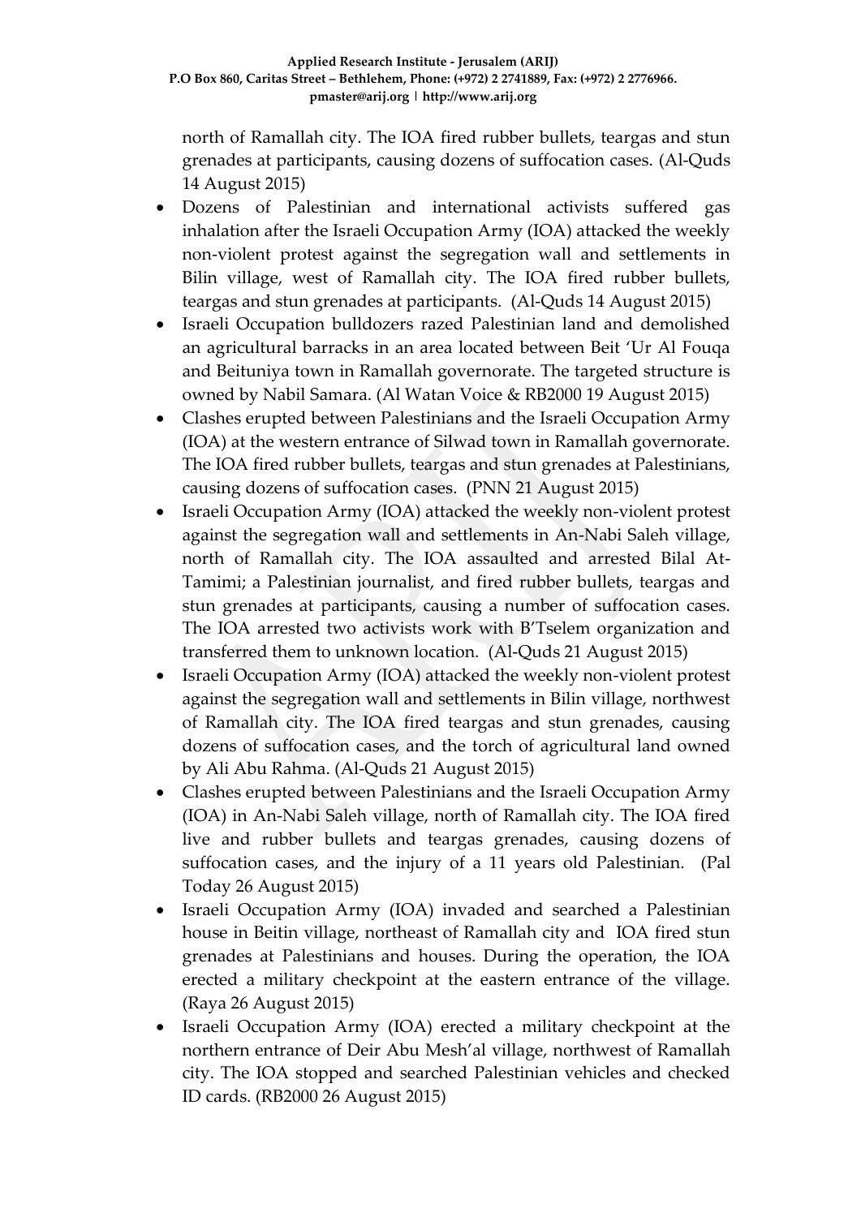north of Ramallah city. The IOA fired rubber bullets, teargas and stun grenades at participants, causing dozens of suffocation cases. (Al-Quds 14 August 2015)

- Dozens of Palestinian and international activists suffered gas inhalation after the Israeli Occupation Army (IOA) attacked the weekly non-violent protest against the segregation wall and settlements in Bilin village, west of Ramallah city. The IOA fired rubber bullets, teargas and stun grenades at participants. (Al-Quds 14 August 2015)
- Israeli Occupation bulldozers razed Palestinian land and demolished an agricultural barracks in an area located between Beit 'Ur Al Fouqa and Beituniya town in Ramallah governorate. The targeted structure is owned by Nabil Samara. (Al Watan Voice & RB2000 19 August 2015)
- Clashes erupted between Palestinians and the Israeli Occupation Army (IOA) at the western entrance of Silwad town in Ramallah governorate. The IOA fired rubber bullets, teargas and stun grenades at Palestinians, causing dozens of suffocation cases. (PNN 21 August 2015)
- Israeli Occupation Army (IOA) attacked the weekly non-violent protest against the segregation wall and settlements in An-Nabi Saleh village, north of Ramallah city. The IOA assaulted and arrested Bilal At-Tamimi; a Palestinian journalist, and fired rubber bullets, teargas and stun grenades at participants, causing a number of suffocation cases. The IOA arrested two activists work with B'Tselem organization and transferred them to unknown location. (Al-Quds 21 August 2015)
- Israeli Occupation Army (IOA) attacked the weekly non-violent protest against the segregation wall and settlements in Bilin village, northwest of Ramallah city. The IOA fired teargas and stun grenades, causing dozens of suffocation cases, and the torch of agricultural land owned by Ali Abu Rahma. (Al-Quds 21 August 2015)
- Clashes erupted between Palestinians and the Israeli Occupation Army (IOA) in An-Nabi Saleh village, north of Ramallah city. The IOA fired live and rubber bullets and teargas grenades, causing dozens of suffocation cases, and the injury of a 11 years old Palestinian. (Pal Today 26 August 2015)
- Israeli Occupation Army (IOA) invaded and searched a Palestinian house in Beitin village, northeast of Ramallah city and IOA fired stun grenades at Palestinians and houses. During the operation, the IOA erected a military checkpoint at the eastern entrance of the village. (Raya 26 August 2015)
- Israeli Occupation Army (IOA) erected a military checkpoint at the northern entrance of Deir Abu Mesh'al village, northwest of Ramallah city. The IOA stopped and searched Palestinian vehicles and checked ID cards. (RB2000 26 August 2015)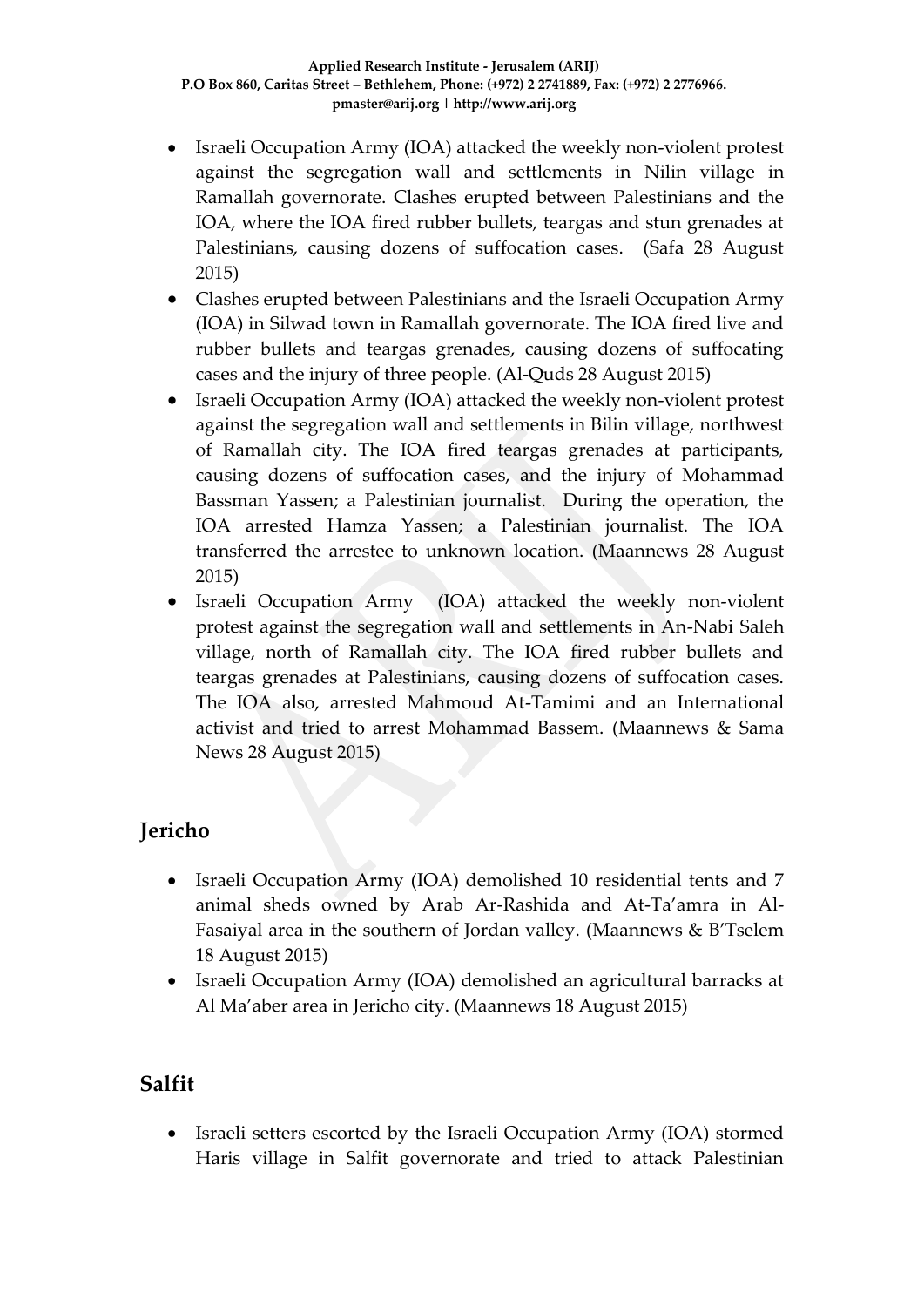- Israeli Occupation Army (IOA) attacked the weekly non-violent protest against the segregation wall and settlements in Nilin village in Ramallah governorate. Clashes erupted between Palestinians and the IOA, where the IOA fired rubber bullets, teargas and stun grenades at Palestinians, causing dozens of suffocation cases. (Safa 28 August 2015)
- Clashes erupted between Palestinians and the Israeli Occupation Army (IOA) in Silwad town in Ramallah governorate. The IOA fired live and rubber bullets and teargas grenades, causing dozens of suffocating cases and the injury of three people. (Al-Quds 28 August 2015)
- Israeli Occupation Army (IOA) attacked the weekly non-violent protest against the segregation wall and settlements in Bilin village, northwest of Ramallah city. The IOA fired teargas grenades at participants, causing dozens of suffocation cases, and the injury of Mohammad Bassman Yassen; a Palestinian journalist. During the operation, the IOA arrested Hamza Yassen; a Palestinian journalist. The IOA transferred the arrestee to unknown location. (Maannews 28 August 2015)
- Israeli Occupation Army (IOA) attacked the weekly non-violent protest against the segregation wall and settlements in An-Nabi Saleh village, north of Ramallah city. The IOA fired rubber bullets and teargas grenades at Palestinians, causing dozens of suffocation cases. The IOA also, arrested Mahmoud At-Tamimi and an International activist and tried to arrest Mohammad Bassem. (Maannews & Sama News 28 August 2015)

## Jericho

- Israeli Occupation Army (IOA) demolished 10 residential tents and 7 animal sheds owned by Arab Ar-Rashida and At-Ta'amra in Al-Fasaiyal area in the southern of Jordan valley. (Maannews & B'Tselem 18 August 2015)
- Israeli Occupation Army (IOA) demolished an agricultural barracks at Al Ma'aber area in Jericho city. (Maannews 18 August 2015)

## Salfit

- Israeli setters escorted by the Israeli Occupation Army (IOA) stormed Haris village in Salfit governorate and tried to attack Palestinian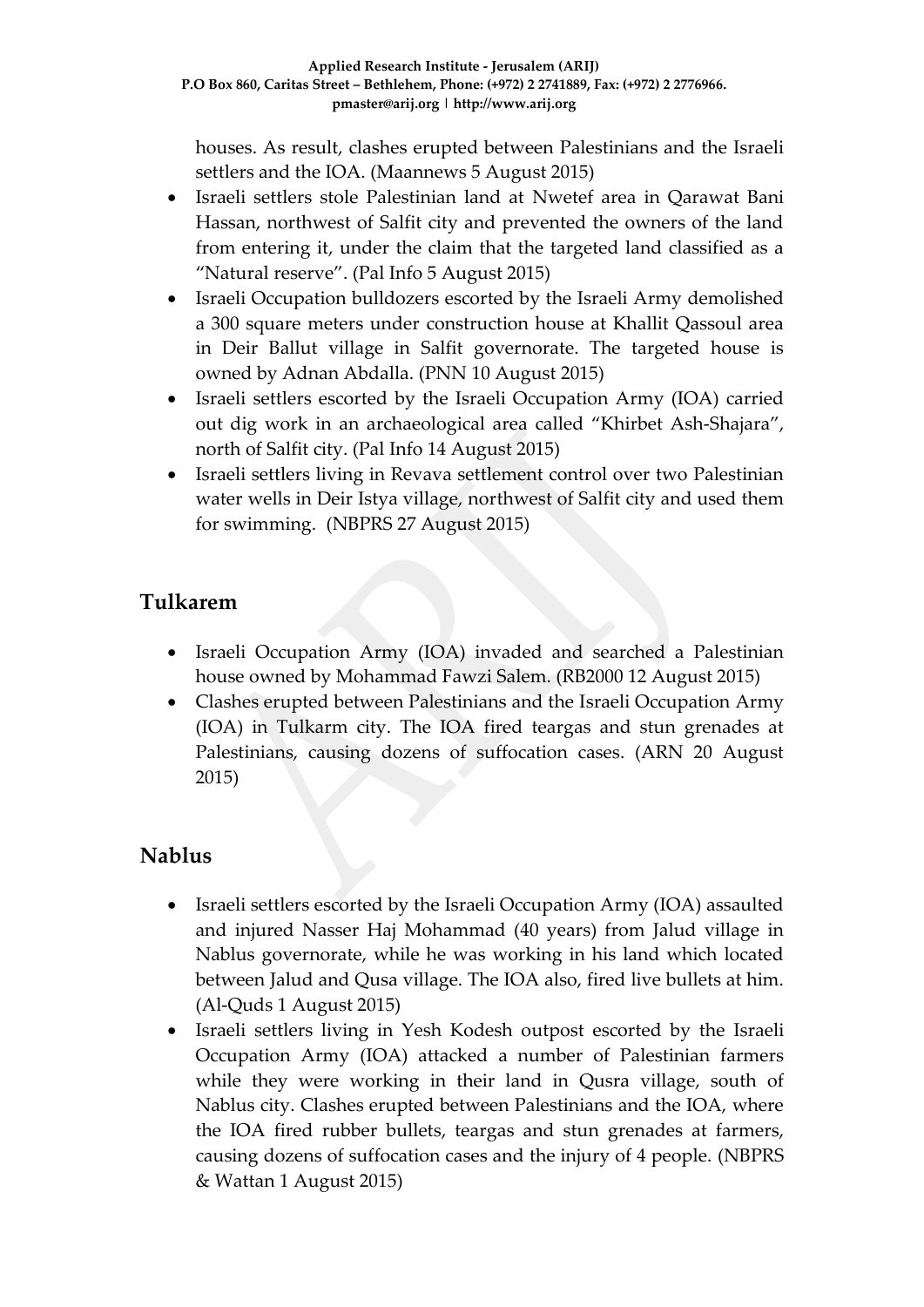houses. As result, clashes erupted between Palestinians and the Israeli settlers and the IOA. (Maannews 5 August 2015)

- Israeli settlers stole Palestinian land at Nwetef area in Qarawat Bani Hassan, northwest of Salfit city and prevented the owners of the land from entering it, under the claim that the targeted land classified as a "Natural reserve". (Pal Info 5 August 2015)
- Israeli Occupation bulldozers escorted by the Israeli Army demolished a 300 square meters under construction house at Khallit Qassoul area in Deir Ballut village in Salfit governorate. The targeted house is owned by Adnan Abdalla. (PNN 10 August 2015)
- Israeli settlers escorted by the Israeli Occupation Army (IOA) carried out dig work in an archaeological area called "Khirbet Ash-Shajara", north of Salfit city. (Pal Info 14 August 2015)
- Israeli settlers living in Revava settlement control over two Palestinian water wells in Deir Istya village, northwest of Salfit city and used them for swimming. (NBPRS 27 August 2015)

## Tulkarem

- Israeli Occupation Army (IOA) invaded and searched a Palestinian house owned by Mohammad Fawzi Salem. (RB2000 12 August 2015)
- Clashes erupted between Palestinians and the Israeli Occupation Army (IOA) in Tulkarm city. The IOA fired teargas and stun grenades at Palestinians, causing dozens of suffocation cases. (ARN 20 August 2015)

## Nablus

- Israeli settlers escorted by the Israeli Occupation Army (IOA) assaulted and injured Nasser Haj Mohammad (40 years) from Jalud village in Nablus governorate, while he was working in his land which located between Jalud and Qusa village. The IOA also, fired live bullets at him. (Al-Quds 1 August 2015)
- Israeli settlers living in Yesh Kodesh outpost escorted by the Israeli Occupation Army (IOA) attacked a number of Palestinian farmers while they were working in their land in Qusra village, south of Nablus city. Clashes erupted between Palestinians and the IOA, where the IOA fired rubber bullets, teargas and stun grenades at farmers, causing dozens of suffocation cases and the injury of 4 people. (NBPRS & Wattan 1 August 2015)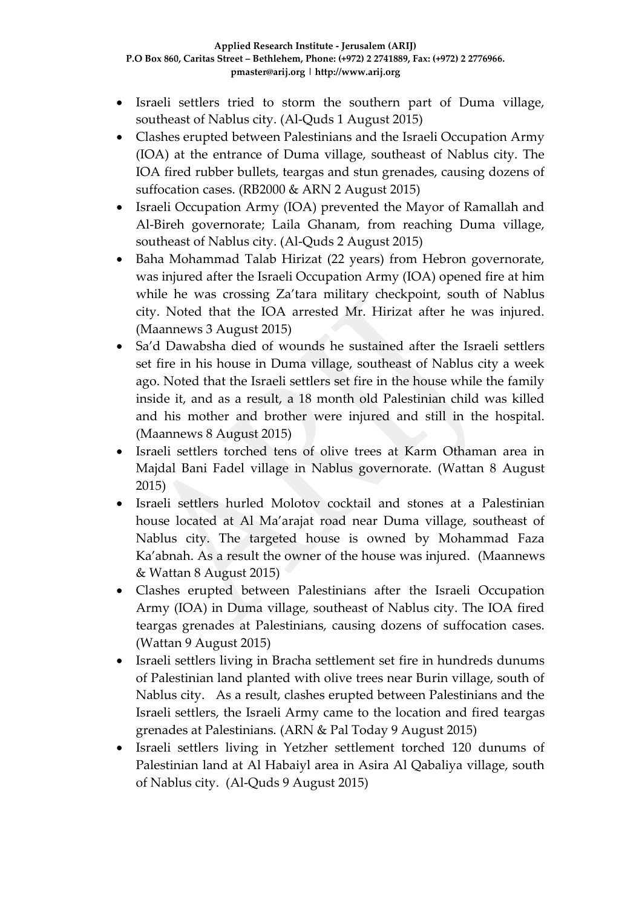- Israeli settlers tried to storm the southern part of Duma village, southeast of Nablus city. (Al-Quds 1 August 2015)
- Clashes erupted between Palestinians and the Israeli Occupation Army (IOA) at the entrance of Duma village, southeast of Nablus city. The IOA fired rubber bullets, teargas and stun grenades, causing dozens of suffocation cases. (RB2000 & ARN 2 August 2015)
- Israeli Occupation Army (IOA) prevented the Mayor of Ramallah and Al-Bireh governorate; Laila Ghanam, from reaching Duma village, southeast of Nablus city. (Al-Quds 2 August 2015)
- Baha Mohammad Talab Hirizat (22 years) from Hebron governorate, was injured after the Israeli Occupation Army (IOA) opened fire at him while he was crossing Za'tara military checkpoint, south of Nablus city. Noted that the IOA arrested Mr. Hirizat after he was injured. (Maannews 3 August 2015)
- Sa'd Dawabsha died of wounds he sustained after the Israeli settlers set fire in his house in Duma village, southeast of Nablus city a week ago. Noted that the Israeli settlers set fire in the house while the family inside it, and as a result, a 18 month old Palestinian child was killed and his mother and brother were injured and still in the hospital. (Maannews 8 August 2015)
- Israeli settlers torched tens of olive trees at Karm Othaman area in Majdal Bani Fadel village in Nablus governorate. (Wattan 8 August 2015)
- Israeli settlers hurled Molotov cocktail and stones at a Palestinian house located at Al Ma'arajat road near Duma village, southeast of Nablus city. The targeted house is owned by Mohammad Faza Ka'abnah. As a result the owner of the house was injured. (Maannews & Wattan 8 August 2015)
- Clashes erupted between Palestinians after the Israeli Occupation Army (IOA) in Duma village, southeast of Nablus city. The IOA fired teargas grenades at Palestinians, causing dozens of suffocation cases. (Wattan 9 August 2015)
- Israeli settlers living in Bracha settlement set fire in hundreds dunums of Palestinian land planted with olive trees near Burin village, south of Nablus city. As a result, clashes erupted between Palestinians and the Israeli settlers, the Israeli Army came to the location and fired teargas grenades at Palestinians. (ARN & Pal Today 9 August 2015)
- Israeli settlers living in Yetzher settlement torched 120 dunums of Palestinian land at Al Habaiyl area in Asira Al Qabaliya village, south of Nablus city. (Al-Quds 9 August 2015)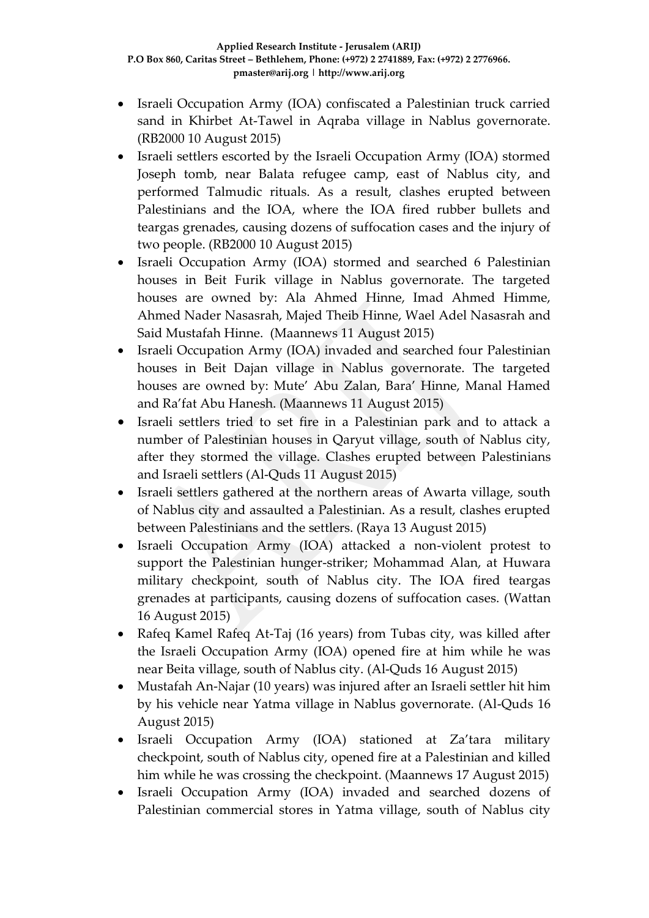- Israeli Occupation Army (IOA) confiscated a Palestinian truck carried sand in Khirbet At-Tawel in Aqraba village in Nablus governorate. (RB2000 10 August 2015)
- Israeli settlers escorted by the Israeli Occupation Army (IOA) stormed Joseph tomb, near Balata refugee camp, east of Nablus city, and performed Talmudic rituals. As a result, clashes erupted between Palestinians and the IOA, where the IOA fired rubber bullets and teargas grenades, causing dozens of suffocation cases and the injury of two people. (RB2000 10 August 2015)
- Israeli Occupation Army (IOA) stormed and searched 6 Palestinian houses in Beit Furik village in Nablus governorate. The targeted houses are owned by: Ala Ahmed Hinne, Imad Ahmed Himme, Ahmed Nader Nasasrah, Majed Theib Hinne, Wael Adel Nasasrah and Said Mustafah Hinne. (Maannews 11 August 2015)
- Israeli Occupation Army (IOA) invaded and searched four Palestinian houses in Beit Dajan village in Nablus governorate. The targeted houses are owned by: Mute' Abu Zalan, Bara' Hinne, Manal Hamed and Ra'fat Abu Hanesh. (Maannews 11 August 2015)
- Israeli settlers tried to set fire in a Palestinian park and to attack a number of Palestinian houses in Qaryut village, south of Nablus city, after they stormed the village. Clashes erupted between Palestinians and Israeli settlers (Al-Quds 11 August 2015)
- Israeli settlers gathered at the northern areas of Awarta village, south of Nablus city and assaulted a Palestinian. As a result, clashes erupted between Palestinians and the settlers. (Raya 13 August 2015)
- Israeli Occupation Army (IOA) attacked a non-violent protest to support the Palestinian hunger-striker; Mohammad Alan, at Huwara military checkpoint, south of Nablus city. The IOA fired teargas grenades at participants, causing dozens of suffocation cases. (Wattan 16 August 2015)
- Rafeq Kamel Rafeq At-Taj (16 years) from Tubas city, was killed after the Israeli Occupation Army (IOA) opened fire at him while he was near Beita village, south of Nablus city. (Al-Quds 16 August 2015)
- Mustafah An-Najar (10 years) was injured after an Israeli settler hit him by his vehicle near Yatma village in Nablus governorate. (Al-Quds 16 August 2015)
- Israeli Occupation Army (IOA) stationed at Za'tara military checkpoint, south of Nablus city, opened fire at a Palestinian and killed him while he was crossing the checkpoint. (Maannews 17 August 2015)
- Israeli Occupation Army (IOA) invaded and searched dozens of Palestinian commercial stores in Yatma village, south of Nablus city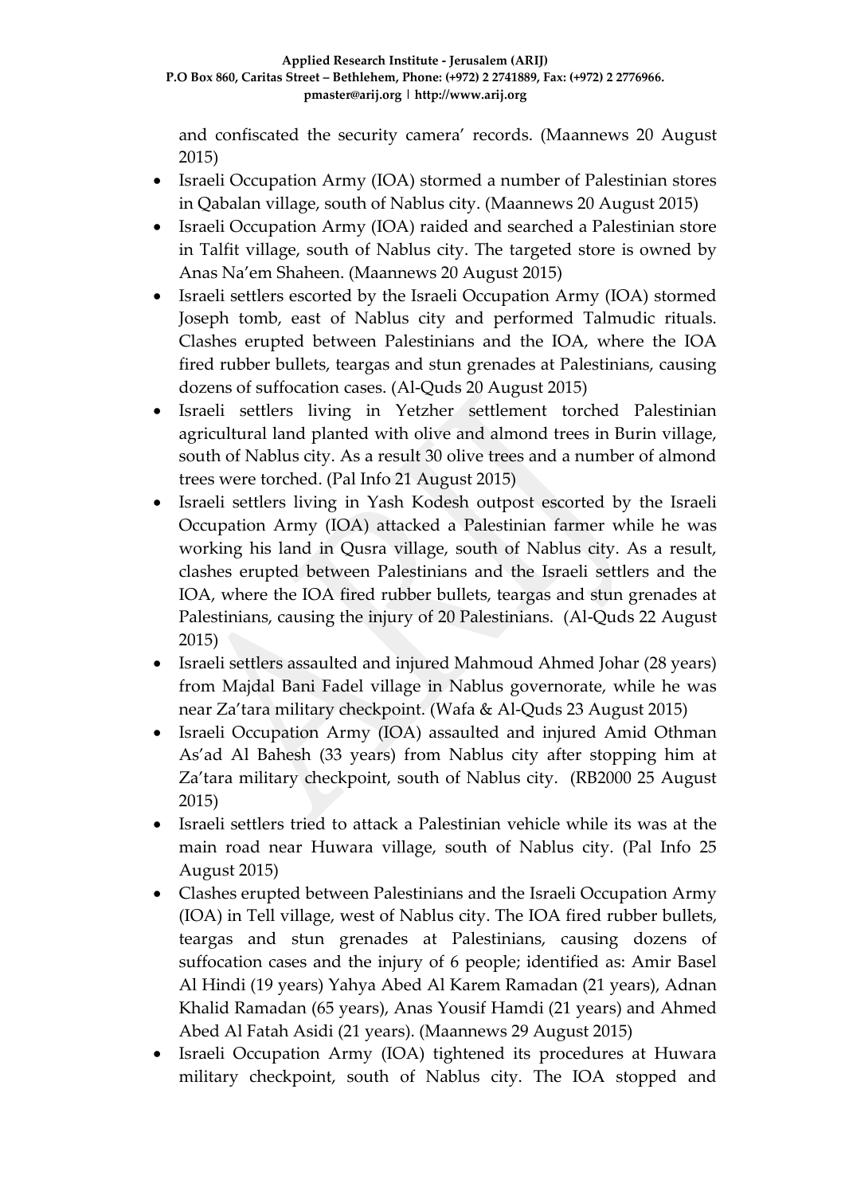and confiscated the security camera' records. (Maannews 20 August 2015)

- Israeli Occupation Army (IOA) stormed a number of Palestinian stores in Qabalan village, south of Nablus city. (Maannews 20 August 2015)
- Israeli Occupation Army (IOA) raided and searched a Palestinian store in Talfit village, south of Nablus city. The targeted store is owned by Anas Na'em Shaheen. (Maannews 20 August 2015)
- Israeli settlers escorted by the Israeli Occupation Army (IOA) stormed Joseph tomb, east of Nablus city and performed Talmudic rituals. Clashes erupted between Palestinians and the IOA, where the IOA fired rubber bullets, teargas and stun grenades at Palestinians, causing dozens of suffocation cases. (Al-Quds 20 August 2015)
- Israeli settlers living in Yetzher settlement torched Palestinian agricultural land planted with olive and almond trees in Burin village, south of Nablus city. As a result 30 olive trees and a number of almond trees were torched. (Pal Info 21 August 2015)
- Israeli settlers living in Yash Kodesh outpost escorted by the Israeli Occupation Army (IOA) attacked a Palestinian farmer while he was working his land in Qusra village, south of Nablus city. As a result, clashes erupted between Palestinians and the Israeli settlers and the IOA, where the IOA fired rubber bullets, teargas and stun grenades at Palestinians, causing the injury of 20 Palestinians. (Al-Quds 22 August 2015)
- Israeli settlers assaulted and injured Mahmoud Ahmed Johar (28 years) from Majdal Bani Fadel village in Nablus governorate, while he was near Za'tara military checkpoint. (Wafa & Al-Quds 23 August 2015)
- Israeli Occupation Army (IOA) assaulted and injured Amid Othman As'ad Al Bahesh (33 years) from Nablus city after stopping him at Za'tara military checkpoint, south of Nablus city. (RB2000 25 August 2015)
- Israeli settlers tried to attack a Palestinian vehicle while its was at the main road near Huwara village, south of Nablus city. (Pal Info 25 August 2015)
- Clashes erupted between Palestinians and the Israeli Occupation Army (IOA) in Tell village, west of Nablus city. The IOA fired rubber bullets, teargas and stun grenades at Palestinians, causing dozens of suffocation cases and the injury of 6 people; identified as: Amir Basel Al Hindi (19 years) Yahya Abed Al Karem Ramadan (21 years), Adnan Khalid Ramadan (65 years), Anas Yousif Hamdi (21 years) and Ahmed Abed Al Fatah Asidi (21 years). (Maannews 29 August 2015)
- Israeli Occupation Army (IOA) tightened its procedures at Huwara military checkpoint, south of Nablus city. The IOA stopped and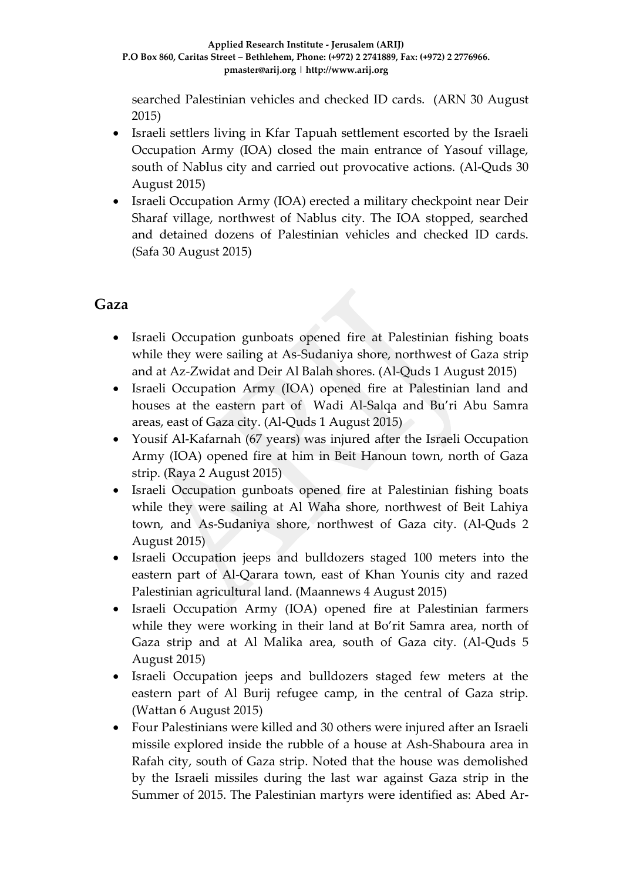searched Palestinian vehicles and checked ID cards. (ARN 30 August 2015)

- Israeli settlers living in Kfar Tapuah settlement escorted by the Israeli Occupation Army (IOA) closed the main entrance of Yasouf village, south of Nablus city and carried out provocative actions. (Al-Quds 30 August 2015)
- Israeli Occupation Army (IOA) erected a military checkpoint near Deir Sharaf village, northwest of Nablus city. The IOA stopped, searched and detained dozens of Palestinian vehicles and checked ID cards. (Safa 30 August 2015)

## Gaza

- Israeli Occupation gunboats opened fire at Palestinian fishing boats while they were sailing at As-Sudaniya shore, northwest of Gaza strip and at Az-Zwidat and Deir Al Balah shores. (Al-Quds 1 August 2015)
- Israeli Occupation Army (IOA) opened fire at Palestinian land and houses at the eastern part of Wadi Al-Salqa and Bu'ri Abu Samra areas, east of Gaza city. (Al-Quds 1 August 2015)
- Yousif Al-Kafarnah (67 years) was injured after the Israeli Occupation Army (IOA) opened fire at him in Beit Hanoun town, north of Gaza strip. (Raya 2 August 2015)
- Israeli Occupation gunboats opened fire at Palestinian fishing boats while they were sailing at Al Waha shore, northwest of Beit Lahiya town, and As-Sudaniya shore, northwest of Gaza city. (Al-Quds 2 August 2015)
- Israeli Occupation jeeps and bulldozers staged 100 meters into the eastern part of Al-Qarara town, east of Khan Younis city and razed Palestinian agricultural land. (Maannews 4 August 2015)
- Israeli Occupation Army (IOA) opened fire at Palestinian farmers while they were working in their land at Bo'rit Samra area, north of Gaza strip and at Al Malika area, south of Gaza city. (Al-Quds 5 August 2015)
- Israeli Occupation jeeps and bulldozers staged few meters at the eastern part of Al Burij refugee camp, in the central of Gaza strip. (Wattan 6 August 2015)
- Four Palestinians were killed and 30 others were injured after an Israeli missile explored inside the rubble of a house at Ash-Shaboura area in Rafah city, south of Gaza strip. Noted that the house was demolished by the Israeli missiles during the last war against Gaza strip in the Summer of 2015. The Palestinian martyrs were identified as: Abed Ar-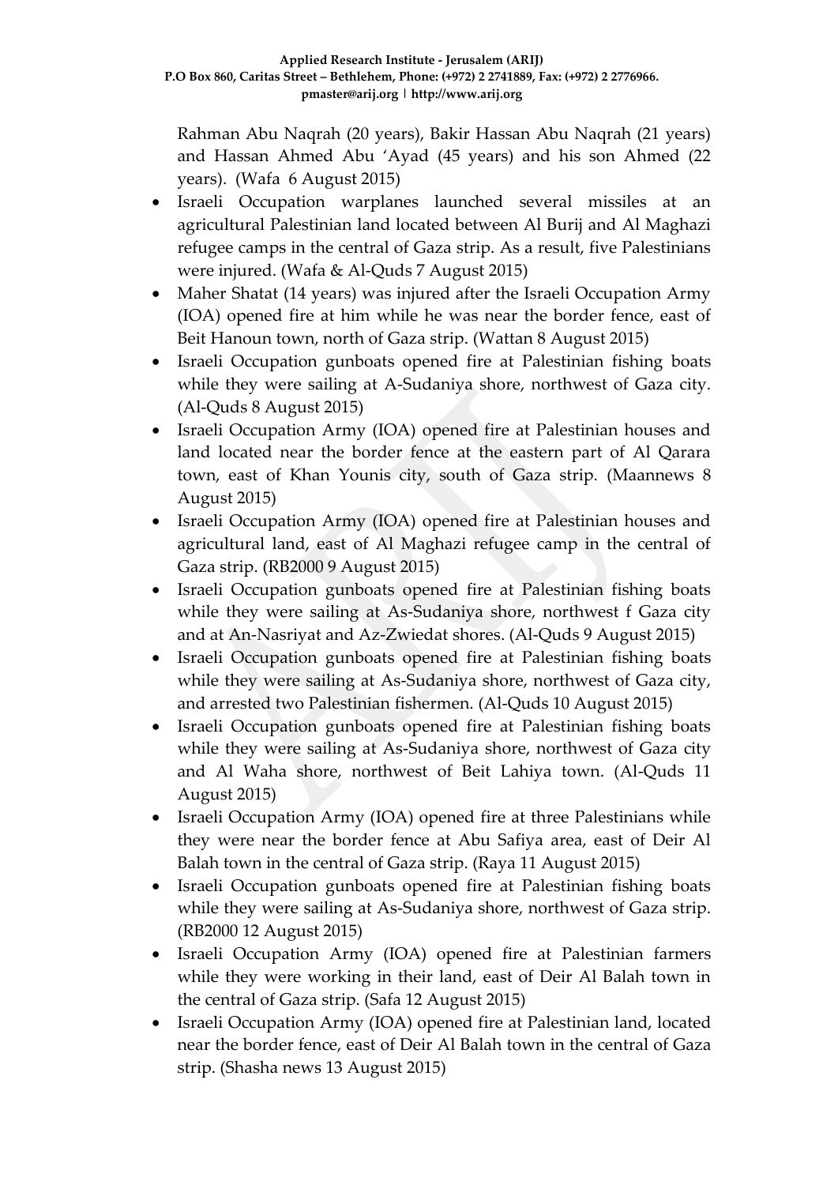Rahman Abu Naqrah (20 years), Bakir Hassan Abu Naqrah (21 years) and Hassan Ahmed Abu 'Ayad (45 years) and his son Ahmed (22 years). (Wafa 6 August 2015)

- Israeli Occupation warplanes launched several missiles at an agricultural Palestinian land located between Al Burij and Al Maghazi refugee camps in the central of Gaza strip. As a result, five Palestinians were injured. (Wafa & Al-Quds 7 August 2015)
- Maher Shatat (14 years) was injured after the Israeli Occupation Army (IOA) opened fire at him while he was near the border fence, east of Beit Hanoun town, north of Gaza strip. (Wattan 8 August 2015)
- Israeli Occupation gunboats opened fire at Palestinian fishing boats while they were sailing at A-Sudaniya shore, northwest of Gaza city. (Al-Quds 8 August 2015)
- Israeli Occupation Army (IOA) opened fire at Palestinian houses and land located near the border fence at the eastern part of Al Qarara town, east of Khan Younis city, south of Gaza strip. (Maannews 8 August 2015)
- Israeli Occupation Army (IOA) opened fire at Palestinian houses and agricultural land, east of Al Maghazi refugee camp in the central of Gaza strip. (RB2000 9 August 2015)
- Israeli Occupation gunboats opened fire at Palestinian fishing boats while they were sailing at As-Sudaniya shore, northwest f Gaza city and at An-Nasriyat and Az-Zwiedat shores. (Al-Quds 9 August 2015)
- Israeli Occupation gunboats opened fire at Palestinian fishing boats while they were sailing at As-Sudaniya shore, northwest of Gaza city, and arrested two Palestinian fishermen. (Al-Quds 10 August 2015)
- Israeli Occupation gunboats opened fire at Palestinian fishing boats while they were sailing at As-Sudaniya shore, northwest of Gaza city and Al Waha shore, northwest of Beit Lahiya town. (Al-Quds 11 August 2015)
- Israeli Occupation Army (IOA) opened fire at three Palestinians while they were near the border fence at Abu Safiya area, east of Deir Al Balah town in the central of Gaza strip. (Raya 11 August 2015)
- Israeli Occupation gunboats opened fire at Palestinian fishing boats while they were sailing at As-Sudaniya shore, northwest of Gaza strip. (RB2000 12 August 2015)
- Israeli Occupation Army (IOA) opened fire at Palestinian farmers while they were working in their land, east of Deir Al Balah town in the central of Gaza strip. (Safa 12 August 2015)
- Israeli Occupation Army (IOA) opened fire at Palestinian land, located near the border fence, east of Deir Al Balah town in the central of Gaza strip. (Shasha news 13 August 2015)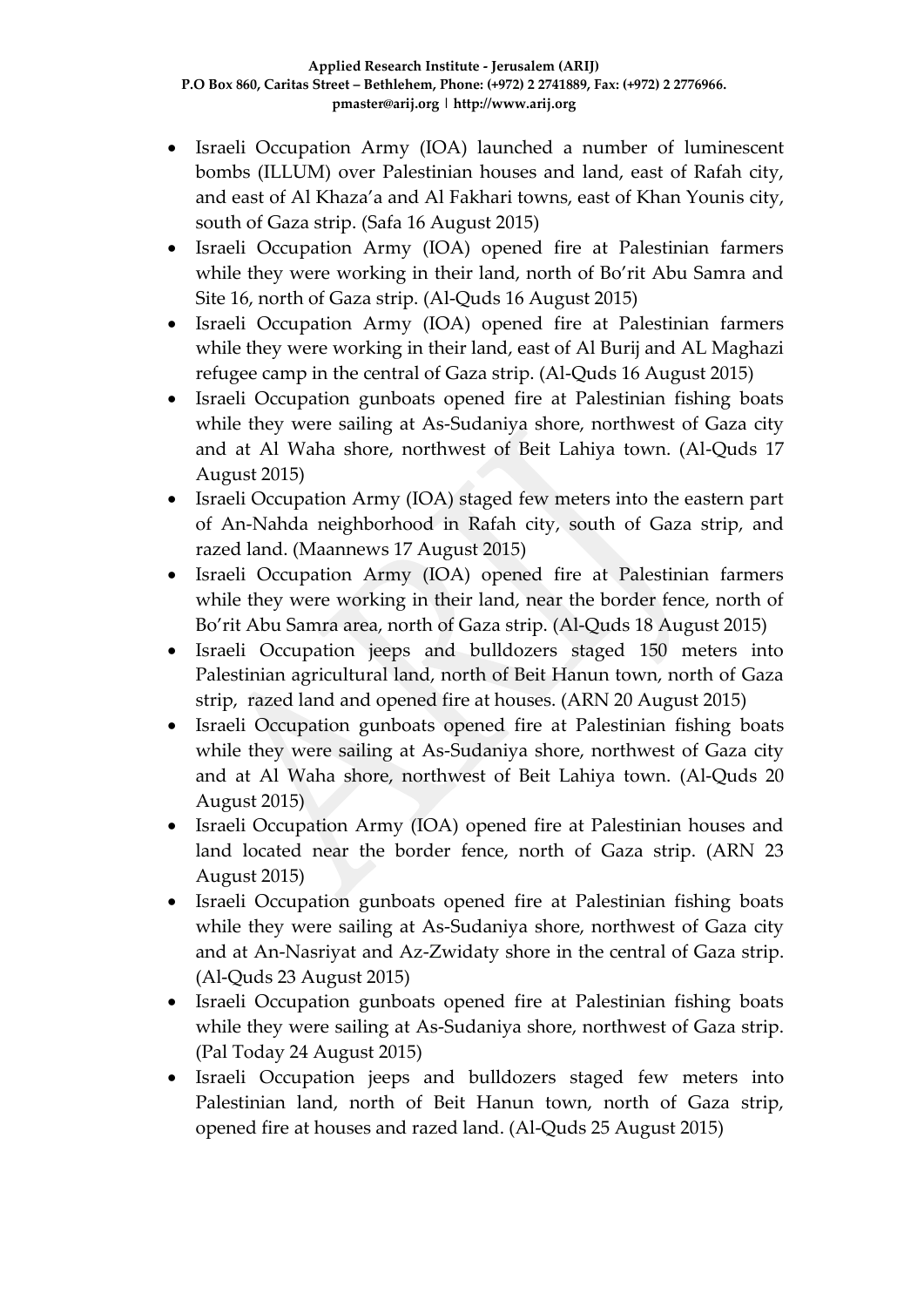- Israeli Occupation Army (IOA) launched a number of luminescent bombs (ILLUM) over Palestinian houses and land, east of Rafah city, and east of Al Khaza'a and Al Fakhari towns, east of Khan Younis city, south of Gaza strip. (Safa 16 August 2015)
- Israeli Occupation Army (IOA) opened fire at Palestinian farmers while they were working in their land, north of Bo'rit Abu Samra and Site 16, north of Gaza strip. (Al-Quds 16 August 2015)
- Israeli Occupation Army (IOA) opened fire at Palestinian farmers while they were working in their land, east of Al Burij and AL Maghazi refugee camp in the central of Gaza strip. (Al-Quds 16 August 2015)
- Israeli Occupation gunboats opened fire at Palestinian fishing boats while they were sailing at As-Sudaniya shore, northwest of Gaza city and at Al Waha shore, northwest of Beit Lahiya town. (Al-Quds 17 August 2015)
- Israeli Occupation Army (IOA) staged few meters into the eastern part of An-Nahda neighborhood in Rafah city, south of Gaza strip, and razed land. (Maannews 17 August 2015)
- Israeli Occupation Army (IOA) opened fire at Palestinian farmers while they were working in their land, near the border fence, north of Bo'rit Abu Samra area, north of Gaza strip. (Al-Quds 18 August 2015)
- Israeli Occupation jeeps and bulldozers staged 150 meters into Palestinian agricultural land, north of Beit Hanun town, north of Gaza strip, razed land and opened fire at houses. (ARN 20 August 2015)
- Israeli Occupation gunboats opened fire at Palestinian fishing boats while they were sailing at As-Sudaniya shore, northwest of Gaza city and at Al Waha shore, northwest of Beit Lahiya town. (Al-Quds 20 August 2015)
- Israeli Occupation Army (IOA) opened fire at Palestinian houses and land located near the border fence, north of Gaza strip. (ARN 23 August 2015)
- Israeli Occupation gunboats opened fire at Palestinian fishing boats while they were sailing at As-Sudaniya shore, northwest of Gaza city and at An-Nasriyat and Az-Zwidaty shore in the central of Gaza strip. (Al-Quds 23 August 2015)
- Israeli Occupation gunboats opened fire at Palestinian fishing boats while they were sailing at As-Sudaniya shore, northwest of Gaza strip. (Pal Today 24 August 2015)
- Israeli Occupation jeeps and bulldozers staged few meters into Palestinian land, north of Beit Hanun town, north of Gaza strip, opened fire at houses and razed land. (Al-Quds 25 August 2015)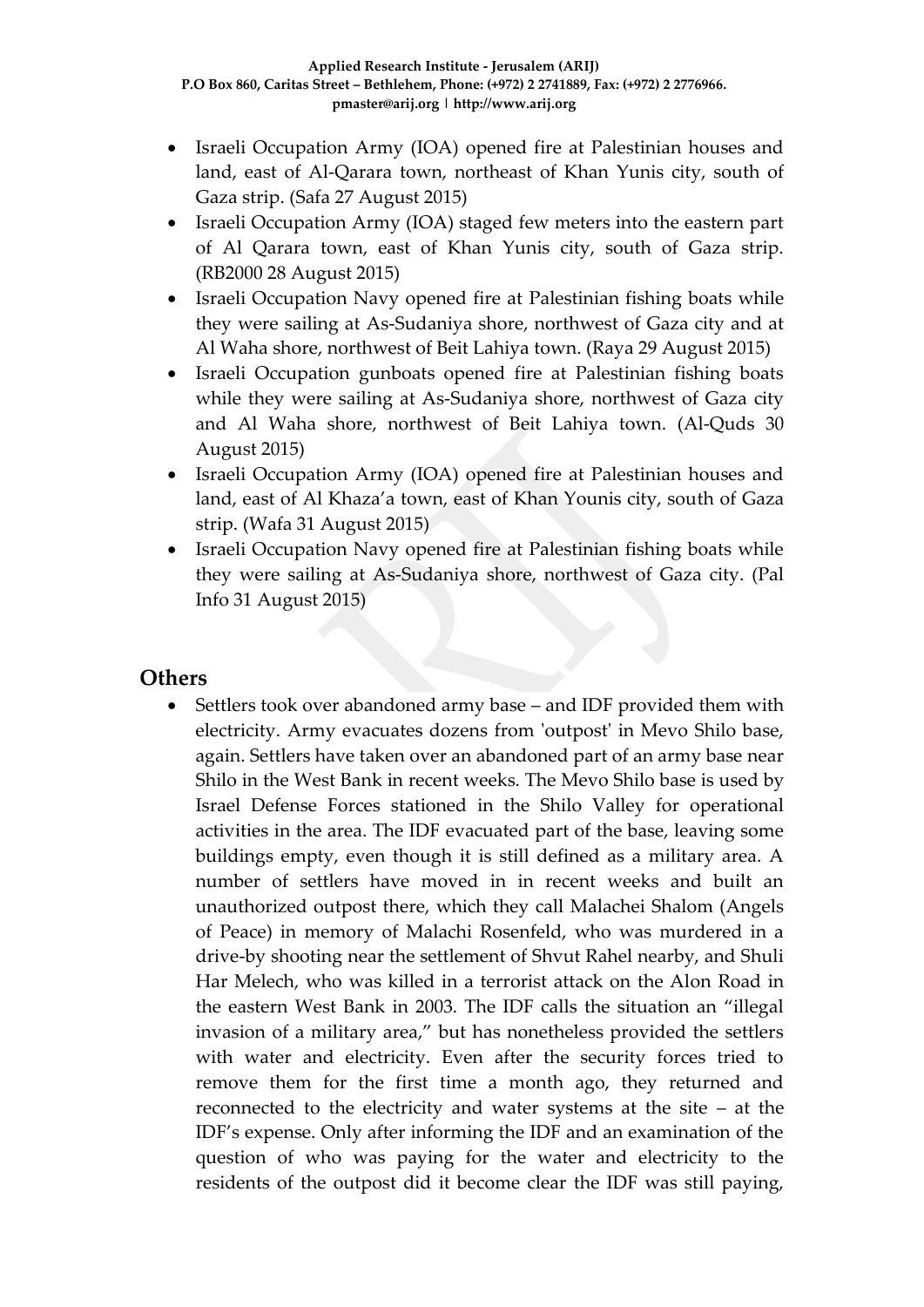- Israeli Occupation Army (IOA) opened fire at Palestinian houses and land, east of Al-Qarara town, northeast of Khan Yunis city, south of Gaza strip. (Safa 27 August 2015)
- Israeli Occupation Army (IOA) staged few meters into the eastern part of Al Qarara town, east of Khan Yunis city, south of Gaza strip. (RB2000 28 August 2015)
- Israeli Occupation Navy opened fire at Palestinian fishing boats while they were sailing at As-Sudaniya shore, northwest of Gaza city and at Al Waha shore, northwest of Beit Lahiya town. (Raya 29 August 2015)
- Israeli Occupation gunboats opened fire at Palestinian fishing boats while they were sailing at As-Sudaniya shore, northwest of Gaza city and Al Waha shore, northwest of Beit Lahiya town. (Al-Quds 30 August 2015)
- Israeli Occupation Army (IOA) opened fire at Palestinian houses and land, east of Al Khaza'a town, east of Khan Younis city, south of Gaza strip. (Wafa 31 August 2015)
- Israeli Occupation Navy opened fire at Palestinian fishing boats while they were sailing at As-Sudaniya shore, northwest of Gaza city. (Pal Info 31 August 2015)

## Others

- Settlers took over abandoned army base – and IDF provided them with electricity. Army evacuates dozens from 'outpost' in Mevo Shilo base, again. Settlers have taken over an abandoned part of an army base near Shilo in the West Bank in recent weeks. The Mevo Shilo base is used by Israel Defense Forces stationed in the Shilo Valley for operational activities in the area. The IDF evacuated part of the base, leaving some buildings empty, even though it is still defined as a military area. A number of settlers have moved in in recent weeks and built an unauthorized outpost there, which they call Malachei Shalom (Angels of Peace) in memory of Malachi Rosenfeld, who was murdered in a drive-by shooting near the settlement of Shvut Rahel nearby, and Shuli Har Melech, who was killed in a terrorist attack on the Alon Road in the eastern West Bank in 2003. The IDF calls the situation an "illegal invasion of a military area," but has nonetheless provided the settlers with water and electricity. Even after the security forces tried to remove them for the first time a month ago, they returned and reconnected to the electricity and water systems at the site – at the IDF's expense. Only after informing the IDF and an examination of the question of who was paying for the water and electricity to the residents of the outpost did it become clear the IDF was still paying,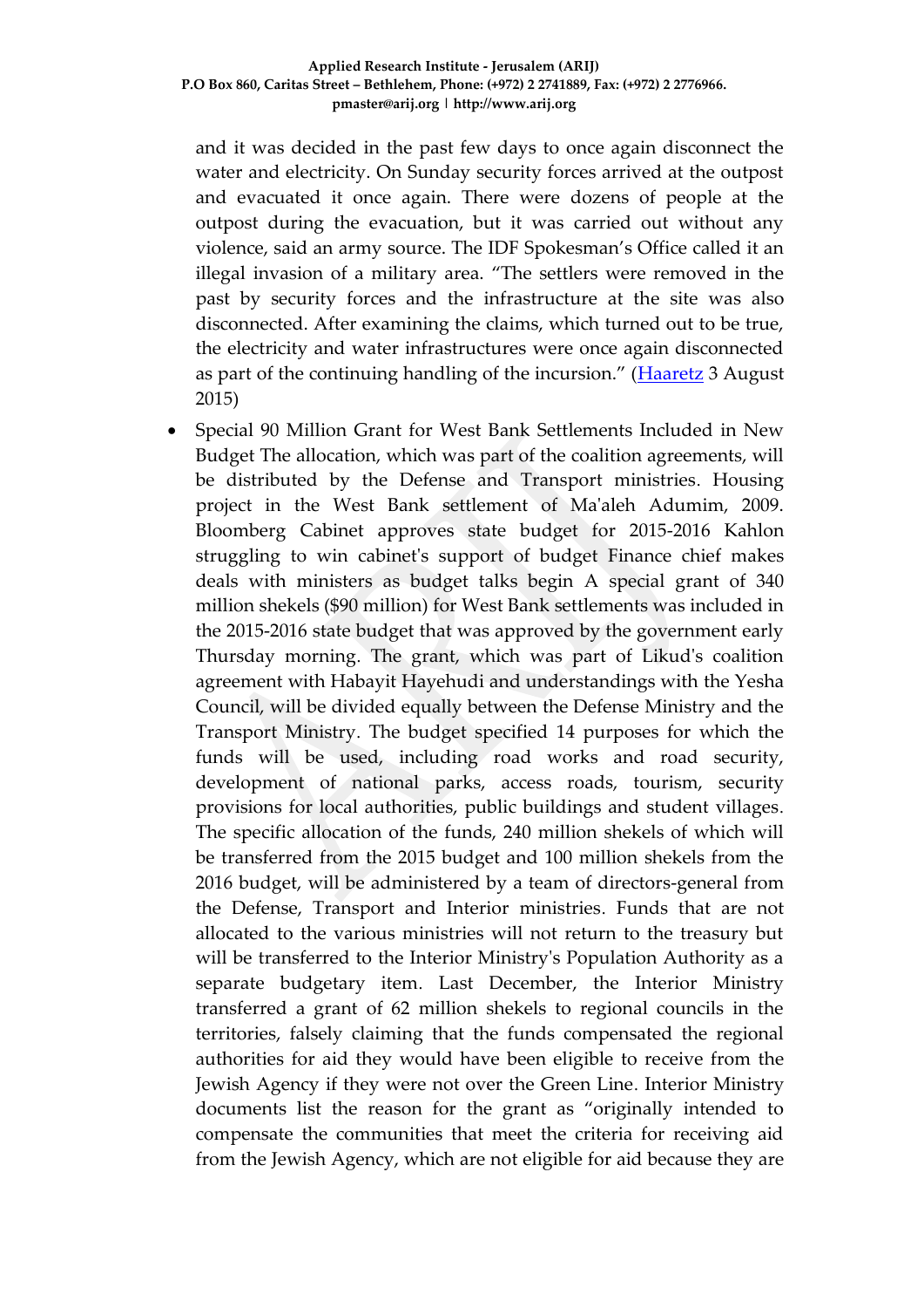and it was decided in the past few days to once again disconnect the water and electricity. On Sunday security forces arrived at the outpost and evacuated it once again. There were dozens of people at the outpost during the evacuation, but it was carried out without any violence, said an army source. The IDF Spokesman's Office called it an illegal invasion of a military area. "The settlers were removed in the past by security forces and the infrastructure at the site was also disconnected. After examining the claims, which turned out to be true, the electricity and water infrastructures were once again disconnected as part of the continuing handling of the incursion." (Haaretz 3 August 2015)

- Special 90 Million Grant for West Bank Settlements Included in New Budget The allocation, which was part of the coalition agreements, will be distributed by the Defense and Transport ministries. Housing project in the West Bank settlement of Ma'aleh Adumim, 2009. Bloomberg Cabinet approves state budget for 2015-2016 Kahlon struggling to win cabinet's support of budget Finance chief makes deals with ministers as budget talks begin A special grant of 340 million shekels ($90 million) for West Bank settlements was included in the 2015-2016 state budget that was approved by the government early Thursday morning. The grant, which was part of Likud's coalition agreement with Habayit Hayehudi and understandings with the Yesha Council, will be divided equally between the Defense Ministry and the Transport Ministry. The budget specified 14 purposes for which the funds will be used, including road works and road security, development of national parks, access roads, tourism, security provisions for local authorities, public buildings and student villages. The specific allocation of the funds, 240 million shekels of which will be transferred from the 2015 budget and 100 million shekels from the 2016 budget, will be administered by a team of directors-general from the Defense, Transport and Interior ministries. Funds that are not allocated to the various ministries will not return to the treasury but will be transferred to the Interior Ministry's Population Authority as a separate budgetary item. Last December, the Interior Ministry transferred a grant of 62 million shekels to regional councils in the territories, falsely claiming that the funds compensated the regional authorities for aid they would have been eligible to receive from the Jewish Agency if they were not over the Green Line. Interior Ministry documents list the reason for the grant as "originally intended to compensate the communities that meet the criteria for receiving aid from the Jewish Agency, which are not eligible for aid because they are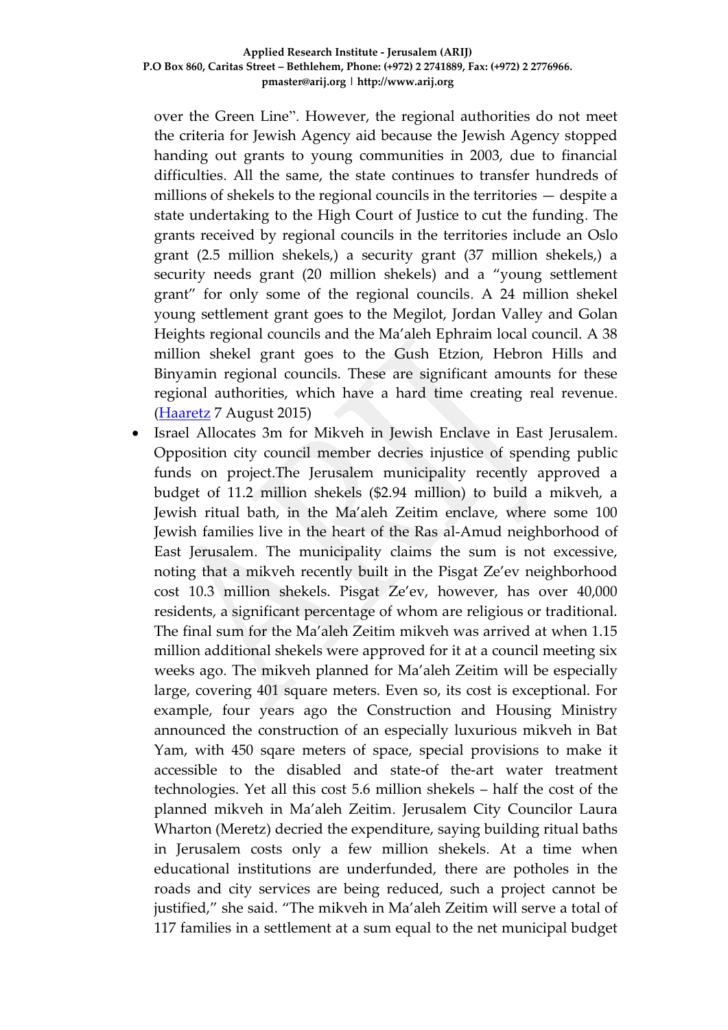over the Green Line". However, the regional authorities do not meet the criteria for Jewish Agency aid because the Jewish Agency stopped handing out grants to young communities in 2003, due to financial difficulties. All the same, the state continues to transfer hundreds of millions of shekels to the regional councils in the territories — despite a state undertaking to the High Court of Justice to cut the funding. The grants received by regional councils in the territories include an Oslo grant (2.5 million shekels,) a security grant (37 million shekels,) a security needs grant (20 million shekels) and a "young settlement grant" for only some of the regional councils. A 24 million shekel young settlement grant goes to the Megilot, Jordan Valley and Golan Heights regional councils and the Ma'aleh Ephraim local council. A 38 million shekel grant goes to the Gush Etzion, Hebron Hills and Binyamin regional councils. These are significant amounts for these regional authorities, which have a hard time creating real revenue. (Haaretz 7 August 2015)

- Israel Allocates 3m for Mikveh in Jewish Enclave in East Jerusalem. Opposition city council member decries injustice of spending public funds on project.The Jerusalem municipality recently approved a budget of 11.2 million shekels ($2.94 million) to build a mikveh, a Jewish ritual bath, in the Ma'aleh Zeitim enclave, where some 100 Jewish families live in the heart of the Ras al-Amud neighborhood of East Jerusalem. The municipality claims the sum is not excessive, noting that a mikveh recently built in the Pisgat Ze'ev neighborhood cost 10.3 million shekels. Pisgat Ze'ev, however, has over 40,000 residents, a significant percentage of whom are religious or traditional. The final sum for the Ma'aleh Zeitim mikveh was arrived at when 1.15 million additional shekels were approved for it at a council meeting six weeks ago. The mikveh planned for Ma'aleh Zeitim will be especially large, covering 401 square meters. Even so, its cost is exceptional. For example, four years ago the Construction and Housing Ministry announced the construction of an especially luxurious mikveh in Bat Yam, with 450 sqare meters of space, special provisions to make it accessible to the disabled and state-of the-art water treatment technologies. Yet all this cost 5.6 million shekels – half the cost of the planned mikveh in Ma'aleh Zeitim. Jerusalem City Councilor Laura Wharton (Meretz) decried the expenditure, saying building ritual baths in Jerusalem costs only a few million shekels. At a time when educational institutions are underfunded, there are potholes in the roads and city services are being reduced, such a project cannot be justified," she said. "The mikveh in Ma'aleh Zeitim will serve a total of 117 families in a settlement at a sum equal to the net municipal budget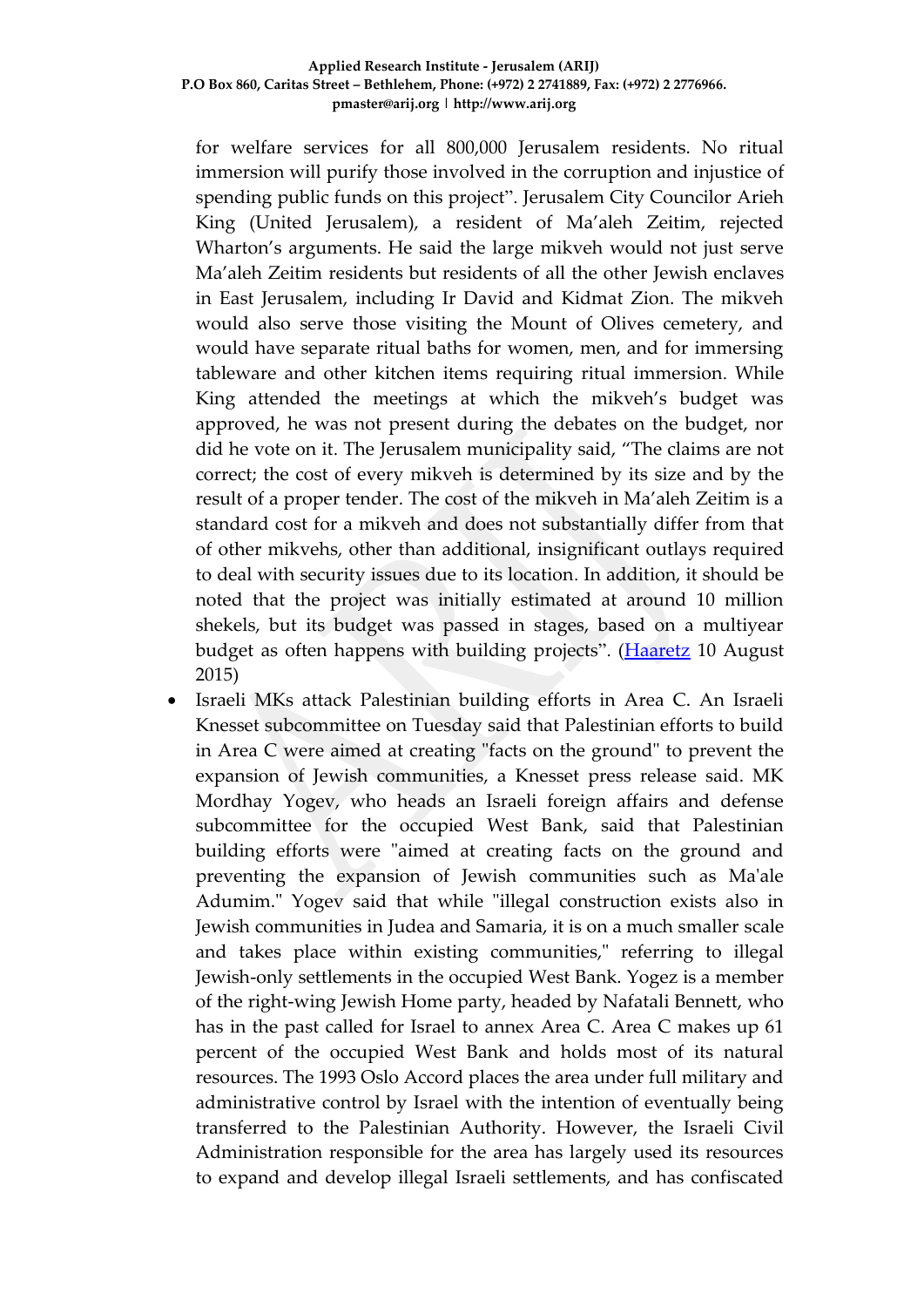for welfare services for all 800,000 Jerusalem residents. No ritual immersion will purify those involved in the corruption and injustice of spending public funds on this project". Jerusalem City Councilor Arieh King (United Jerusalem), a resident of Ma'aleh Zeitim, rejected Wharton's arguments. He said the large mikveh would not just serve Ma'aleh Zeitim residents but residents of all the other Jewish enclaves in East Jerusalem, including Ir David and Kidmat Zion. The mikveh would also serve those visiting the Mount of Olives cemetery, and would have separate ritual baths for women, men, and for immersing tableware and other kitchen items requiring ritual immersion. While King attended the meetings at which the mikveh's budget was approved, he was not present during the debates on the budget, nor did he vote on it. The Jerusalem municipality said, "The claims are not correct; the cost of every mikveh is determined by its size and by the result of a proper tender. The cost of the mikveh in Ma'aleh Zeitim is a standard cost for a mikveh and does not substantially differ from that of other mikvehs, other than additional, insignificant outlays required to deal with security issues due to its location. In addition, it should be noted that the project was initially estimated at around 10 million shekels, but its budget was passed in stages, based on a multiyear budget as often happens with building projects". (Haaretz 10 August 2015)

- Israeli MKs attack Palestinian building efforts in Area C. An Israeli Knesset subcommittee on Tuesday said that Palestinian efforts to build in Area C were aimed at creating "facts on the ground" to prevent the expansion of Jewish communities, a Knesset press release said. MK Mordhay Yogev, who heads an Israeli foreign affairs and defense subcommittee for the occupied West Bank, said that Palestinian building efforts were "aimed at creating facts on the ground and preventing the expansion of Jewish communities such as Ma'ale Adumim." Yogev said that while "illegal construction exists also in Jewish communities in Judea and Samaria, it is on a much smaller scale and takes place within existing communities," referring to illegal Jewish-only settlements in the occupied West Bank. Yogez is a member of the right-wing Jewish Home party, headed by Nafatali Bennett, who has in the past called for Israel to annex Area C. Area C makes up 61 percent of the occupied West Bank and holds most of its natural resources. The 1993 Oslo Accord places the area under full military and administrative control by Israel with the intention of eventually being transferred to the Palestinian Authority. However, the Israeli Civil Administration responsible for the area has largely used its resources to expand and develop illegal Israeli settlements, and has confiscated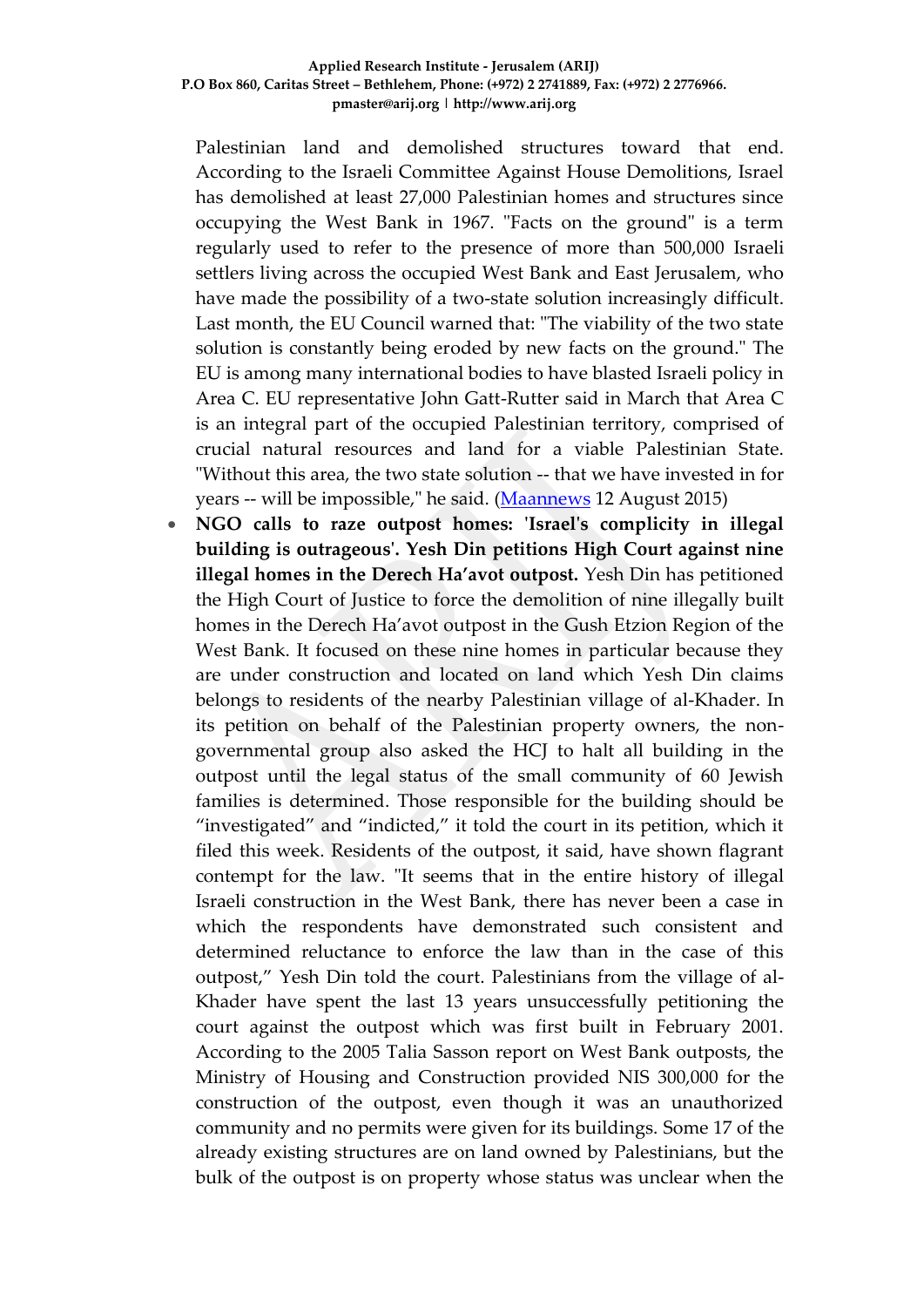Palestinian land and demolished structures toward that end. According to the Israeli Committee Against House Demolitions, Israel has demolished at least 27,000 Palestinian homes and structures since occupying the West Bank in 1967. "Facts on the ground" is a term regularly used to refer to the presence of more than 500,000 Israeli settlers living across the occupied West Bank and East Jerusalem, who have made the possibility of a two-state solution increasingly difficult. Last month, the EU Council warned that: "The viability of the two state solution is constantly being eroded by new facts on the ground." The EU is among many international bodies to have blasted Israeli policy in Area C. EU representative John Gatt-Rutter said in March that Area C is an integral part of the occupied Palestinian territory, comprised of crucial natural resources and land for a viable Palestinian State. "Without this area, the two state solution -- that we have invested in for years -- will be impossible," he said. ([Maannews](Maannews) 12 August 2015)

- **NGO calls to raze outpost homes: 'Israel's complicity in illegal building is outrageous'. Yesh Din petitions High Court against nine illegal homes in the Derech Ha'avot outpost.** Yesh Din has petitioned the High Court of Justice to force the demolition of nine illegally built homes in the Derech Ha'avot outpost in the Gush Etzion Region of the West Bank. It focused on these nine homes in particular because they are under construction and located on land which Yesh Din claims belongs to residents of the nearby Palestinian village of al-Khader. In its petition on behalf of the Palestinian property owners, the non-governmental group also asked the HCJ to halt all building in the outpost until the legal status of the small community of 60 Jewish families is determined. Those responsible for the building should be "investigated" and "indicted," it told the court in its petition, which it filed this week. Residents of the outpost, it said, have shown flagrant contempt for the law. "It seems that in the entire history of illegal Israeli construction in the West Bank, there has never been a case in which the respondents have demonstrated such consistent and determined reluctance to enforce the law than in the case of this outpost," Yesh Din told the court. Palestinians from the village of al-Khader have spent the last 13 years unsuccessfully petitioning the court against the outpost which was first built in February 2001. According to the 2005 Talia Sasson report on West Bank outposts, the Ministry of Housing and Construction provided NIS 300,000 for the construction of the outpost, even though it was an unauthorized community and no permits were given for its buildings. Some 17 of the already existing structures are on land owned by Palestinians, but the bulk of the outpost is on property whose status was unclear when the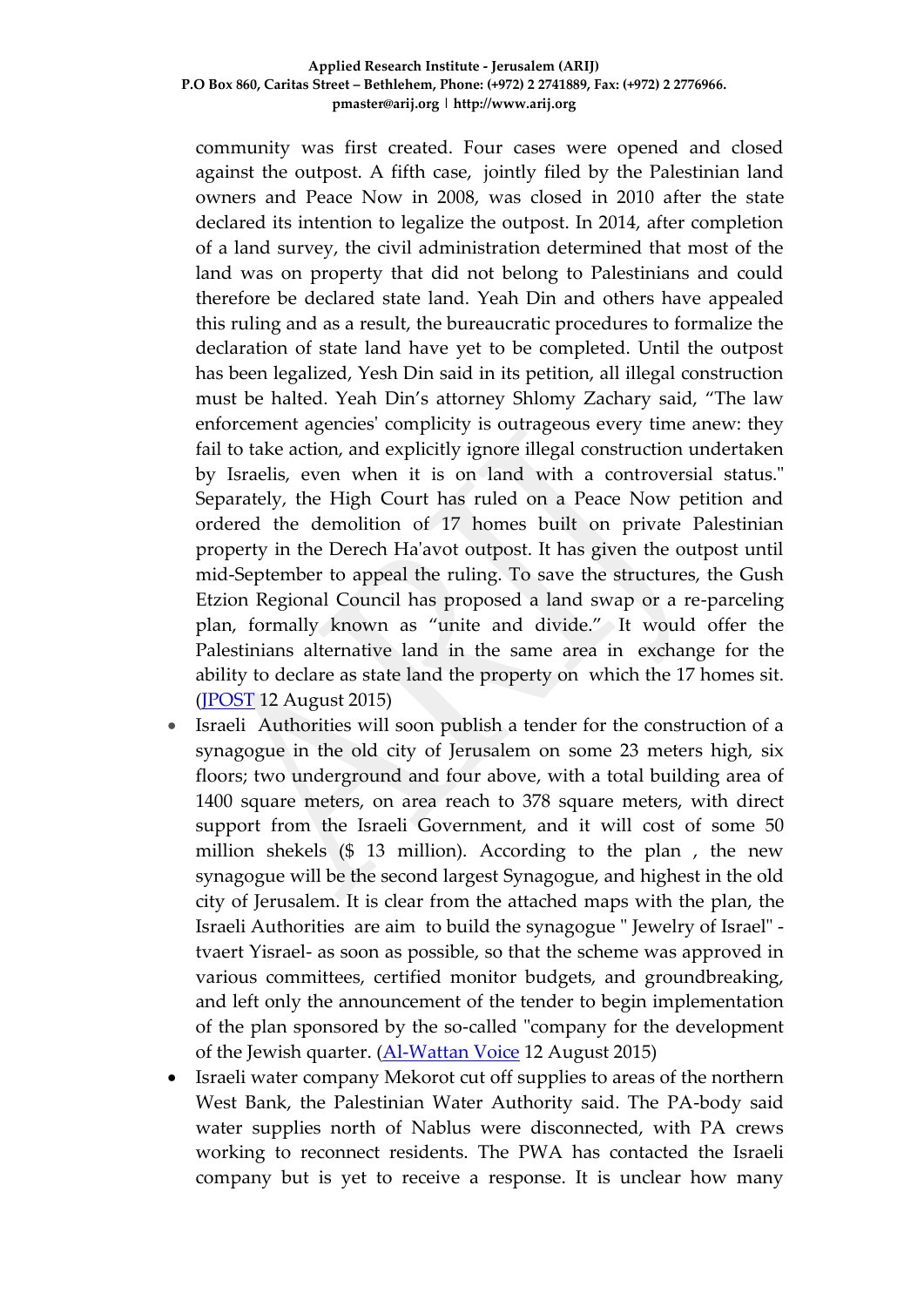community was first created. Four cases were opened and closed against the outpost. A fifth case, jointly filed by the Palestinian land owners and Peace Now in 2008, was closed in 2010 after the state declared its intention to legalize the outpost. In 2014, after completion of a land survey, the civil administration determined that most of the land was on property that did not belong to Palestinians and could therefore be declared state land. Yeah Din and others have appealed this ruling and as a result, the bureaucratic procedures to formalize the declaration of state land have yet to be completed. Until the outpost has been legalized, Yesh Din said in its petition, all illegal construction must be halted. Yeah Din's attorney Shlomy Zachary said, "The law enforcement agencies' complicity is outrageous every time anew: they fail to take action, and explicitly ignore illegal construction undertaken by Israelis, even when it is on land with a controversial status." Separately, the High Court has ruled on a Peace Now petition and ordered the demolition of 17 homes built on private Palestinian property in the Derech Ha'avot outpost. It has given the outpost until mid-September to appeal the ruling. To save the structures, the Gush Etzion Regional Council has proposed a land swap or a re-parceling plan, formally known as "unite and divide." It would offer the Palestinians alternative land in the same area in exchange for the ability to declare as state land the property on which the 17 homes sit. (JPOST 12 August 2015)

- Israeli Authorities will soon publish a tender for the construction of a synagogue in the old city of Jerusalem on some 23 meters high, six floors; two underground and four above, with a total building area of 1400 square meters, on area reach to 378 square meters, with direct support from the Israeli Government, and it will cost of some 50 million shekels ($ 13 million). According to the plan , the new synagogue will be the second largest Synagogue, and highest in the old city of Jerusalem. It is clear from the attached maps with the plan, the Israeli Authorities are aim to build the synagogue " Jewelry of Israel" - tvaert Yisrael- as soon as possible, so that the scheme was approved in various committees, certified monitor budgets, and groundbreaking, and left only the announcement of the tender to begin implementation of the plan sponsored by the so-called "company for the development of the Jewish quarter. (Al-Wattan Voice 12 August 2015)
- Israeli water company Mekorot cut off supplies to areas of the northern West Bank, the Palestinian Water Authority said. The PA-body said water supplies north of Nablus were disconnected, with PA crews working to reconnect residents. The PWA has contacted the Israeli company but is yet to receive a response. It is unclear how many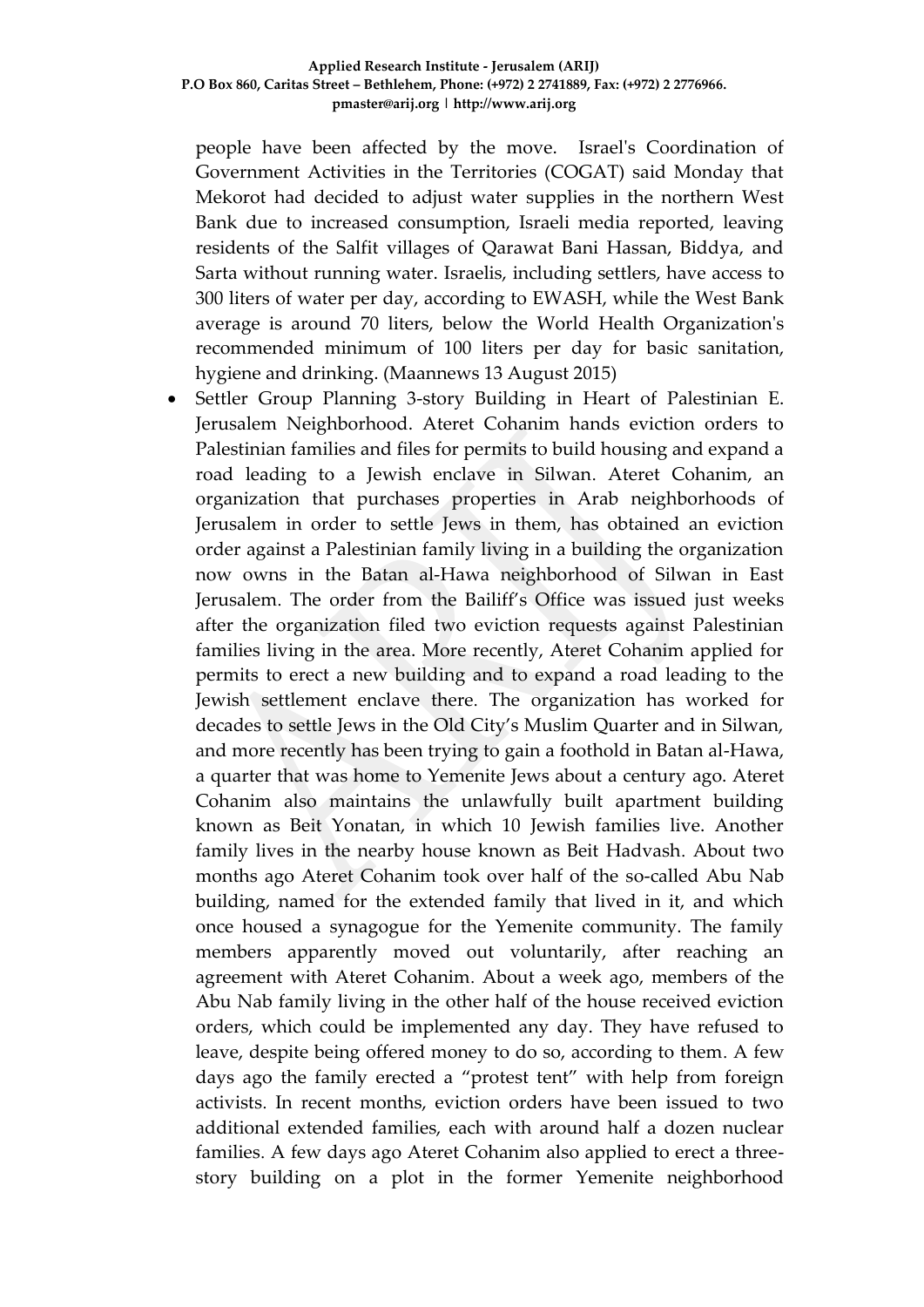people have been affected by the move. Israel's Coordination of Government Activities in the Territories (COGAT) said Monday that Mekorot had decided to adjust water supplies in the northern West Bank due to increased consumption, Israeli media reported, leaving residents of the Salfit villages of Qarawat Bani Hassan, Biddya, and Sarta without running water. Israelis, including settlers, have access to 300 liters of water per day, according to EWASH, while the West Bank average is around 70 liters, below the World Health Organization's recommended minimum of 100 liters per day for basic sanitation, hygiene and drinking. (Maannews 13 August 2015)

- Settler Group Planning 3-story Building in Heart of Palestinian E. Jerusalem Neighborhood. Ateret Cohanim hands eviction orders to Palestinian families and files for permits to build housing and expand a road leading to a Jewish enclave in Silwan. Ateret Cohanim, an organization that purchases properties in Arab neighborhoods of Jerusalem in order to settle Jews in them, has obtained an eviction order against a Palestinian family living in a building the organization now owns in the Batan al-Hawa neighborhood of Silwan in East Jerusalem. The order from the Bailiff's Office was issued just weeks after the organization filed two eviction requests against Palestinian families living in the area. More recently, Ateret Cohanim applied for permits to erect a new building and to expand a road leading to the Jewish settlement enclave there. The organization has worked for decades to settle Jews in the Old City's Muslim Quarter and in Silwan, and more recently has been trying to gain a foothold in Batan al-Hawa, a quarter that was home to Yemenite Jews about a century ago. Ateret Cohanim also maintains the unlawfully built apartment building known as Beit Yonatan, in which 10 Jewish families live. Another family lives in the nearby house known as Beit Hadvash. About two months ago Ateret Cohanim took over half of the so-called Abu Nab building, named for the extended family that lived in it, and which once housed a synagogue for the Yemenite community. The family members apparently moved out voluntarily, after reaching an agreement with Ateret Cohanim. About a week ago, members of the Abu Nab family living in the other half of the house received eviction orders, which could be implemented any day. They have refused to leave, despite being offered money to do so, according to them. A few days ago the family erected a "protest tent" with help from foreign activists. In recent months, eviction orders have been issued to two additional extended families, each with around half a dozen nuclear families. A few days ago Ateret Cohanim also applied to erect a three-story building on a plot in the former Yemenite neighborhood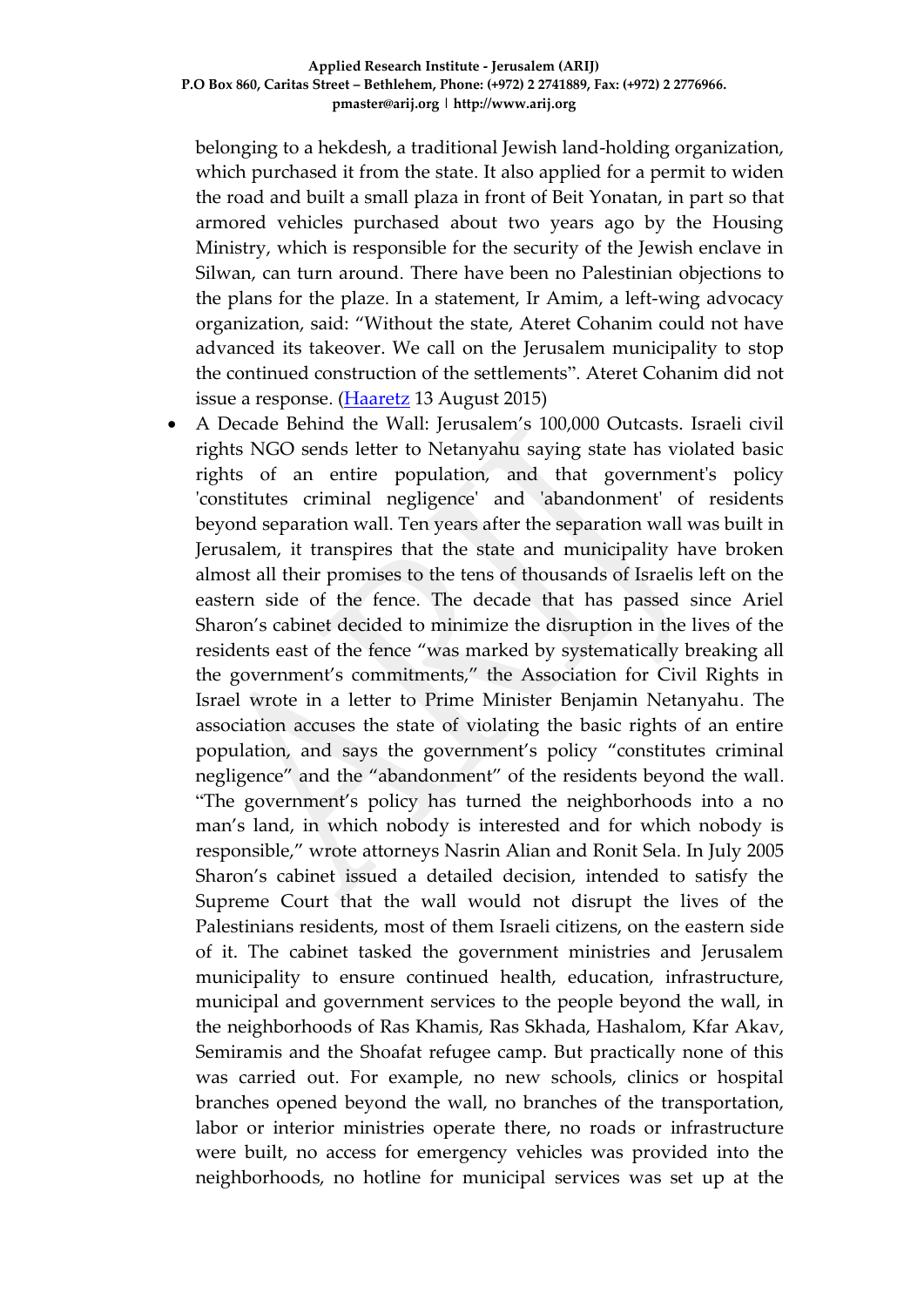belonging to a hekdesh, a traditional Jewish land-holding organization, which purchased it from the state. It also applied for a permit to widen the road and built a small plaza in front of Beit Yonatan, in part so that armored vehicles purchased about two years ago by the Housing Ministry, which is responsible for the security of the Jewish enclave in Silwan, can turn around. There have been no Palestinian objections to the plans for the plaze. In a statement, Ir Amim, a left-wing advocacy organization, said: "Without the state, Ateret Cohanim could not have advanced its takeover. We call on the Jerusalem municipality to stop the continued construction of the settlements". Ateret Cohanim did not issue a response. (Haaretz 13 August 2015)

- A Decade Behind the Wall: Jerusalem's 100,000 Outcasts. Israeli civil rights NGO sends letter to Netanyahu saying state has violated basic rights of an entire population, and that government's policy 'constitutes criminal negligence' and 'abandonment' of residents beyond separation wall. Ten years after the separation wall was built in Jerusalem, it transpires that the state and municipality have broken almost all their promises to the tens of thousands of Israelis left on the eastern side of the fence. The decade that has passed since Ariel Sharon's cabinet decided to minimize the disruption in the lives of the residents east of the fence "was marked by systematically breaking all the government's commitments," the Association for Civil Rights in Israel wrote in a letter to Prime Minister Benjamin Netanyahu. The association accuses the state of violating the basic rights of an entire population, and says the government's policy "constitutes criminal negligence" and the "abandonment" of the residents beyond the wall. "The government's policy has turned the neighborhoods into a no man's land, in which nobody is interested and for which nobody is responsible," wrote attorneys Nasrin Alian and Ronit Sela. In July 2005 Sharon's cabinet issued a detailed decision, intended to satisfy the Supreme Court that the wall would not disrupt the lives of the Palestinians residents, most of them Israeli citizens, on the eastern side of it. The cabinet tasked the government ministries and Jerusalem municipality to ensure continued health, education, infrastructure, municipal and government services to the people beyond the wall, in the neighborhoods of Ras Khamis, Ras Skhada, Hashalom, Kfar Akav, Semiramis and the Shoafat refugee camp. But practically none of this was carried out. For example, no new schools, clinics or hospital branches opened beyond the wall, no branches of the transportation, labor or interior ministries operate there, no roads or infrastructure were built, no access for emergency vehicles was provided into the neighborhoods, no hotline for municipal services was set up at the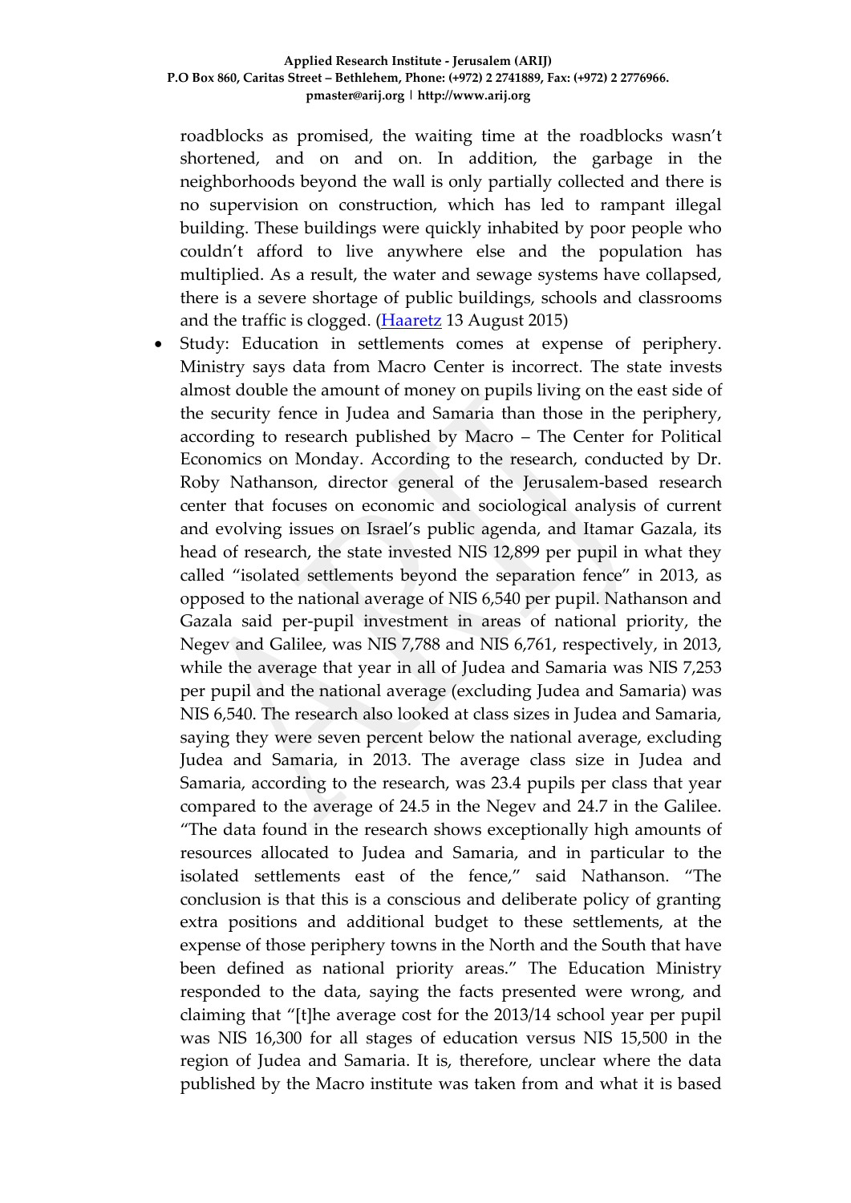roadblocks as promised, the waiting time at the roadblocks wasn't shortened, and on and on. In addition, the garbage in the neighborhoods beyond the wall is only partially collected and there is no supervision on construction, which has led to rampant illegal building. These buildings were quickly inhabited by poor people who couldn't afford to live anywhere else and the population has multiplied. As a result, the water and sewage systems have collapsed, there is a severe shortage of public buildings, schools and classrooms and the traffic is clogged. (Haaretz 13 August 2015)

- Study: Education in settlements comes at expense of periphery. Ministry says data from Macro Center is incorrect. The state invests almost double the amount of money on pupils living on the east side of the security fence in Judea and Samaria than those in the periphery, according to research published by Macro – The Center for Political Economics on Monday. According to the research, conducted by Dr. Roby Nathanson, director general of the Jerusalem-based research center that focuses on economic and sociological analysis of current and evolving issues on Israel's public agenda, and Itamar Gazala, its head of research, the state invested NIS 12,899 per pupil in what they called "isolated settlements beyond the separation fence" in 2013, as opposed to the national average of NIS 6,540 per pupil. Nathanson and Gazala said per-pupil investment in areas of national priority, the Negev and Galilee, was NIS 7,788 and NIS 6,761, respectively, in 2013, while the average that year in all of Judea and Samaria was NIS 7,253 per pupil and the national average (excluding Judea and Samaria) was NIS 6,540. The research also looked at class sizes in Judea and Samaria, saying they were seven percent below the national average, excluding Judea and Samaria, in 2013. The average class size in Judea and Samaria, according to the research, was 23.4 pupils per class that year compared to the average of 24.5 in the Negev and 24.7 in the Galilee. "The data found in the research shows exceptionally high amounts of resources allocated to Judea and Samaria, and in particular to the isolated settlements east of the fence," said Nathanson. "The conclusion is that this is a conscious and deliberate policy of granting extra positions and additional budget to these settlements, at the expense of those periphery towns in the North and the South that have been defined as national priority areas." The Education Ministry responded to the data, saying the facts presented were wrong, and claiming that "[t]he average cost for the 2013/14 school year per pupil was NIS 16,300 for all stages of education versus NIS 15,500 in the region of Judea and Samaria. It is, therefore, unclear where the data published by the Macro institute was taken from and what it is based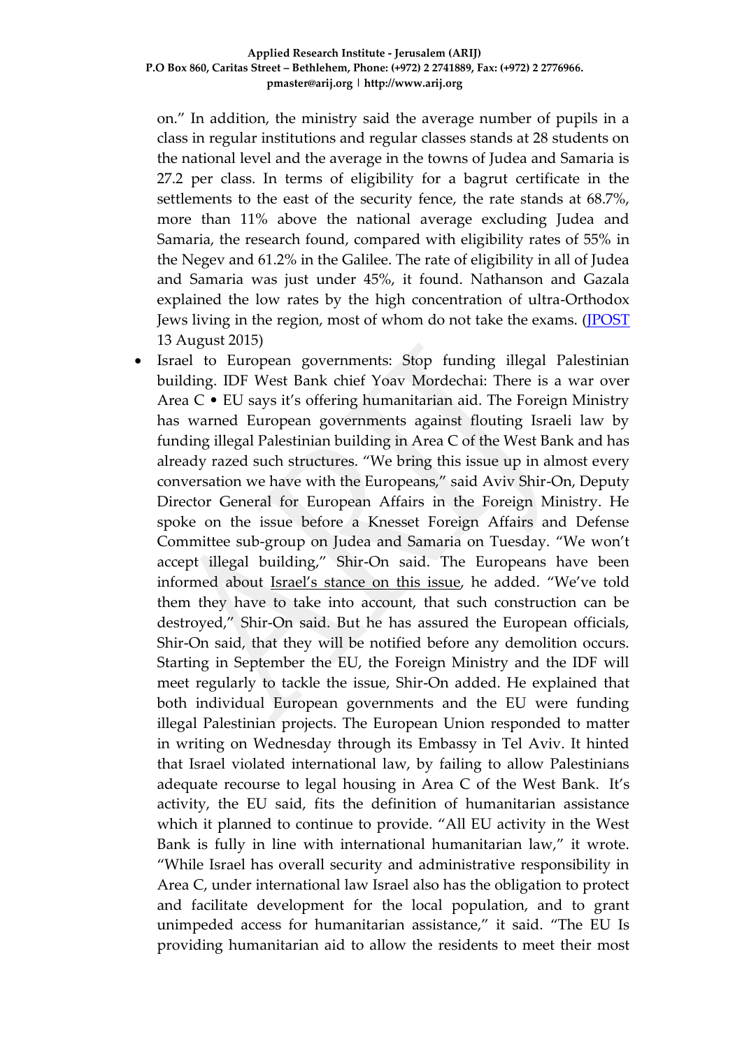on." In addition, the ministry said the average number of pupils in a class in regular institutions and regular classes stands at 28 students on the national level and the average in the towns of Judea and Samaria is 27.2 per class. In terms of eligibility for a bagrut certificate in the settlements to the east of the security fence, the rate stands at 68.7%, more than 11% above the national average excluding Judea and Samaria, the research found, compared with eligibility rates of 55% in the Negev and 61.2% in the Galilee. The rate of eligibility in all of Judea and Samaria was just under 45%, it found. Nathanson and Gazala explained the low rates by the high concentration of ultra-Orthodox Jews living in the region, most of whom do not take the exams. (JPOST 13 August 2015)

- Israel to European governments: Stop funding illegal Palestinian building. IDF West Bank chief Yoav Mordechai: There is a war over Area C • EU says it's offering humanitarian aid. The Foreign Ministry has warned European governments against flouting Israeli law by funding illegal Palestinian building in Area C of the West Bank and has already razed such structures. "We bring this issue up in almost every conversation we have with the Europeans," said Aviv Shir-On, Deputy Director General for European Affairs in the Foreign Ministry. He spoke on the issue before a Knesset Foreign Affairs and Defense Committee sub-group on Judea and Samaria on Tuesday. "We won't accept illegal building," Shir-On said. The Europeans have been informed about Israel's stance on this issue, he added. "We've told them they have to take into account, that such construction can be destroyed," Shir-On said. But he has assured the European officials, Shir-On said, that they will be notified before any demolition occurs. Starting in September the EU, the Foreign Ministry and the IDF will meet regularly to tackle the issue, Shir-On added. He explained that both individual European governments and the EU were funding illegal Palestinian projects. The European Union responded to matter in writing on Wednesday through its Embassy in Tel Aviv. It hinted that Israel violated international law, by failing to allow Palestinians adequate recourse to legal housing in Area C of the West Bank. It's activity, the EU said, fits the definition of humanitarian assistance which it planned to continue to provide. "All EU activity in the West Bank is fully in line with international humanitarian law," it wrote. "While Israel has overall security and administrative responsibility in Area C, under international law Israel also has the obligation to protect and facilitate development for the local population, and to grant unimpeded access for humanitarian assistance," it said. "The EU Is providing humanitarian aid to allow the residents to meet their most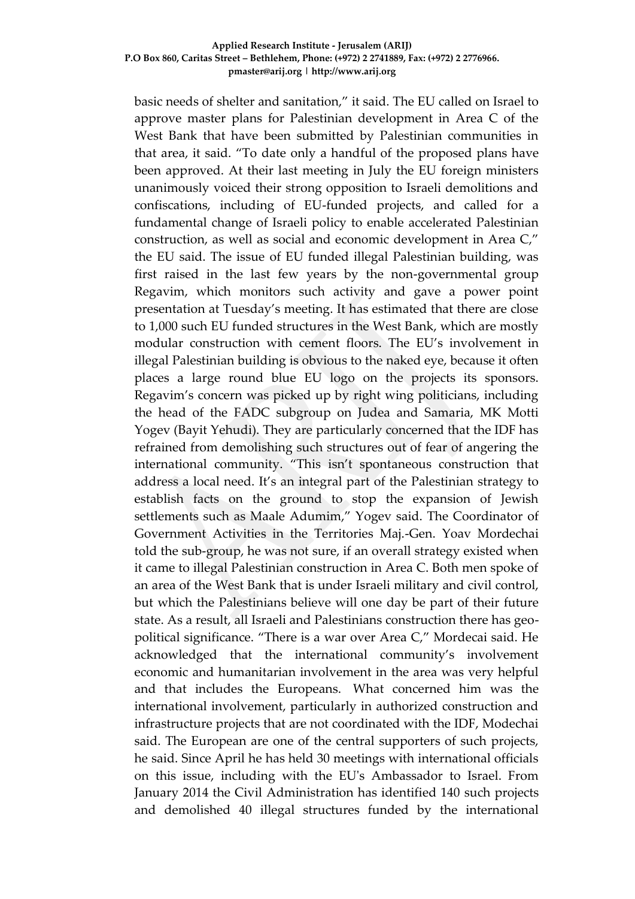basic needs of shelter and sanitation," it said. The EU called on Israel to approve master plans for Palestinian development in Area C of the West Bank that have been submitted by Palestinian communities in that area, it said. "To date only a handful of the proposed plans have been approved. At their last meeting in July the EU foreign ministers unanimously voiced their strong opposition to Israeli demolitions and confiscations, including of EU-funded projects, and called for a fundamental change of Israeli policy to enable accelerated Palestinian construction, as well as social and economic development in Area C," the EU said. The issue of EU funded illegal Palestinian building, was first raised in the last few years by the non-governmental group Regavim, which monitors such activity and gave a power point presentation at Tuesday's meeting. It has estimated that there are close to 1,000 such EU funded structures in the West Bank, which are mostly modular construction with cement floors. The EU's involvement in illegal Palestinian building is obvious to the naked eye, because it often places a large round blue EU logo on the projects its sponsors. Regavim's concern was picked up by right wing politicians, including the head of the FADC subgroup on Judea and Samaria, MK Motti Yogev (Bayit Yehudi). They are particularly concerned that the IDF has refrained from demolishing such structures out of fear of angering the international community. "This isn't spontaneous construction that address a local need. It's an integral part of the Palestinian strategy to establish facts on the ground to stop the expansion of Jewish settlements such as Maale Adumim," Yogev said. The Coordinator of Government Activities in the Territories Maj.-Gen. Yoav Mordechai told the sub-group, he was not sure, if an overall strategy existed when it came to illegal Palestinian construction in Area C. Both men spoke of an area of the West Bank that is under Israeli military and civil control, but which the Palestinians believe will one day be part of their future state. As a result, all Israeli and Palestinians construction there has geo-political significance. "There is a war over Area C," Mordecai said. He acknowledged that the international community's involvement economic and humanitarian involvement in the area was very helpful and that includes the Europeans. What concerned him was the international involvement, particularly in authorized construction and infrastructure projects that are not coordinated with the IDF, Modechai said. The European are one of the central supporters of such projects, he said. Since April he has held 30 meetings with international officials on this issue, including with the EU's Ambassador to Israel. From January 2014 the Civil Administration has identified 140 such projects and demolished 40 illegal structures funded by the international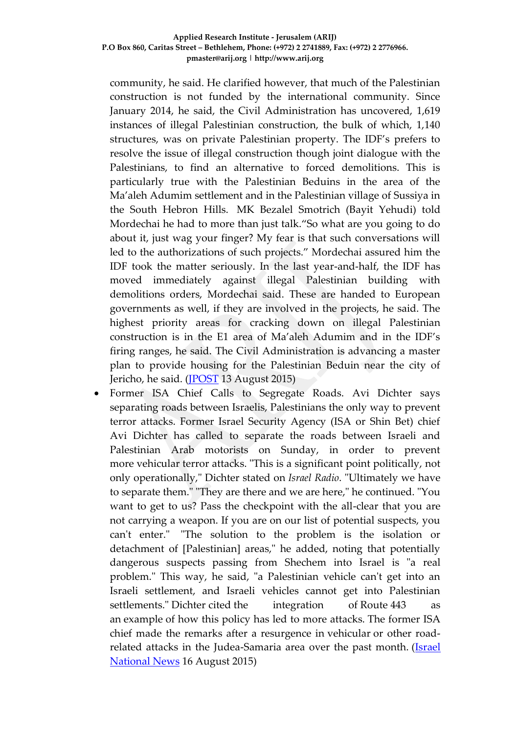community, he said. He clarified however, that much of the Palestinian construction is not funded by the international community. Since January 2014, he said, the Civil Administration has uncovered, 1,619 instances of illegal Palestinian construction, the bulk of which, 1,140 structures, was on private Palestinian property. The IDF's prefers to resolve the issue of illegal construction though joint dialogue with the Palestinians, to find an alternative to forced demolitions. This is particularly true with the Palestinian Beduins in the area of the Ma'aleh Adumim settlement and in the Palestinian village of Sussiya in the South Hebron Hills. MK Bezalel Smotrich (Bayit Yehudi) told Mordechai he had to more than just talk."So what are you going to do about it, just wag your finger? My fear is that such conversations will led to the authorizations of such projects." Mordechai assured him the IDF took the matter seriously. In the last year-and-half, the IDF has moved immediately against illegal Palestinian building with demolitions orders, Mordechai said. These are handed to European governments as well, if they are involved in the projects, he said. The highest priority areas for cracking down on illegal Palestinian construction is in the E1 area of Ma'aleh Adumim and in the IDF's firing ranges, he said. The Civil Administration is advancing a master plan to provide housing for the Palestinian Beduin near the city of Jericho, he said. (JPOST 13 August 2015)

- Former ISA Chief Calls to Segregate Roads. Avi Dichter says separating roads between Israelis, Palestinians the only way to prevent terror attacks. Former Israel Security Agency (ISA or Shin Bet) chief Avi Dichter has called to separate the roads between Israeli and Palestinian Arab motorists on Sunday, in order to prevent more vehicular terror attacks. "This is a significant point politically, not only operationally," Dichter stated on *Israel Radio*. "Ultimately we have to separate them." "They are there and we are here," he continued. "You want to get to us? Pass the checkpoint with the all-clear that you are not carrying a weapon. If you are on our list of potential suspects, you can't enter." "The solution to the problem is the isolation or detachment of [Palestinian] areas," he added, noting that potentially dangerous suspects passing from Shechem into Israel is "a real problem." This way, he said, "a Palestinian vehicle can't get into an Israeli settlement, and Israeli vehicles cannot get into Palestinian settlements." Dichter cited the integration of Route 443 as an example of how this policy has led to more attacks. The former ISA chief made the remarks after a resurgence in vehicular or other road-related attacks in the Judea-Samaria area over the past month. (Israel National News 16 August 2015)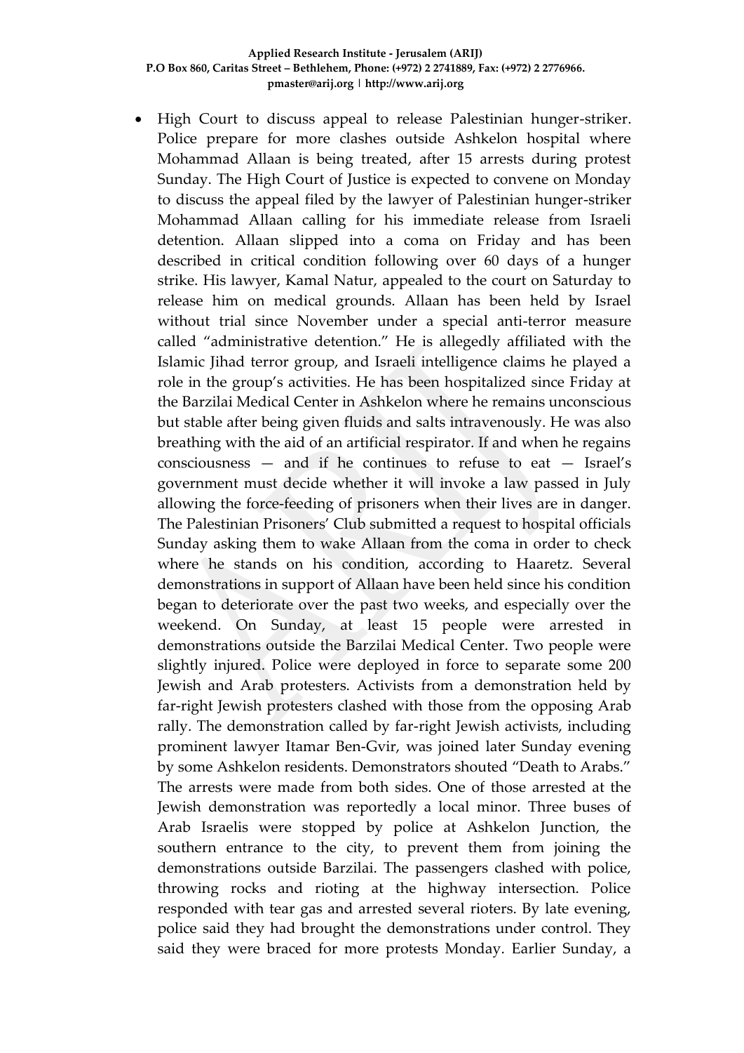- High Court to discuss appeal to release Palestinian hunger-striker. Police prepare for more clashes outside Ashkelon hospital where Mohammad Allaan is being treated, after 15 arrests during protest Sunday. The High Court of Justice is expected to convene on Monday to discuss the appeal filed by the lawyer of Palestinian hunger-striker Mohammad Allaan calling for his immediate release from Israeli detention. Allaan slipped into a coma on Friday and has been described in critical condition following over 60 days of a hunger strike. His lawyer, Kamal Natur, appealed to the court on Saturday to release him on medical grounds. Allaan has been held by Israel without trial since November under a special anti-terror measure called "administrative detention." He is allegedly affiliated with the Islamic Jihad terror group, and Israeli intelligence claims he played a role in the group's activities. He has been hospitalized since Friday at the Barzilai Medical Center in Ashkelon where he remains unconscious but stable after being given fluids and salts intravenously. He was also breathing with the aid of an artificial respirator. If and when he regains consciousness — and if he continues to refuse to eat — Israel's government must decide whether it will invoke a law passed in July allowing the force-feeding of prisoners when their lives are in danger. The Palestinian Prisoners' Club submitted a request to hospital officials Sunday asking them to wake Allaan from the coma in order to check where he stands on his condition, according to Haaretz. Several demonstrations in support of Allaan have been held since his condition began to deteriorate over the past two weeks, and especially over the weekend. On Sunday, at least 15 people were arrested in demonstrations outside the Barzilai Medical Center. Two people were slightly injured. Police were deployed in force to separate some 200 Jewish and Arab protesters. Activists from a demonstration held by far-right Jewish protesters clashed with those from the opposing Arab rally. The demonstration called by far-right Jewish activists, including prominent lawyer Itamar Ben-Gvir, was joined later Sunday evening by some Ashkelon residents. Demonstrators shouted "Death to Arabs." The arrests were made from both sides. One of those arrested at the Jewish demonstration was reportedly a local minor. Three buses of Arab Israelis were stopped by police at Ashkelon Junction, the southern entrance to the city, to prevent them from joining the demonstrations outside Barzilai. The passengers clashed with police, throwing rocks and rioting at the highway intersection. Police responded with tear gas and arrested several rioters. By late evening, police said they had brought the demonstrations under control. They said they were braced for more protests Monday. Earlier Sunday, a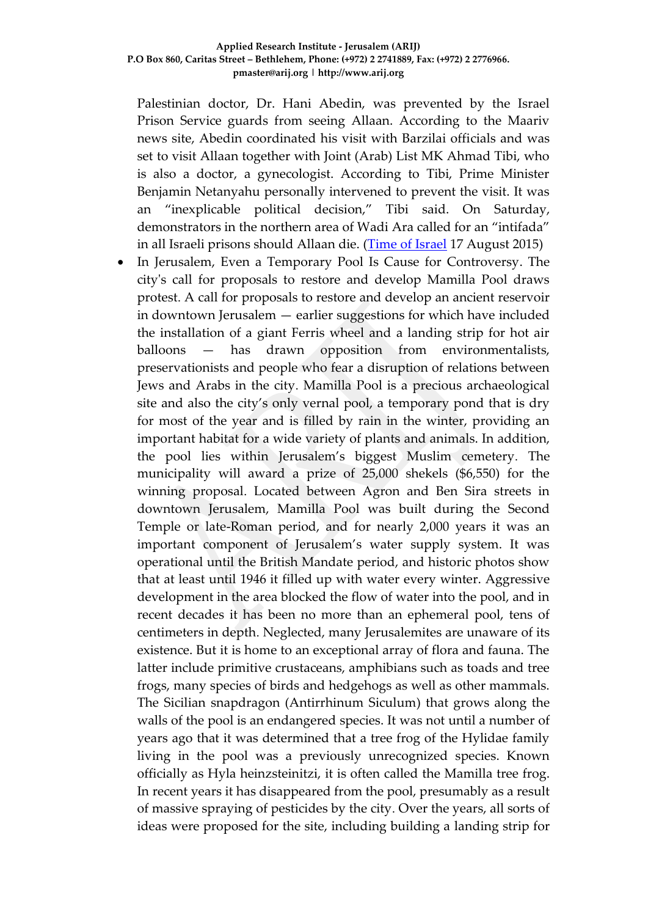Palestinian doctor, Dr. Hani Abedin, was prevented by the Israel Prison Service guards from seeing Allaan. According to the Maariv news site, Abedin coordinated his visit with Barzilai officials and was set to visit Allaan together with Joint (Arab) List MK Ahmad Tibi, who is also a doctor, a gynecologist. According to Tibi, Prime Minister Benjamin Netanyahu personally intervened to prevent the visit. It was an "inexplicable political decision," Tibi said. On Saturday, demonstrators in the northern area of Wadi Ara called for an "intifada" in all Israeli prisons should Allaan die. (Time of Israel 17 August 2015)

- In Jerusalem, Even a Temporary Pool Is Cause for Controversy. The city's call for proposals to restore and develop Mamilla Pool draws protest. A call for proposals to restore and develop an ancient reservoir in downtown Jerusalem — earlier suggestions for which have included the installation of a giant Ferris wheel and a landing strip for hot air balloons — has drawn opposition from environmentalists, preservationists and people who fear a disruption of relations between Jews and Arabs in the city. Mamilla Pool is a precious archaeological site and also the city's only vernal pool, a temporary pond that is dry for most of the year and is filled by rain in the winter, providing an important habitat for a wide variety of plants and animals. In addition, the pool lies within Jerusalem's biggest Muslim cemetery. The municipality will award a prize of 25,000 shekels ($6,550) for the winning proposal. Located between Agron and Ben Sira streets in downtown Jerusalem, Mamilla Pool was built during the Second Temple or late-Roman period, and for nearly 2,000 years it was an important component of Jerusalem's water supply system. It was operational until the British Mandate period, and historic photos show that at least until 1946 it filled up with water every winter. Aggressive development in the area blocked the flow of water into the pool, and in recent decades it has been no more than an ephemeral pool, tens of centimeters in depth. Neglected, many Jerusalemites are unaware of its existence. But it is home to an exceptional array of flora and fauna. The latter include primitive crustaceans, amphibians such as toads and tree frogs, many species of birds and hedgehogs as well as other mammals. The Sicilian snapdragon (Antirrhinum Siculum) that grows along the walls of the pool is an endangered species. It was not until a number of years ago that it was determined that a tree frog of the Hylidae family living in the pool was a previously unrecognized species. Known officially as Hyla heinzsteinitzi, it is often called the Mamilla tree frog. In recent years it has disappeared from the pool, presumably as a result of massive spraying of pesticides by the city. Over the years, all sorts of ideas were proposed for the site, including building a landing strip for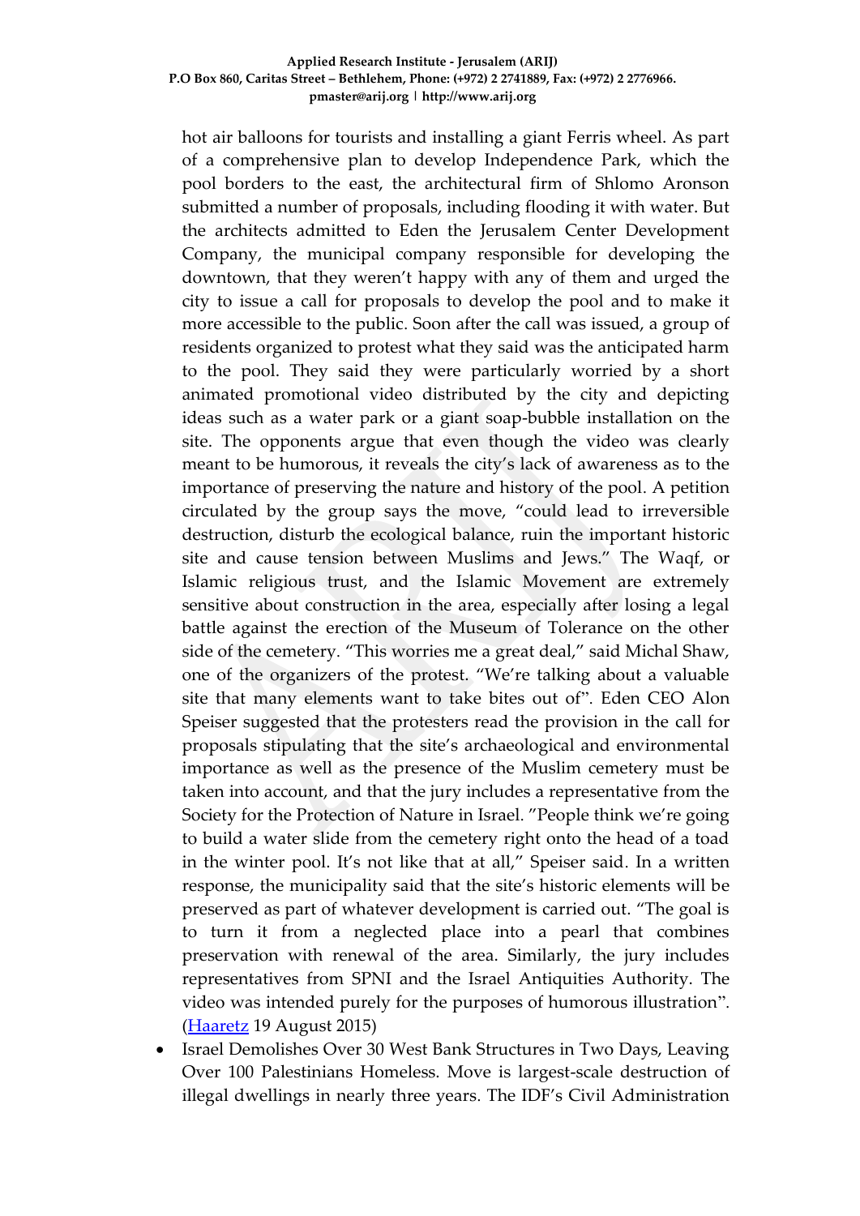hot air balloons for tourists and installing a giant Ferris wheel. As part of a comprehensive plan to develop Independence Park, which the pool borders to the east, the architectural firm of Shlomo Aronson submitted a number of proposals, including flooding it with water. But the architects admitted to Eden the Jerusalem Center Development Company, the municipal company responsible for developing the downtown, that they weren't happy with any of them and urged the city to issue a call for proposals to develop the pool and to make it more accessible to the public. Soon after the call was issued, a group of residents organized to protest what they said was the anticipated harm to the pool. They said they were particularly worried by a short animated promotional video distributed by the city and depicting ideas such as a water park or a giant soap-bubble installation on the site. The opponents argue that even though the video was clearly meant to be humorous, it reveals the city's lack of awareness as to the importance of preserving the nature and history of the pool. A petition circulated by the group says the move, "could lead to irreversible destruction, disturb the ecological balance, ruin the important historic site and cause tension between Muslims and Jews." The Waqf, or Islamic religious trust, and the Islamic Movement are extremely sensitive about construction in the area, especially after losing a legal battle against the erection of the Museum of Tolerance on the other side of the cemetery. "This worries me a great deal," said Michal Shaw, one of the organizers of the protest. "We're talking about a valuable site that many elements want to take bites out of". Eden CEO Alon Speiser suggested that the protesters read the provision in the call for proposals stipulating that the site's archaeological and environmental importance as well as the presence of the Muslim cemetery must be taken into account, and that the jury includes a representative from the Society for the Protection of Nature in Israel. "People think we're going to build a water slide from the cemetery right onto the head of a toad in the winter pool. It's not like that at all," Speiser said. In a written response, the municipality said that the site's historic elements will be preserved as part of whatever development is carried out. "The goal is to turn it from a neglected place into a pearl that combines preservation with renewal of the area. Similarly, the jury includes representatives from SPNI and the Israel Antiquities Authority. The video was intended purely for the purposes of humorous illustration". (Haaretz 19 August 2015)

- Israel Demolishes Over 30 West Bank Structures in Two Days, Leaving Over 100 Palestinians Homeless. Move is largest-scale destruction of illegal dwellings in nearly three years. The IDF's Civil Administration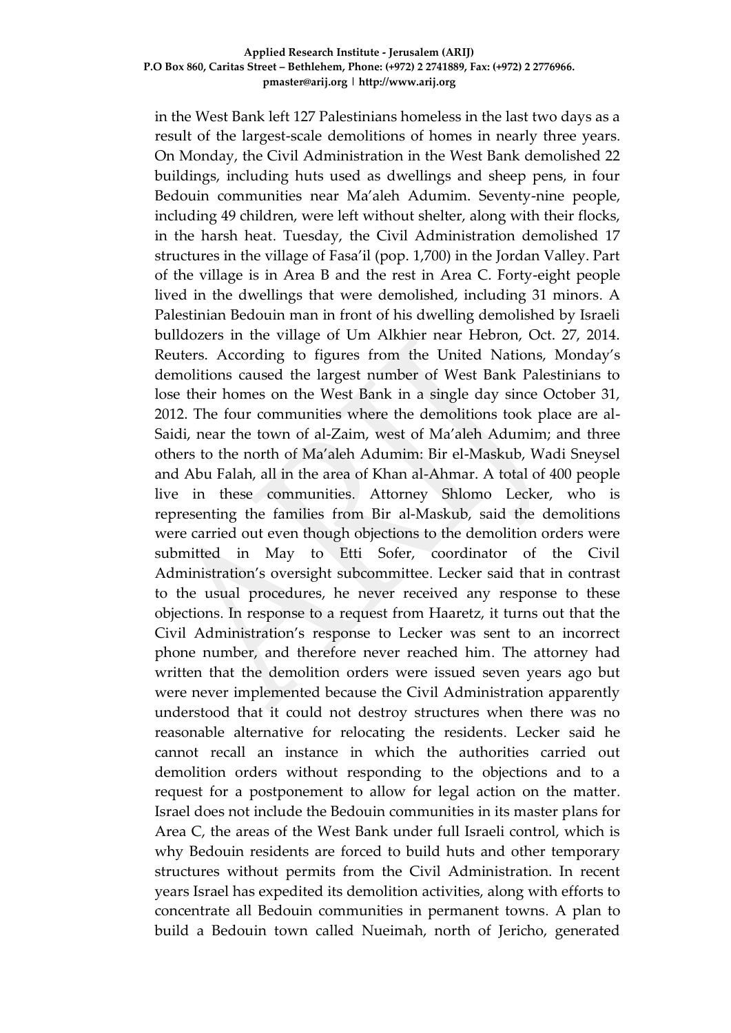in the West Bank left 127 Palestinians homeless in the last two days as a result of the largest-scale demolitions of homes in nearly three years. On Monday, the Civil Administration in the West Bank demolished 22 buildings, including huts used as dwellings and sheep pens, in four Bedouin communities near Ma'aleh Adumim. Seventy-nine people, including 49 children, were left without shelter, along with their flocks, in the harsh heat. Tuesday, the Civil Administration demolished 17 structures in the village of Fasa'il (pop. 1,700) in the Jordan Valley. Part of the village is in Area B and the rest in Area C. Forty-eight people lived in the dwellings that were demolished, including 31 minors. A Palestinian Bedouin man in front of his dwelling demolished by Israeli bulldozers in the village of Um Alkhier near Hebron, Oct. 27, 2014. Reuters. According to figures from the United Nations, Monday's demolitions caused the largest number of West Bank Palestinians to lose their homes on the West Bank in a single day since October 31, 2012. The four communities where the demolitions took place are al-Saidi, near the town of al-Zaim, west of Ma'aleh Adumim; and three others to the north of Ma'aleh Adumim: Bir el-Maskub, Wadi Sneysel and Abu Falah, all in the area of Khan al-Ahmar. A total of 400 people live in these communities. Attorney Shlomo Lecker, who is representing the families from Bir al-Maskub, said the demolitions were carried out even though objections to the demolition orders were submitted in May to Etti Sofer, coordinator of the Civil Administration's oversight subcommittee. Lecker said that in contrast to the usual procedures, he never received any response to these objections. In response to a request from Haaretz, it turns out that the Civil Administration's response to Lecker was sent to an incorrect phone number, and therefore never reached him. The attorney had written that the demolition orders were issued seven years ago but were never implemented because the Civil Administration apparently understood that it could not destroy structures when there was no reasonable alternative for relocating the residents. Lecker said he cannot recall an instance in which the authorities carried out demolition orders without responding to the objections and to a request for a postponement to allow for legal action on the matter. Israel does not include the Bedouin communities in its master plans for Area C, the areas of the West Bank under full Israeli control, which is why Bedouin residents are forced to build huts and other temporary structures without permits from the Civil Administration. In recent years Israel has expedited its demolition activities, along with efforts to concentrate all Bedouin communities in permanent towns. A plan to build a Bedouin town called Nueimah, north of Jericho, generated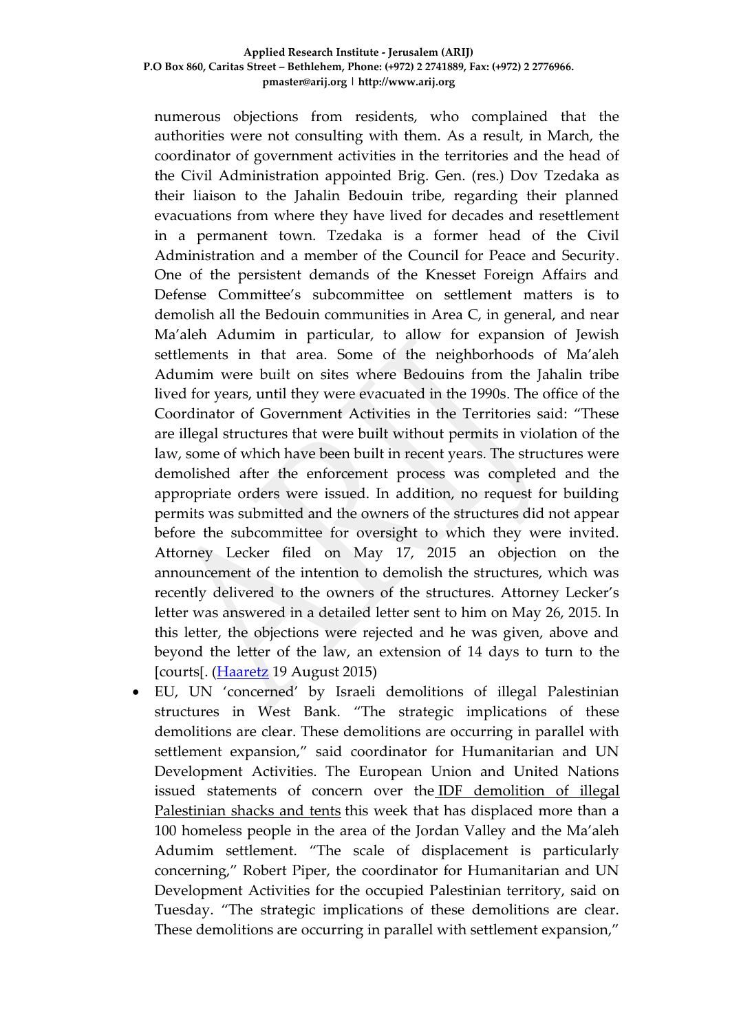numerous objections from residents, who complained that the authorities were not consulting with them. As a result, in March, the coordinator of government activities in the territories and the head of the Civil Administration appointed Brig. Gen. (res.) Dov Tzedaka as their liaison to the Jahalin Bedouin tribe, regarding their planned evacuations from where they have lived for decades and resettlement in a permanent town. Tzedaka is a former head of the Civil Administration and a member of the Council for Peace and Security. One of the persistent demands of the Knesset Foreign Affairs and Defense Committee's subcommittee on settlement matters is to demolish all the Bedouin communities in Area C, in general, and near Ma'aleh Adumim in particular, to allow for expansion of Jewish settlements in that area. Some of the neighborhoods of Ma'aleh Adumim were built on sites where Bedouins from the Jahalin tribe lived for years, until they were evacuated in the 1990s. The office of the Coordinator of Government Activities in the Territories said: "These are illegal structures that were built without permits in violation of the law, some of which have been built in recent years. The structures were demolished after the enforcement process was completed and the appropriate orders were issued. In addition, no request for building permits was submitted and the owners of the structures did not appear before the subcommittee for oversight to which they were invited. Attorney Lecker filed on May 17, 2015 an objection on the announcement of the intention to demolish the structures, which was recently delivered to the owners of the structures. Attorney Lecker's letter was answered in a detailed letter sent to him on May 26, 2015. In this letter, the objections were rejected and he was given, above and beyond the letter of the law, an extension of 14 days to turn to the [courts[. (Haaretz 19 August 2015)

- EU, UN 'concerned' by Israeli demolitions of illegal Palestinian structures in West Bank. "The strategic implications of these demolitions are clear. These demolitions are occurring in parallel with settlement expansion," said coordinator for Humanitarian and UN Development Activities. The European Union and United Nations issued statements of concern over the IDF demolition of illegal Palestinian shacks and tents this week that has displaced more than a 100 homeless people in the area of the Jordan Valley and the Ma'aleh Adumim settlement. "The scale of displacement is particularly concerning," Robert Piper, the coordinator for Humanitarian and UN Development Activities for the occupied Palestinian territory, said on Tuesday. "The strategic implications of these demolitions are clear. These demolitions are occurring in parallel with settlement expansion,"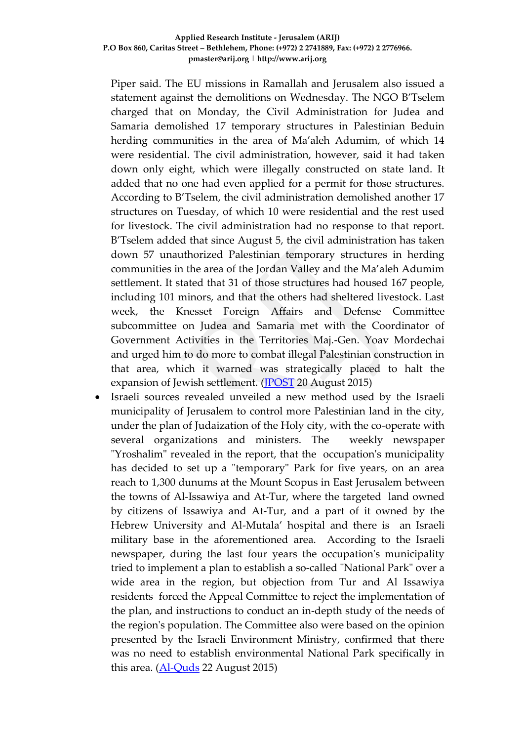Piper said. The EU missions in Ramallah and Jerusalem also issued a statement against the demolitions on Wednesday. The NGO B'Tselem charged that on Monday, the Civil Administration for Judea and Samaria demolished 17 temporary structures in Palestinian Beduin herding communities in the area of Ma'aleh Adumim, of which 14 were residential. The civil administration, however, said it had taken down only eight, which were illegally constructed on state land. It added that no one had even applied for a permit for those structures. According to B'Tselem, the civil administration demolished another 17 structures on Tuesday, of which 10 were residential and the rest used for livestock. The civil administration had no response to that report. B'Tselem added that since August 5, the civil administration has taken down 57 unauthorized Palestinian temporary structures in herding communities in the area of the Jordan Valley and the Ma'aleh Adumim settlement. It stated that 31 of those structures had housed 167 people, including 101 minors, and that the others had sheltered livestock. Last week, the Knesset Foreign Affairs and Defense Committee subcommittee on Judea and Samaria met with the Coordinator of Government Activities in the Territories Maj.-Gen. Yoav Mordechai and urged him to do more to combat illegal Palestinian construction in that area, which it warned was strategically placed to halt the expansion of Jewish settlement. (JPOST 20 August 2015)

- Israeli sources revealed unveiled a new method used by the Israeli municipality of Jerusalem to control more Palestinian land in the city, under the plan of Judaization of the Holy city, with the co-operate with several organizations and ministers. The weekly newspaper "Yroshalim" revealed in the report, that the occupation's municipality has decided to set up a "temporary" Park for five years, on an area reach to 1,300 dunums at the Mount Scopus in East Jerusalem between the towns of Al-Issawiya and At-Tur, where the targeted land owned by citizens of Issawiya and At-Tur, and a part of it owned by the Hebrew University and Al-Mutala' hospital and there is an Israeli military base in the aforementioned area. According to the Israeli newspaper, during the last four years the occupation's municipality tried to implement a plan to establish a so-called "National Park" over a wide area in the region, but objection from Tur and Al Issawiya residents forced the Appeal Committee to reject the implementation of the plan, and instructions to conduct an in-depth study of the needs of the region's population. The Committee also were based on the opinion presented by the Israeli Environment Ministry, confirmed that there was no need to establish environmental National Park specifically in this area. (Al-Quds 22 August 2015)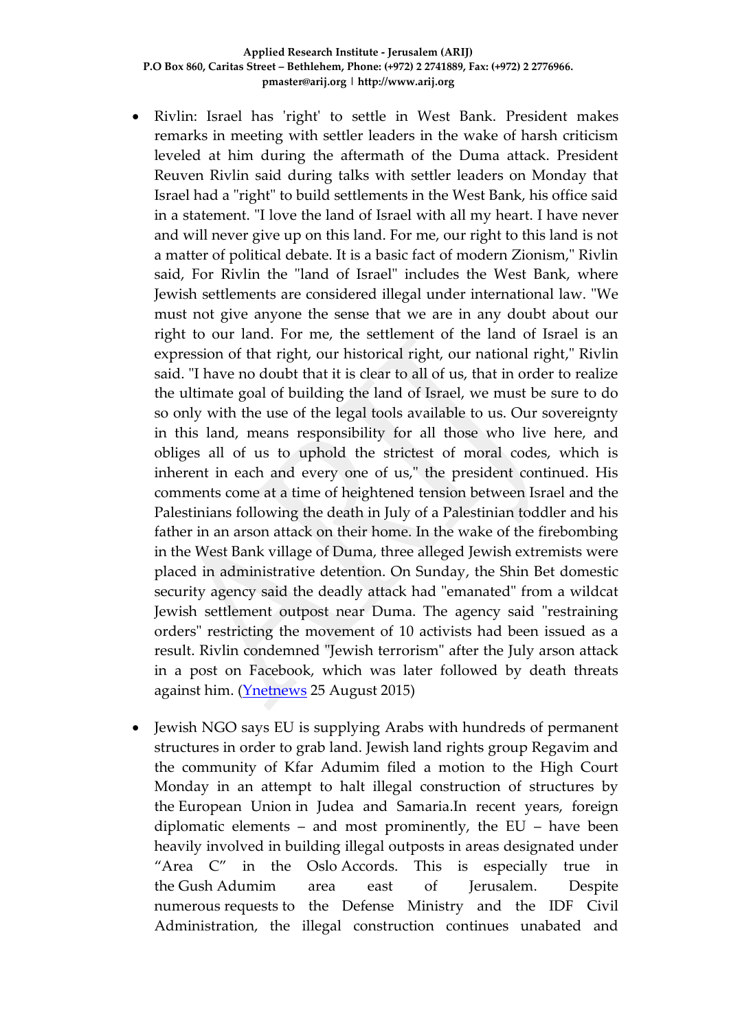- Rivlin: Israel has 'right' to settle in West Bank. President makes remarks in meeting with settler leaders in the wake of harsh criticism leveled at him during the aftermath of the Duma attack. President Reuven Rivlin said during talks with settler leaders on Monday that Israel had a "right" to build settlements in the West Bank, his office said in a statement. "I love the land of Israel with all my heart. I have never and will never give up on this land. For me, our right to this land is not a matter of political debate. It is a basic fact of modern Zionism," Rivlin said, For Rivlin the "land of Israel" includes the West Bank, where Jewish settlements are considered illegal under international law. "We must not give anyone the sense that we are in any doubt about our right to our land. For me, the settlement of the land of Israel is an expression of that right, our historical right, our national right," Rivlin said. "I have no doubt that it is clear to all of us, that in order to realize the ultimate goal of building the land of Israel, we must be sure to do so only with the use of the legal tools available to us. Our sovereignty in this land, means responsibility for all those who live here, and obliges all of us to uphold the strictest of moral codes, which is inherent in each and every one of us," the president continued. His comments come at a time of heightened tension between Israel and the Palestinians following the death in July of a Palestinian toddler and his father in an arson attack on their home. In the wake of the firebombing in the West Bank village of Duma, three alleged Jewish extremists were placed in administrative detention. On Sunday, the Shin Bet domestic security agency said the deadly attack had "emanated" from a wildcat Jewish settlement outpost near Duma. The agency said "restraining orders" restricting the movement of 10 activists had been issued as a result. Rivlin condemned "Jewish terrorism" after the July arson attack in a post on Facebook, which was later followed by death threats against him. (Ynetnews 25 August 2015)

- Jewish NGO says EU is supplying Arabs with hundreds of permanent structures in order to grab land. Jewish land rights group Regavim and the community of Kfar Adumim filed a motion to the High Court Monday in an attempt to halt illegal construction of structures by the European Union in Judea and Samaria.In recent years, foreign diplomatic elements – and most prominently, the EU – have been heavily involved in building illegal outposts in areas designated under "Area C" in the Oslo Accords. This is especially true in the Gush Adumim area east of Jerusalem. Despite numerous requests to the Defense Ministry and the IDF Civil Administration, the illegal construction continues unabated and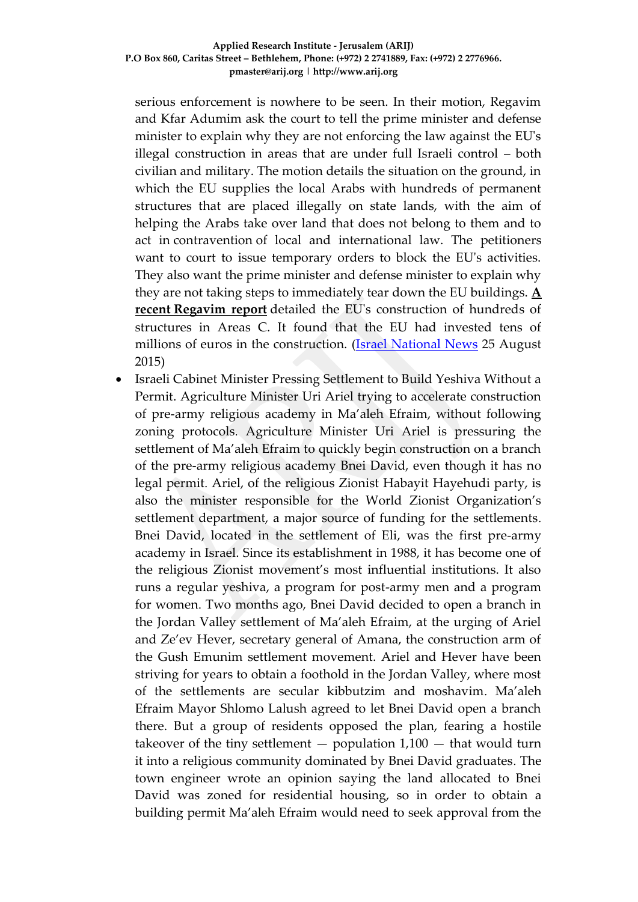serious enforcement is nowhere to be seen. In their motion, Regavim and Kfar Adumim ask the court to tell the prime minister and defense minister to explain why they are not enforcing the law against the EU's illegal construction in areas that are under full Israeli control – both civilian and military. The motion details the situation on the ground, in which the EU supplies the local Arabs with hundreds of permanent structures that are placed illegally on state lands, with the aim of helping the Arabs take over land that does not belong to them and to act in contravention of local and international law. The petitioners want to court to issue temporary orders to block the EU's activities. They also want the prime minister and defense minister to explain why they are not taking steps to immediately tear down the EU buildings. **A recent Regavim report** detailed the EU's construction of hundreds of structures in Areas C. It found that the EU had invested tens of millions of euros in the construction. (Israel National News 25 August 2015)

- Israeli Cabinet Minister Pressing Settlement to Build Yeshiva Without a Permit. Agriculture Minister Uri Ariel trying to accelerate construction of pre-army religious academy in Ma'aleh Efraim, without following zoning protocols. Agriculture Minister Uri Ariel is pressuring the settlement of Ma'aleh Efraim to quickly begin construction on a branch of the pre-army religious academy Bnei David, even though it has no legal permit. Ariel, of the religious Zionist Habayit Hayehudi party, is also the minister responsible for the World Zionist Organization's settlement department, a major source of funding for the settlements. Bnei David, located in the settlement of Eli, was the first pre-army academy in Israel. Since its establishment in 1988, it has become one of the religious Zionist movement's most influential institutions. It also runs a regular yeshiva, a program for post-army men and a program for women. Two months ago, Bnei David decided to open a branch in the Jordan Valley settlement of Ma'aleh Efraim, at the urging of Ariel and Ze'ev Hever, secretary general of Amana, the construction arm of the Gush Emunim settlement movement. Ariel and Hever have been striving for years to obtain a foothold in the Jordan Valley, where most of the settlements are secular kibbutzim and moshavim. Ma'aleh Efraim Mayor Shlomo Lalush agreed to let Bnei David open a branch there. But a group of residents opposed the plan, fearing a hostile takeover of the tiny settlement — population 1,100 — that would turn it into a religious community dominated by Bnei David graduates. The town engineer wrote an opinion saying the land allocated to Bnei David was zoned for residential housing, so in order to obtain a building permit Ma'aleh Efraim would need to seek approval from the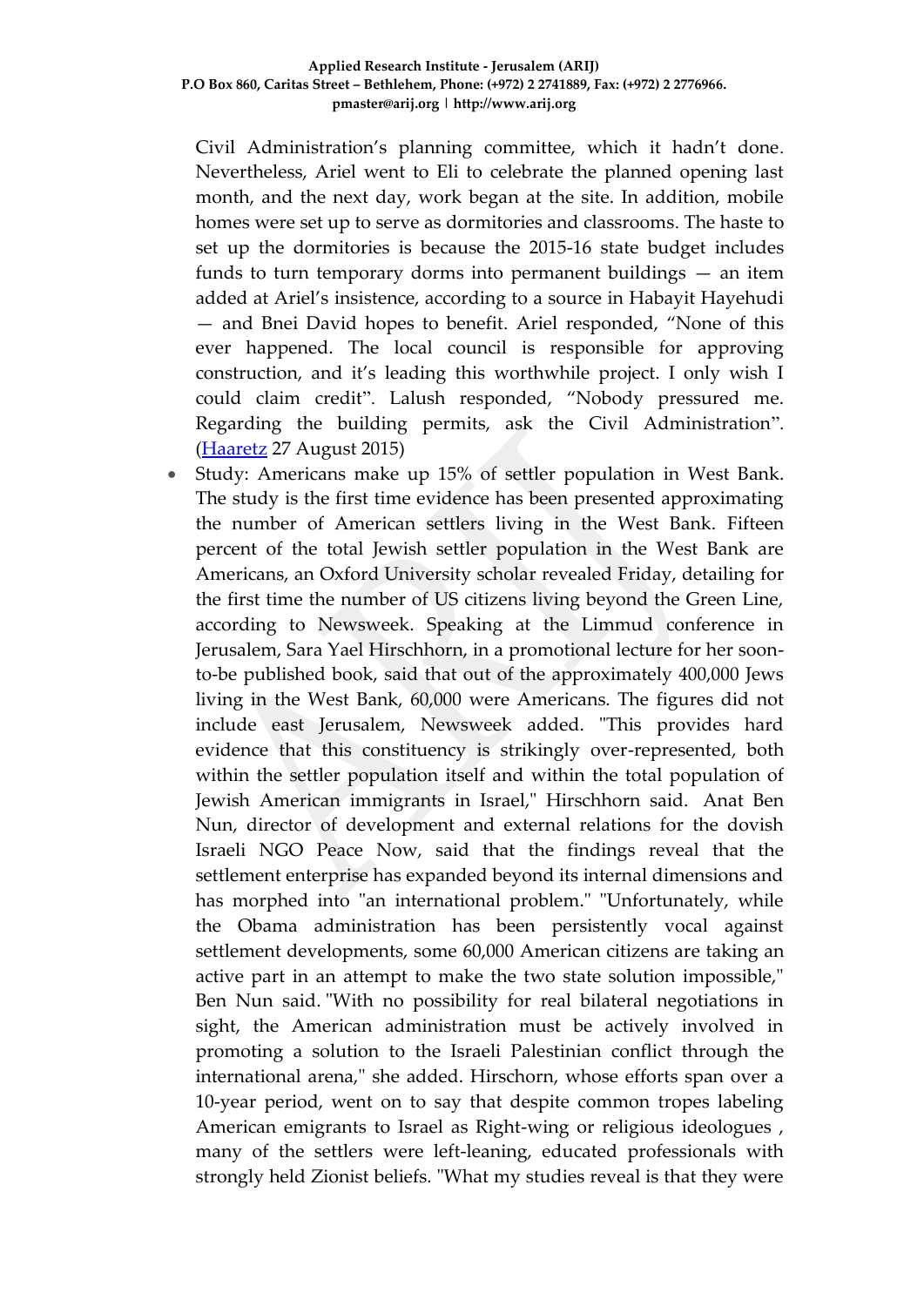Civil Administration's planning committee, which it hadn't done. Nevertheless, Ariel went to Eli to celebrate the planned opening last month, and the next day, work began at the site. In addition, mobile homes were set up to serve as dormitories and classrooms. The haste to set up the dormitories is because the 2015-16 state budget includes funds to turn temporary dorms into permanent buildings — an item added at Ariel's insistence, according to a source in Habayit Hayehudi — and Bnei David hopes to benefit. Ariel responded, "None of this ever happened. The local council is responsible for approving construction, and it's leading this worthwhile project. I only wish I could claim credit". Lalush responded, "Nobody pressured me. Regarding the building permits, ask the Civil Administration". (Haaretz 27 August 2015)

- Study: Americans make up 15% of settler population in West Bank. The study is the first time evidence has been presented approximating the number of American settlers living in the West Bank. Fifteen percent of the total Jewish settler population in the West Bank are Americans, an Oxford University scholar revealed Friday, detailing for the first time the number of US citizens living beyond the Green Line, according to Newsweek. Speaking at the Limmud conference in Jerusalem, Sara Yael Hirschhorn, in a promotional lecture for her soon-to-be published book, said that out of the approximately 400,000 Jews living in the West Bank, 60,000 were Americans. The figures did not include east Jerusalem, Newsweek added. "This provides hard evidence that this constituency is strikingly over-represented, both within the settler population itself and within the total population of Jewish American immigrants in Israel," Hirschhorn said. Anat Ben Nun, director of development and external relations for the dovish Israeli NGO Peace Now, said that the findings reveal that the settlement enterprise has expanded beyond its internal dimensions and has morphed into "an international problem." "Unfortunately, while the Obama administration has been persistently vocal against settlement developments, some 60,000 American citizens are taking an active part in an attempt to make the two state solution impossible," Ben Nun said. "With no possibility for real bilateral negotiations in sight, the American administration must be actively involved in promoting a solution to the Israeli Palestinian conflict through the international arena," she added. Hirschorn, whose efforts span over a 10-year period, went on to say that despite common tropes labeling American emigrants to Israel as Right-wing or religious ideologues , many of the settlers were left-leaning, educated professionals with strongly held Zionist beliefs. "What my studies reveal is that they were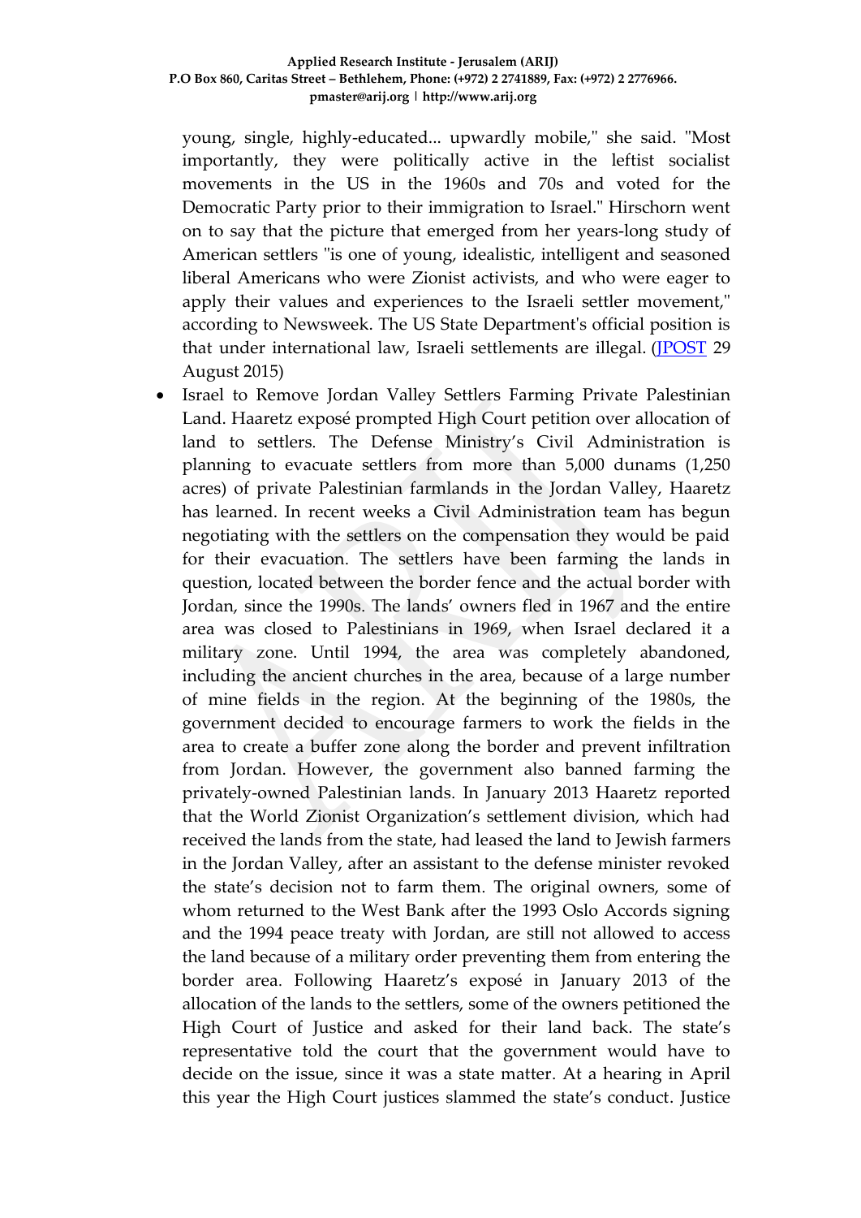young, single, highly-educated... upwardly mobile," she said. "Most importantly, they were politically active in the leftist socialist movements in the US in the 1960s and 70s and voted for the Democratic Party prior to their immigration to Israel." Hirschorn went on to say that the picture that emerged from her years-long study of American settlers "is one of young, idealistic, intelligent and seasoned liberal Americans who were Zionist activists, and who were eager to apply their values and experiences to the Israeli settler movement," according to Newsweek. The US State Department's official position is that under international law, Israeli settlements are illegal. (JPOST 29 August 2015)

- Israel to Remove Jordan Valley Settlers Farming Private Palestinian Land. Haaretz exposé prompted High Court petition over allocation of land to settlers. The Defense Ministry's Civil Administration is planning to evacuate settlers from more than 5,000 dunams (1,250 acres) of private Palestinian farmlands in the Jordan Valley, Haaretz has learned. In recent weeks a Civil Administration team has begun negotiating with the settlers on the compensation they would be paid for their evacuation. The settlers have been farming the lands in question, located between the border fence and the actual border with Jordan, since the 1990s. The lands' owners fled in 1967 and the entire area was closed to Palestinians in 1969, when Israel declared it a military zone. Until 1994, the area was completely abandoned, including the ancient churches in the area, because of a large number of mine fields in the region. At the beginning of the 1980s, the government decided to encourage farmers to work the fields in the area to create a buffer zone along the border and prevent infiltration from Jordan. However, the government also banned farming the privately-owned Palestinian lands. In January 2013 Haaretz reported that the World Zionist Organization's settlement division, which had received the lands from the state, had leased the land to Jewish farmers in the Jordan Valley, after an assistant to the defense minister revoked the state's decision not to farm them. The original owners, some of whom returned to the West Bank after the 1993 Oslo Accords signing and the 1994 peace treaty with Jordan, are still not allowed to access the land because of a military order preventing them from entering the border area. Following Haaretz's exposé in January 2013 of the allocation of the lands to the settlers, some of the owners petitioned the High Court of Justice and asked for their land back. The state's representative told the court that the government would have to decide on the issue, since it was a state matter. At a hearing in April this year the High Court justices slammed the state's conduct. Justice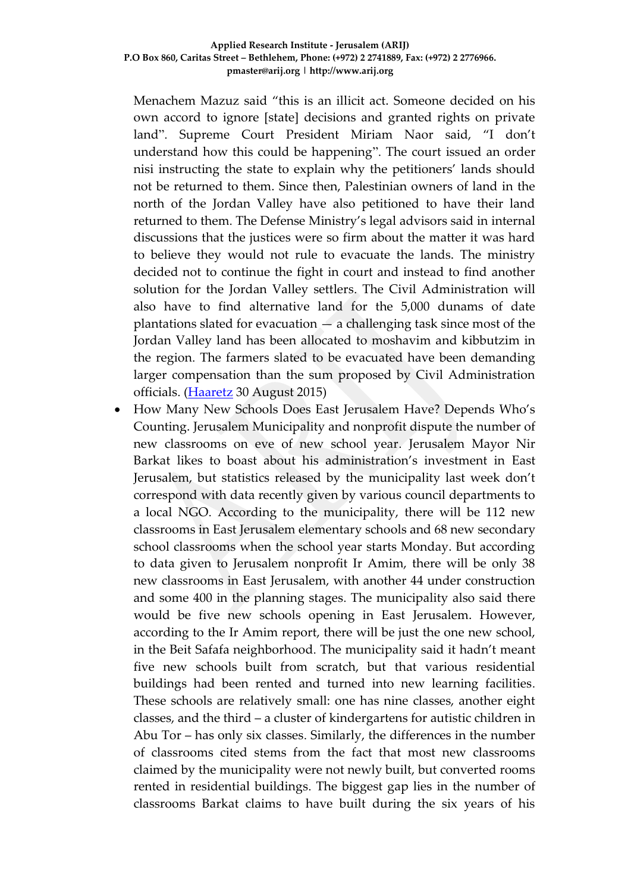Menachem Mazuz said "this is an illicit act. Someone decided on his own accord to ignore [state] decisions and granted rights on private land". Supreme Court President Miriam Naor said, "I don't understand how this could be happening". The court issued an order nisi instructing the state to explain why the petitioners' lands should not be returned to them. Since then, Palestinian owners of land in the north of the Jordan Valley have also petitioned to have their land returned to them. The Defense Ministry's legal advisors said in internal discussions that the justices were so firm about the matter it was hard to believe they would not rule to evacuate the lands. The ministry decided not to continue the fight in court and instead to find another solution for the Jordan Valley settlers. The Civil Administration will also have to find alternative land for the 5,000 dunams of date plantations slated for evacuation — a challenging task since most of the Jordan Valley land has been allocated to moshavim and kibbutzim in the region. The farmers slated to be evacuated have been demanding larger compensation than the sum proposed by Civil Administration officials. (Haaretz 30 August 2015)

- How Many New Schools Does East Jerusalem Have? Depends Who's Counting. Jerusalem Municipality and nonprofit dispute the number of new classrooms on eve of new school year. Jerusalem Mayor Nir Barkat likes to boast about his administration's investment in East Jerusalem, but statistics released by the municipality last week don't correspond with data recently given by various council departments to a local NGO. According to the municipality, there will be 112 new classrooms in East Jerusalem elementary schools and 68 new secondary school classrooms when the school year starts Monday. But according to data given to Jerusalem nonprofit Ir Amim, there will be only 38 new classrooms in East Jerusalem, with another 44 under construction and some 400 in the planning stages. The municipality also said there would be five new schools opening in East Jerusalem. However, according to the Ir Amim report, there will be just the one new school, in the Beit Safafa neighborhood. The municipality said it hadn't meant five new schools built from scratch, but that various residential buildings had been rented and turned into new learning facilities. These schools are relatively small: one has nine classes, another eight classes, and the third – a cluster of kindergartens for autistic children in Abu Tor – has only six classes. Similarly, the differences in the number of classrooms cited stems from the fact that most new classrooms claimed by the municipality were not newly built, but converted rooms rented in residential buildings. The biggest gap lies in the number of classrooms Barkat claims to have built during the six years of his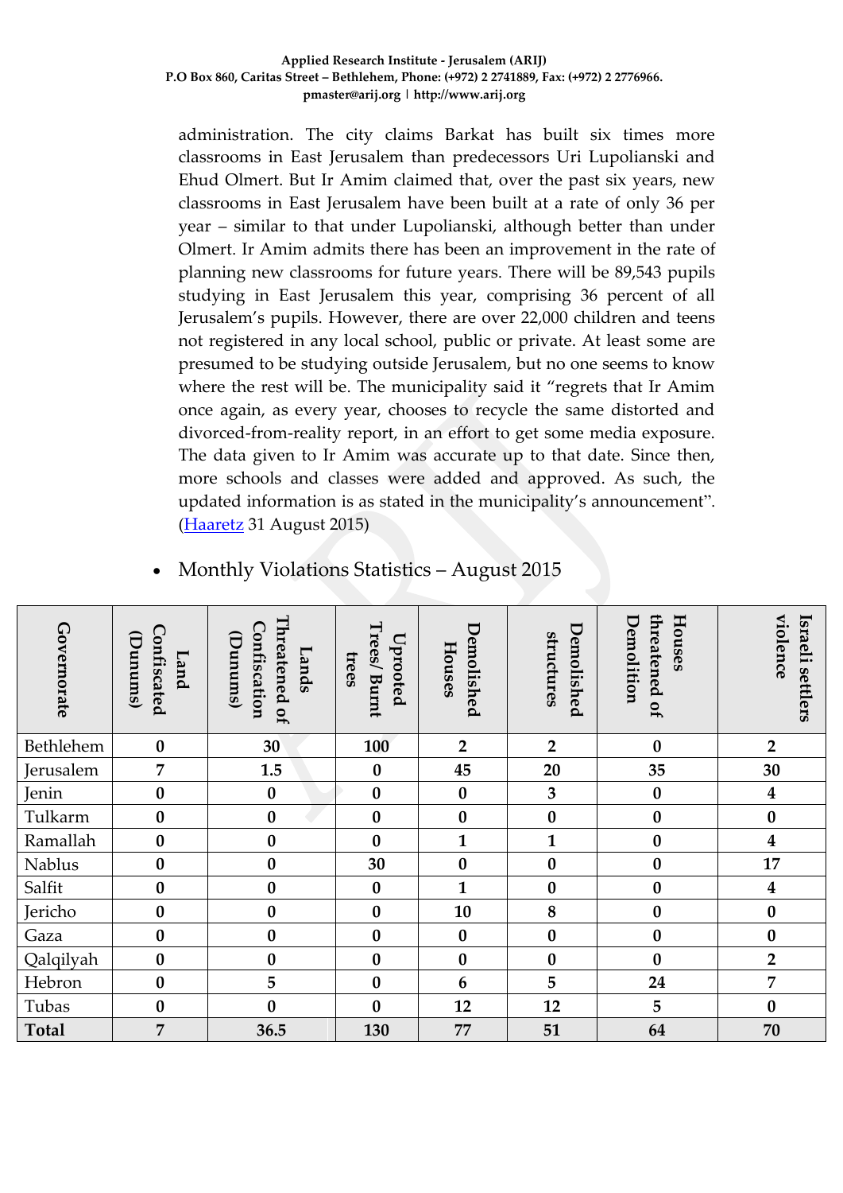administration. The city claims Barkat has built six times more classrooms in East Jerusalem than predecessors Uri Lupolianski and Ehud Olmert. But Ir Amim claimed that, over the past six years, new classrooms in East Jerusalem have been built at a rate of only 36 per year – similar to that under Lupolianski, although better than under Olmert. Ir Amim admits there has been an improvement in the rate of planning new classrooms for future years. There will be 89,543 pupils studying in East Jerusalem this year, comprising 36 percent of all Jerusalem's pupils. However, there are over 22,000 children and teens not registered in any local school, public or private. At least some are presumed to be studying outside Jerusalem, but no one seems to know where the rest will be. The municipality said it "regrets that Ir Amim once again, as every year, chooses to recycle the same distorted and divorced-from-reality report, in an effort to get some media exposure. The data given to Ir Amim was accurate up to that date. Since then, more schools and classes were added and approved. As such, the updated information is as stated in the municipality's announcement". (Haaretz 31 August 2015)

- Monthly Violations Statistics – August 2015

| Governorate | Land Confiscated (Dunums) | Lands Threatened of Confiscation (Dunums) | Uprooted Trees/ Burnt trees | Demolished Houses | Demolished structures | Houses threatened of Demolition | Israeli settlers violence |
|---|---|---|---|---|---|---|---|
| Bethlehem | **0** | **30** | **100** | **2** | **2** | **0** | **2** |
| Jerusalem | **7** | **1.5** | **0** | **45** | **20** | **35** | **30** |
| Jenin | **0** | **0** | **0** | **0** | **3** | **0** | **4** |
| Tulkarm | **0** | **0** | **0** | **0** | **0** | **0** | **0** |
| Ramallah | **0** | **0** | **0** | **1** | **1** | **0** | **4** |
| Nablus | **0** | **0** | **30** | **0** | **0** | **0** | **17** |
| Salfit | **0** | **0** | **0** | **1** | **0** | **0** | **4** |
| Jericho | **0** | **0** | **0** | **10** | **8** | **0** | **0** |
| Gaza | **0** | **0** | **0** | **0** | **0** | **0** | **0** |
| Qalqilyah | **0** | **0** | **0** | **0** | **0** | **0** | **2** |
| Hebron | **0** | **5** | **0** | **6** | **5** | **24** | **7** |
| Tubas | **0** | **0** | **0** | **12** | **12** | **5** | **0** |
| **Total** | **7** | **36.5** | **130** | **77** | **51** | **64** | **70** |